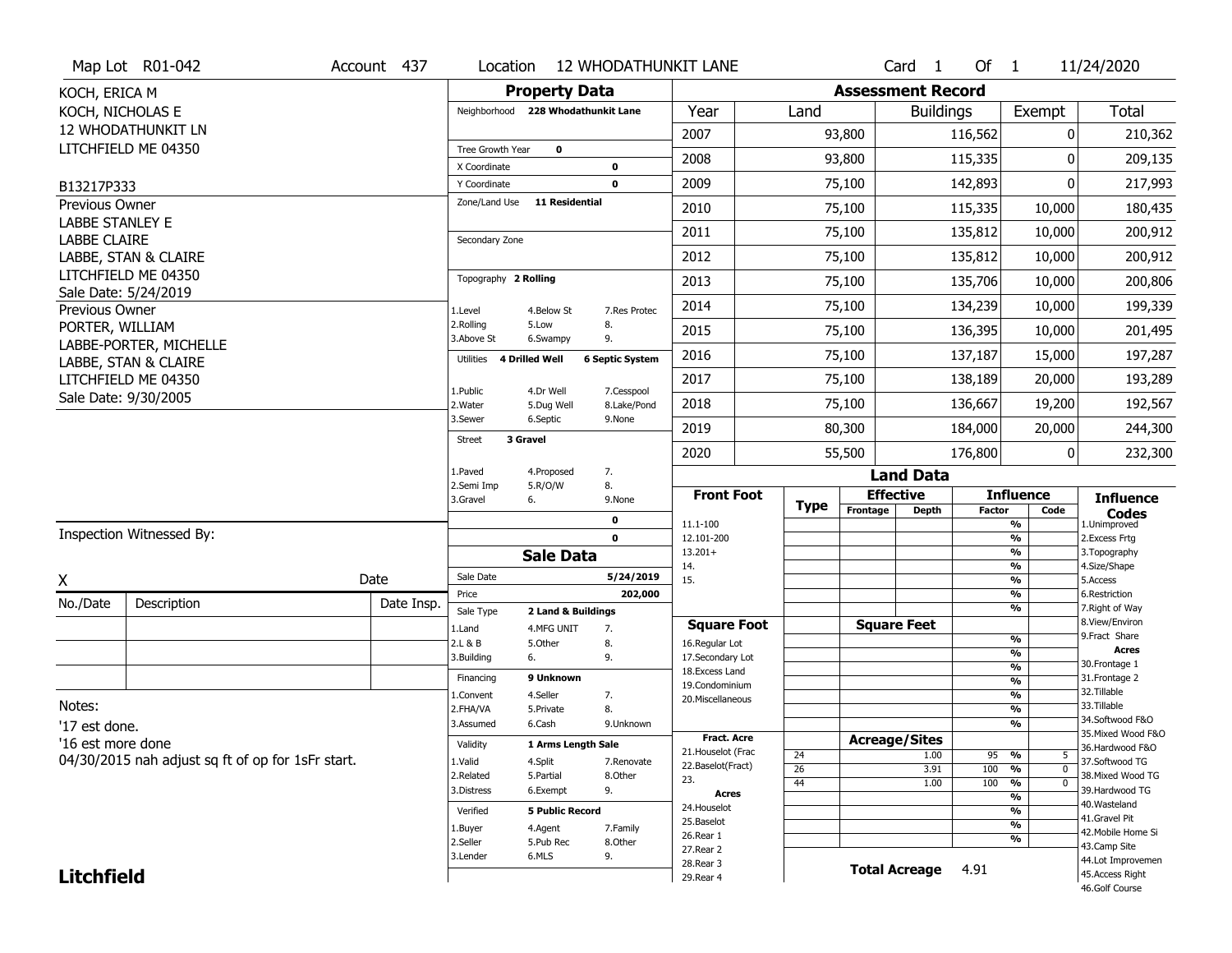Map Lot R01-042 | Account 437 | Location 12 WHODATHUNKIT LANE | Card 1 Of 1 | 11/24/2020

KOCH, ERICA M
KOCH, NICHOLAS E
12 WHODATHUNKIT LN
LITCHFIELD ME 04350

B13217P333

Previous Owner
LABBE STANLEY E
LABBE CLAIRE
LABBE, STAN & CLAIRE
LITCHFIELD ME 04350
Sale Date: 5/24/2019

Previous Owner
PORTER, WILLIAM
LABBE-PORTER, MICHELLE
LABBE, STAN & CLAIRE
LITCHFIELD ME 04350
Sale Date: 9/30/2005

## Property Data

Neighborhood 228 Whodathunkit Lane

Tree Growth Year 0
X Coordinate 0
Y Coordinate 0
Zone/Land Use 11 Residential

Secondary Zone

Topography 2 Rolling

| | | |
|---|---|---|
| 1.Level | 4.Below St | 7.Res Protec |
| 2.Rolling | 5.Low | 8. |
| 3.Above St | 6.Swampy | 9. |

Utilities 4 Drilled Well | 6 Septic System

| | | |
|---|---|---|
| 1.Public | 4.Dr Well | 7.Cesspool |
| 2.Water | 5.Dug Well | 8.Lake/Pond |
| 3.Sewer | 6.Septic | 9.None |

Street 3 Gravel

| | | |
|---|---|---|
| 1.Paved | 4.Proposed | 7. |
| 2.Semi Imp | 5.R/O/W | 8. |
| 3.Gravel | 6. | 9.None |

0
0

## Sale Data

Sale Date 5/24/2019
Price 202,000
Sale Type 2 Land & Buildings

| | | |
|---|---|---|
| 1.Land | 4.MFG UNIT | 7. |
| 2.L & B | 5.Other | 8. |
| 3.Building | 6. | 9. |

Financing 9 Unknown

| | | |
|---|---|---|
| 1.Convent | 4.Seller | 7. |
| 2.FHA/VA | 5.Private | 8. |
| 3.Assumed | 6.Cash | 9.Unknown |

Validity 1 Arms Length Sale

| | | |
|---|---|---|
| 1.Valid | 4.Split | 7.Renovate |
| 2.Related | 5.Partial | 8.Other |
| 3.Distress | 6.Exempt | 9. |

Verified 5 Public Record

| | | |
|---|---|---|
| 1.Buyer | 4.Agent | 7.Family |
| 2.Seller | 5.Pub Rec | 8.Other |
| 3.Lender | 6.MLS | 9. |

## Assessment Record

| Year | Land | Buildings | Exempt | Total |
|---|---|---|---|---|
| 2007 | 93,800 | 116,562 | 0 | 210,362 |
| 2008 | 93,800 | 115,335 | 0 | 209,135 |
| 2009 | 75,100 | 142,893 | 0 | 217,993 |
| 2010 | 75,100 | 115,335 | 10,000 | 180,435 |
| 2011 | 75,100 | 135,812 | 10,000 | 200,912 |
| 2012 | 75,100 | 135,812 | 10,000 | 200,912 |
| 2013 | 75,100 | 135,706 | 10,000 | 200,806 |
| 2014 | 75,100 | 134,239 | 10,000 | 199,339 |
| 2015 | 75,100 | 136,395 | 10,000 | 201,495 |
| 2016 | 75,100 | 137,187 | 15,000 | 197,287 |
| 2017 | 75,100 | 138,189 | 20,000 | 193,289 |
| 2018 | 75,100 | 136,667 | 19,200 | 192,567 |
| 2019 | 80,300 | 184,000 | 20,000 | 244,300 |
| 2020 | 55,500 | 176,800 | 0 | 232,300 |

## Land Data

| Front Foot | Type | Effective Frontage | Effective Depth | Influence Factor | Influence Code |
|---|---|---|---|---|---|
| 11.1-100 | | | | % | |
| 12.101-200 | | | | % | |
| 13.201+ | | | | % | |
| 14. | | | | % | |
| 15. | | | | % | |
| | | | | % | |
| | | | | % | |

| Square Foot | Square Feet | | |
|---|---|---|---|
| 16.Regular Lot | | % | |
| 17.Secondary Lot | | % | |
| 18.Excess Land | | % | |
| 19.Condominium | | % | |
| 20.Miscellaneous | | % | |
| | | % | |
| | | % | |

| Fract. Acre / Acres | Type | Acreage/Sites | Factor | Code |
|---|---|---|---|---|
| 21.Houselot (Frac | 24 | 1.00 | 95 % | 5 |
| 22.Baselot(Fract) | 26 | 3.91 | 100 % | 0 |
| 23. | 44 | 1.00 | 100 % | 0 |
| 24.Houselot | | | % | |
| 25.Baselot | | | % | |
| 26.Rear 1 | | | % | |
| 27.Rear 2 | | | % | |
| 28.Rear 3 | | | | |
| 29.Rear 4 | | | | |

Total Acreage 4.91

**Influence Codes**
1.Unimproved
2.Excess Frtg
3.Topography
4.Size/Shape
5.Access
6.Restriction
7.Right of Way
8.View/Environ
9.Fract Share

**Acres**
30.Frontage 1
31.Frontage 2
32.Tillable
33.Tillable
34.Softwood F&O
35.Mixed Wood F&O
36.Hardwood F&O
37.Softwood TG
38.Mixed Wood TG
39.Hardwood TG
40.Wasteland
41.Gravel Pit
42.Mobile Home Si
43.Camp Site
44.Lot Improvemen
45.Access Right
46.Golf Course

Inspection Witnessed By:

X ____________________ Date

| No./Date | Description | Date Insp. |
|---|---|---|
| | | |
| | | |
| | | |

Notes:
'17 est done.
'16 est more done
04/30/2015 nah adjust sq ft of op for 1sFr start.

**Litchfield**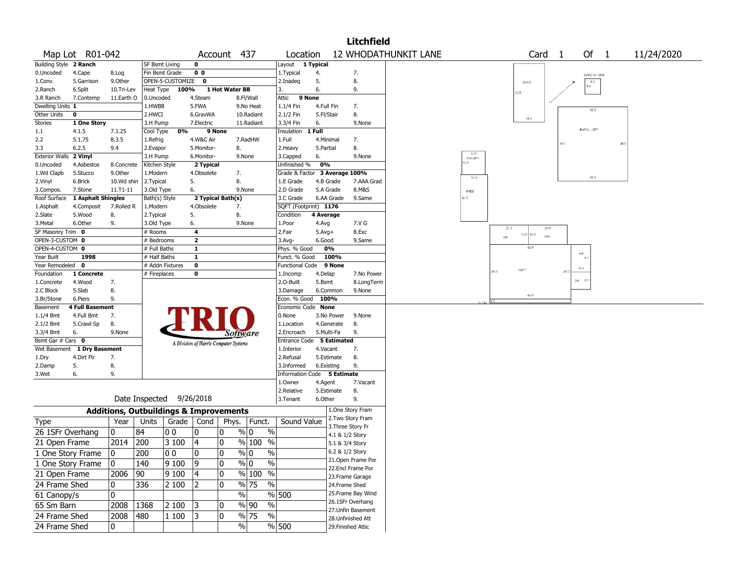# Litchfield

**Map Lot** R01-042 **Account** 437 **Location** 12 WHODATHUNKIT LANE **Card** 1 **Of** 1 11/24/2020

| Building Style | 2 Ranch | | SF Bsmt Living | 0 | | | Layout | 1 Typical | |
|---|---|---|---|---|---|---|---|---|---|
| 0.Uncoded | 4.Cape | 8.Log | Fin Bsmt Grade | 0 0 | | | 1.Typical | 4. | 7. |
| 1.Conv. | 5.Garrison | 9.Other | OPEN-5-CUSTOMIZE | 0 | | | 2.Inadeq | 5. | 8. |
| 2.Ranch | 6.Split | 10.Tri-Lev | Heat Type | 100% | 1 Hot Water BB | | 3. | 6. | 9. |
| 3.R Ranch | 7.Contemp | 11.Earth O | 0.Uncoded | 4.Steam | 8.Fl/Wall | | Attic | 9 None | |
| Dwelling Units | 1 | | 1.HWBB | 5.FWA | 9.No Heat | | 1.1/4 Fin | 4.Full Fin | 7. |
| Other Units | 0 | | 2.HWCI | 6.GravWA | 10.Radiant | | 2.1/2 Fin | 5.Fl/Stair | 8. |
| Stories | 1 One Story | | 3.H Pump | 7.Electric | 11.Radiant | | 3.3/4 Fin | 6. | 9.None |
| 1.1 | 4.1.5 | 7.1.25 | Cool Type | 0% | 9 None | | Insulation | 1 Full | |
| 2.2 | 5.1.75 | 8.3.5 | 1.Refrig | 4.W&C Air | 7.RadHW | | 1.Full | 4.Minimal | 7. |
| 3.3 | 6.2.5 | 9.4 | 2.Evapor | 5.Monitor- | 8. | | 2.Heavy | 5.Partial | 8. |
| Exterior Walls | 2 Vinyl | | 3.H Pump | 6.Monitor- | 9.None | | 3.Capped | 6. | 9.None |
| 0.Uncoded | 4.Asbestos | 8.Concrete | Kitchen Style | 2 Typical | | | Unfinished % | 0% | |
| 1.Wd Clapb | 5.Stucco | 9.Other | 1.Modern | 4.Obsolete | 7. | | Grade & Factor | 3 Average 100% | |
| 2.Vinyl | 6.Brick | 10.Wd shin | 2.Typical | 5. | 8. | | 1.E Grade | 4.B Grade | 7.AAA Grad |
| 3.Compos. | 7.Stone | 11.T1-11 | 3.Old Type | 6. | 9.None | | 2.D Grade | 5.A Grade | 8.M&S |
| Roof Surface | 1 Asphalt Shingles | | Bath(s) Style | 2 Typical Bath(s) | | | 3.C Grade | 6.AA Grade | 9.Same |
| 1.Asphalt | 4.Composit | 7.Rolled R | 1.Modern | 4.Obsolete | 7. | | SQFT (Footprint) | 1176 | |
| 2.Slate | 5.Wood | 8. | 2.Typical | 5. | 8. | | Condition | 4 Average | |
| 3.Metal | 6.Other | 9. | 3.Old Type | 6. | 9.None | | 1.Poor | 4.Avg | 7.V G |
| SF Masonry Trim | 0 | | # Rooms | 4 | | | 2.Fair | 5.Avg+ | 8.Exc |
| OPEN-3-CUSTOM | 0 | | # Bedrooms | 2 | | | 3.Avg- | 6.Good | 9.Same |
| OPEN-4-CUSTOM | 0 | | # Full Baths | 1 | | | Phys. % Good | 0% | |
| Year Built | 1998 | | # Half Baths | 1 | | | Funct. % Good | 100% | |
| Year Remodeled | 0 | | # Addn Fixtures | 0 | | | Functional Code | 9 None | |
| Foundation | 1 Concrete | | # Fireplaces | 0 | | | 1.Incomp | 4.Delap | 7.No Power |
| 1.Concrete | 4.Wood | 7. | | | | | 2.O-Built | 5.Bsmt | 8.LongTerm |
| 2.C Block | 5.Slab | 8. | | | | | 3.Damage | 6.Common | 9.None |
| 3.Br/Stone | 6.Piers | 9. | | | | | Econ. % Good | 100% | |
| Basement | 4 Full Basement | | | | | | Economic Code | None | |
| 1.1/4 Bmt | 4.Full Bmt | 7. | | | | | 0.None | 3.No Power | 9.None |
| 2.1/2 Bmt | 5.Crawl Sp | 8. | | | | | 1.Location | 4.Generate | 8. |
| 3.3/4 Bmt | 6. | 9.None | | | | | 2.Encroach | 5.Multi-Fa | 9. |
| Bsmt Gar # Cars | 0 | | | | | | Entrance Code | 5 Estimated | |
| Wet Basement | 1 Dry Basement | | | | | | 1.Interior | 4.Vacant | 7. |
| 1.Dry | 4.Dirt Flr | 7. | | | | | 2.Refusal | 5.Estimate | 8. |
| 2.Damp | 5. | 8. | | | | | 3.Informed | 6.Existing | 9. |
| 3.Wet | 6. | 9. | | | | | Information Code | 5 Estimate | |
| | | | | | | | 1.Owner | 4.Agent | 7.Vacant |
| | | | | | | | 2.Relative | 5.Estimate | 8. |
| | | | Date Inspected | 9/26/2018 | | | 3.Tenant | 6.Other | 9. |

TRIO Software — A Division of Harris Computer Systems

## Additions, Outbuildings & Improvements

| Type | Year | Units | Grade | Cond | Phys. | Funct. | Sound Value |
|---|---|---|---|---|---|---|---|
| 26 1SFr Overhang | 0 | 84 | 0 0 | 0 | 0 % | 0 % | |
| 21 Open Frame | 2014 | 200 | 3 100 | 4 | 0 % | 100 % | |
| 1 One Story Frame | 0 | 200 | 0 0 | 0 | 0 % | 0 % | |
| 1 One Story Frame | 0 | 140 | 9 100 | 9 | 0 % | 0 % | |
| 21 Open Frame | 2006 | 90 | 9 100 | 4 | 0 % | 100 % | |
| 24 Frame Shed | 0 | 336 | 2 100 | 2 | 0 % | 75 % | |
| 61 Canopy/s | 0 | | | | % | % | 500 |
| 65 Sm Barn | 2008 | 1368 | 2 100 | 3 | 0 % | 90 % | |
| 24 Frame Shed | 2008 | 480 | 1 100 | 3 | 0 % | 75 % | |
| 24 Frame Shed | 0 | | | | % | % | 500 |

1.One Story Fram
2.Two Story Fram
3.Three Story Fr
4.1 & 1/2 Story
5.1 & 3/4 Story
6.2 & 1/2 Story
21.Open Frame Por
22.Encl Frame Por
23.Frame Garage
24.Frame Shed
25.Frame Bay Wind
26.1SFr Overhang
27.Unfin Basement
28.Unfinished Att
29.Finished Attic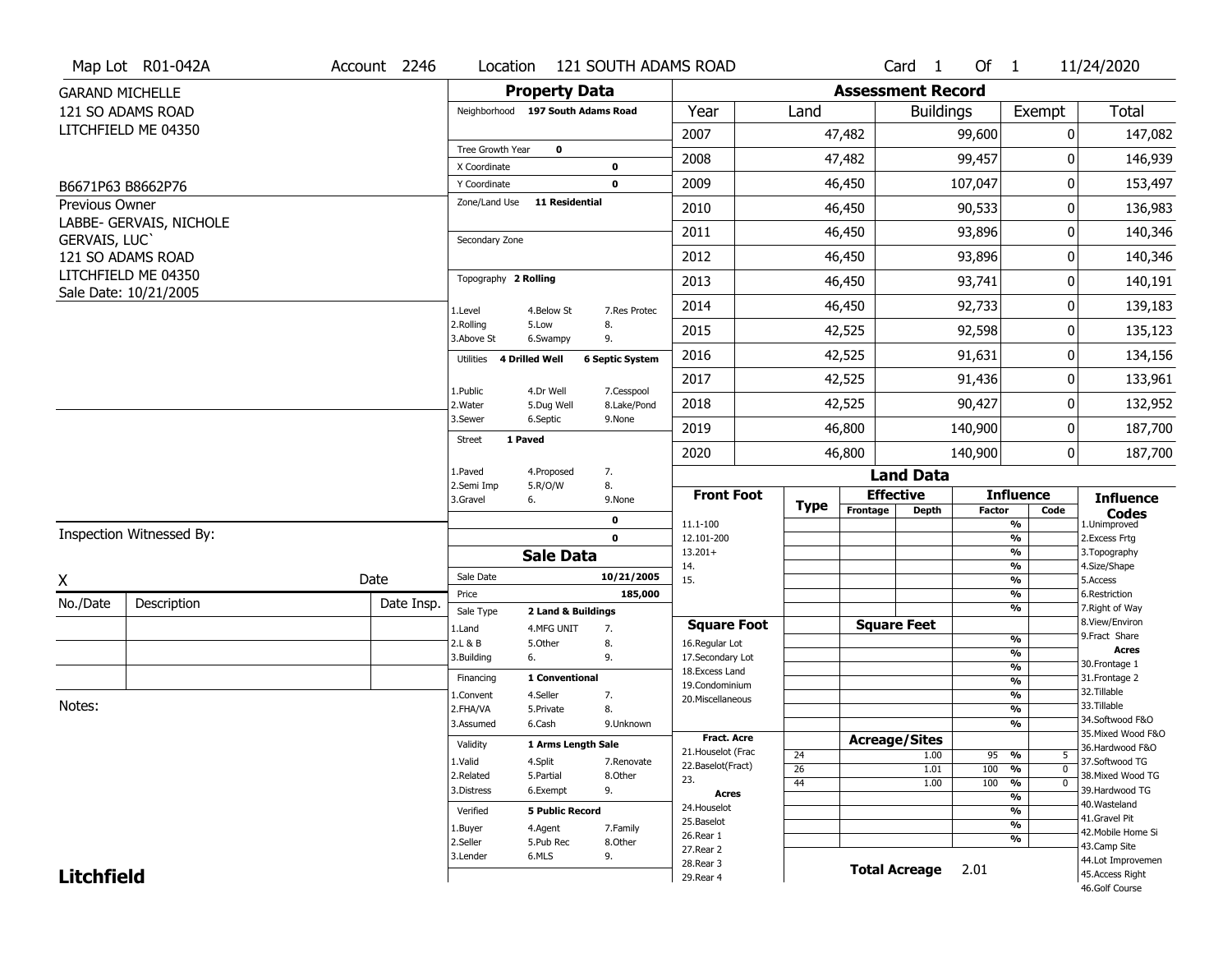Map Lot R01-042A | Account 2246 | Location 121 SOUTH ADAMS ROAD | Card 1 Of 1 | 11/24/2020

GARAND MICHELLE
121 SO ADAMS ROAD
LITCHFIELD ME 04350

B6671P63 B8662P76

Previous Owner
LABBE- GERVAIS, NICHOLE
GERVAIS, LUC`
121 SO ADAMS ROAD
LITCHFIELD ME 04350
Sale Date: 10/21/2005

## Property Data

Neighborhood 197 South Adams Road

Tree Growth Year 0
X Coordinate 0
Y Coordinate 0
Zone/Land Use 11 Residential

Secondary Zone

Topography 2 Rolling

1.Level 4.Below St 7.Res Protec
2.Rolling 5.Low 8.
3.Above St 6.Swampy 9.

Utilities 4 Drilled Well 6 Septic System

1.Public 4.Dr Well 7.Cesspool
2.Water 5.Dug Well 8.Lake/Pond
3.Sewer 6.Septic 9.None

Street 1 Paved

1.Paved 4.Proposed 7.
2.Semi Imp 5.R/O/W 8.
3.Gravel 6. 9.None

0
0

## Sale Data

Sale Date 10/21/2005
Price 185,000
Sale Type 2 Land & Buildings

1.Land 4.MFG UNIT 7.
2.L & B 5.Other 8.
3.Building 6. 9.

Financing 1 Conventional

1.Convent 4.Seller 7.
2.FHA/VA 5.Private 8.
3.Assumed 6.Cash 9.Unknown

Validity 1 Arms Length Sale

1.Valid 4.Split 7.Renovate
2.Related 5.Partial 8.Other
3.Distress 6.Exempt 9.

Verified 5 Public Record

1.Buyer 4.Agent 7.Family
2.Seller 5.Pub Rec 8.Other
3.Lender 6.MLS 9.

## Assessment Record

| Year | Land | Buildings | Exempt | Total |
|---|---|---|---|---|
| 2007 | 47,482 | 99,600 | 0 | 147,082 |
| 2008 | 47,482 | 99,457 | 0 | 146,939 |
| 2009 | 46,450 | 107,047 | 0 | 153,497 |
| 2010 | 46,450 | 90,533 | 0 | 136,983 |
| 2011 | 46,450 | 93,896 | 0 | 140,346 |
| 2012 | 46,450 | 93,896 | 0 | 140,346 |
| 2013 | 46,450 | 93,741 | 0 | 140,191 |
| 2014 | 46,450 | 92,733 | 0 | 139,183 |
| 2015 | 42,525 | 92,598 | 0 | 135,123 |
| 2016 | 42,525 | 91,631 | 0 | 134,156 |
| 2017 | 42,525 | 91,436 | 0 | 133,961 |
| 2018 | 42,525 | 90,427 | 0 | 132,952 |
| 2019 | 46,800 | 140,900 | 0 | 187,700 |
| 2020 | 46,800 | 140,900 | 0 | 187,700 |

## Land Data

Front Foot: 11.1-100, 12.101-200, 13.201+, 14., 15.

Square Foot: 16.Regular Lot, 17.Secondary Lot, 18.Excess Land, 19.Condominium, 20.Miscellaneous

Fract. Acre: 21.Houselot (Frac, 22.Baselot(Fract), 23.

Acres: 24.Houselot, 25.Baselot, 26.Rear 1, 27.Rear 2, 28.Rear 3, 29.Rear 4

### Acreage/Sites

| Type | Acreage/Sites | Influence Factor | Influence Code |
|---|---|---|---|
| 24 | 1.00 | 95 % | 5 |
| 26 | 1.01 | 100 % | 0 |
| 44 | 1.00 | 100 % | 0 |

Total Acreage 2.01

Influence Codes: 1.Unimproved, 2.Excess Frtg, 3.Topography, 4.Size/Shape, 5.Access, 6.Restriction, 7.Right of Way, 8.View/Environ, 9.Fract Share

Acres: 30.Frontage 1, 31.Frontage 2, 32.Tillable, 33.Tillable, 34.Softwood F&O, 35.Mixed Wood F&O, 36.Hardwood F&O, 37.Softwood TG, 38.Mixed Wood TG, 39.Hardwood TG, 40.Wasteland, 41.Gravel Pit, 42.Mobile Home Si, 43.Camp Site, 44.Lot Improvemen, 45.Access Right, 46.Golf Course

Inspection Witnessed By:

X Date

| No./Date | Description | Date Insp. |
|---|---|---|
| | | |
| | | |
| | | |

Notes:

**Litchfield**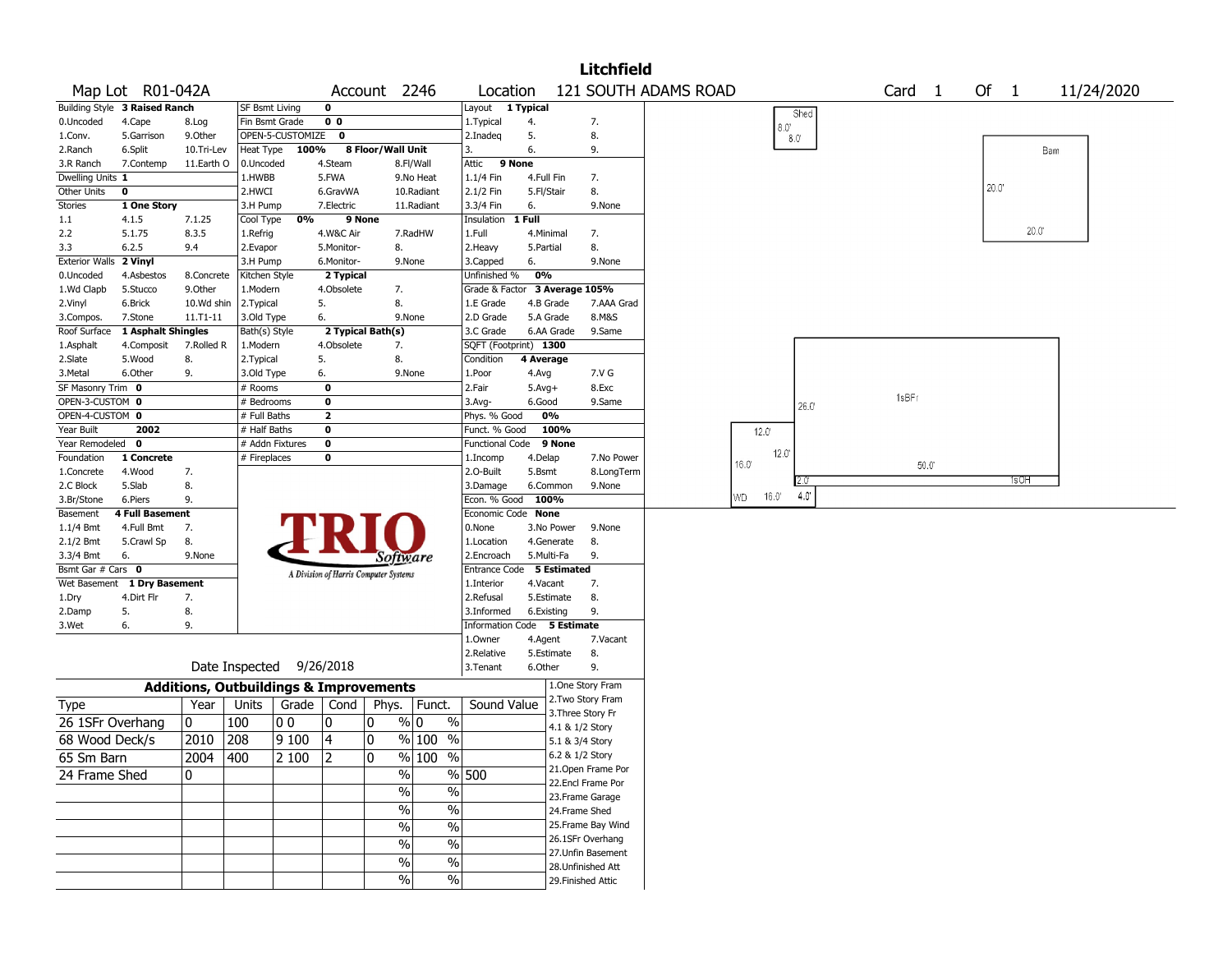# Litchfield

**Map Lot** R01-042A **Account** 2246 **Location** 121 SOUTH ADAMS ROAD **Card** 1 **Of** 1 11/24/2020

| Field | Value | Options |
|---|---|---|
| Building Style | 3 Raised Ranch | 0.Uncoded, 1.Conv., 2.Ranch, 3.R Ranch, 4.Cape, 5.Garrison, 6.Split, 7.Contemp, 8.Log, 9.Other, 10.Tri-Lev, 11.Earth O |
| Dwelling Units | 1 | |
| Other Units | 0 | |
| Stories | 1 One Story | 1.1, 2.2, 3.3, 4.1.5, 5.1.75, 6.2.5, 7.1.25, 8.3.5, 9.4 |
| Exterior Walls | 2 Vinyl | 0.Uncoded, 1.Wd Clapb, 2.Vinyl, 3.Compos., 4.Asbestos, 5.Stucco, 6.Brick, 7.Stone, 8.Concrete, 9.Other, 10.Wd shin, 11.T1-11 |
| Roof Surface | 1 Asphalt Shingles | 1.Asphalt, 2.Slate, 3.Metal, 4.Composit, 5.Wood, 6.Other, 7.Rolled R, 8., 9. |
| SF Masonry Trim | 0 | |
| OPEN-3-CUSTOM | 0 | |
| OPEN-4-CUSTOM | 0 | |
| Year Built | 2002 | |
| Year Remodeled | 0 | |
| Foundation | 1 Concrete | 1.Concrete, 2.C Block, 3.Br/Stone, 4.Wood, 5.Slab, 6.Piers, 7., 8., 9. |
| Basement | 4 Full Basement | 1.1/4 Bmt, 2.1/2 Bmt, 3.3/4 Bmt, 4.Full Bmt, 5.Crawl Sp, 6., 7., 8., 9.None |
| Bsmt Gar # Cars | 0 | |
| Wet Basement | 1 Dry Basement | 1.Dry, 2.Damp, 3.Wet, 4.Dirt Flr, 5., 6., 7., 8., 9. |

| Field | Value | Options |
|---|---|---|
| SF Bsmt Living | 0 | |
| Fin Bsmt Grade | 0 0 | |
| OPEN-5-CUSTOMIZE | 0 | |
| Heat Type | 100% 8 Floor/Wall Unit | 0.Uncoded, 1.HWBB, 2.HWCI, 3.H Pump, 4.Steam, 5.FWA, 6.GravWA, 7.Electric, 8.Fl/Wall, 9.No Heat, 10.Radiant, 11.Radiant |
| Cool Type | 0% 9 None | 1.Refrig, 2.Evapor, 3.H Pump, 4.W&C Air, 5.Monitor-, 6.Monitor-, 7.RadHW, 8., 9.None |
| Kitchen Style | 2 Typical | 1.Modern, 2.Typical, 3.Old Type, 4.Obsolete, 5., 6., 7., 8., 9.None |
| Bath(s) Style | 2 Typical Bath(s) | 1.Modern, 2.Typical, 3.Old Type, 4.Obsolete, 5., 6., 7., 8., 9.None |
| # Rooms | 0 | |
| # Bedrooms | 0 | |
| # Full Baths | 2 | |
| # Half Baths | 0 | |
| # Addn Fixtures | 0 | |
| # Fireplaces | 0 | |

| Field | Value | Options |
|---|---|---|
| Layout | 1 Typical | 1.Typical, 2.Inadeq, 3., 4., 5., 6., 7., 8., 9. |
| Attic | 9 None | 1.1/4 Fin, 2.1/2 Fin, 3.3/4 Fin, 4.Full Fin, 5.Fl/Stair, 6., 7., 8., 9.None |
| Insulation | 1 Full | 1.Full, 2.Heavy, 3.Capped, 4.Minimal, 5.Partial, 6., 7., 8., 9.None |
| Unfinished % | 0% | |
| Grade & Factor | 3 Average 105% | 1.E Grade, 2.D Grade, 3.C Grade, 4.B Grade, 5.A Grade, 6.AA Grade, 7.AAA Grad, 8.M&S, 9.Same |
| SQFT (Footprint) | 1300 | |
| Condition | 4 Average | 1.Poor, 2.Fair, 3.Avg-, 4.Avg, 5.Avg+, 6.Good, 7.V G, 8.Exc, 9.Same |
| Phys. % Good | 0% | |
| Funct. % Good | 100% | |
| Functional Code | 9 None | 1.Incomp, 2.O-Built, 3.Damage, 4.Delap, 5.Bsmt, 6.Common, 7.No Power, 8.LongTerm, 9.None |
| Econ. % Good | 100% | |
| Economic Code | None | 0.None, 1.Location, 2.Encroach, 3.No Power, 4.Generate, 5.Multi-Fa, 8., 9., 9.None |
| Entrance Code | 5 Estimated | 1.Interior, 2.Refusal, 3.Informed, 4.Vacant, 5.Estimate, 6.Existing, 7., 8., 9. |
| Information Code | 5 Estimate | 1.Owner, 2.Relative, 3.Tenant, 4.Agent, 5.Estimate, 6.Other, 7.Vacant, 8., 9. |

Date Inspected 9/26/2018

## Additions, Outbuildings & Improvements

| Type | Year | Units | Grade | Cond | Phys. | Funct. | Sound Value |
|---|---|---|---|---|---|---|---|
| 26 1SFr Overhang | 0 | 100 | 0 0 | 0 | 0 % | 0 % | |
| 68 Wood Deck/s | 2010 | 208 | 9 100 | 4 | 0 % | 100 % | |
| 65 Sm Barn | 2004 | 400 | 2 100 | 2 | 0 % | 100 % | |
| 24 Frame Shed | 0 | | | | % | % | 500 |
| | | | | | % | % | |
| | | | | | % | % | |
| | | | | | % | % | |
| | | | | | % | % | |
| | | | | | % | % | |
| | | | | | % | % | |

1.One Story Fram, 2.Two Story Fram, 3.Three Story Fr, 4.1 & 1/2 Story, 5.1 & 3/4 Story, 6.2 & 1/2 Story, 21.Open Frame Por, 22.Encl Frame Por, 23.Frame Garage, 24.Frame Shed, 25.Frame Bay Wind, 26.1SFr Overhang, 27.Unfin Basement, 28.Unfinished Att, 29.Finished Attic

Sketch labels: Shed 8.0' × 8.0'; Barn 20.0' × 20.0'; 1sBFr 26.0' × 50.0'; 1sOH 2.0'; WD 12.0' / 16.0' / 12.0' / 16.0' / 4.0'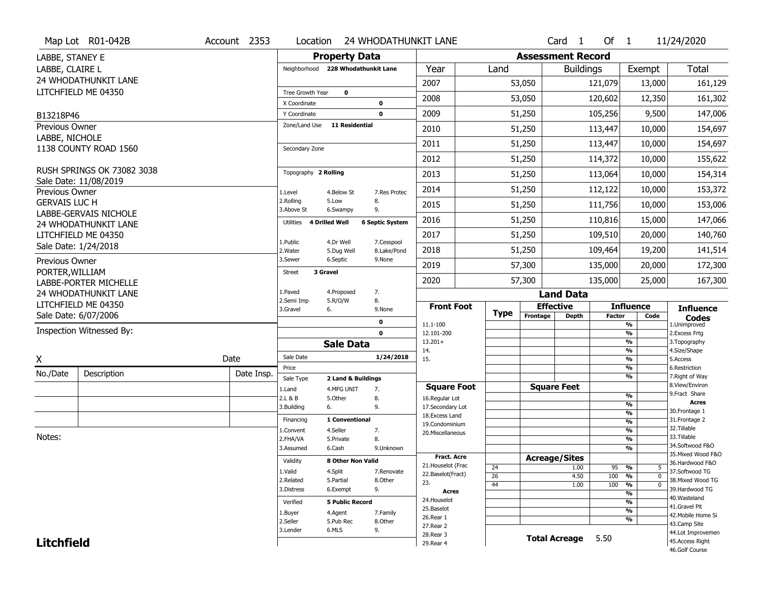Map Lot R01-042B | Account 2353 | Location 24 WHODATHUNKIT LANE | Card 1 Of 1 | 11/24/2020

LABBE, STANEY E
LABBE, CLAIRE L
24 WHODATHUNKIT LANE
LITCHFIELD ME 04350

B13218P46

Previous Owner
LABBE, NICHOLE
1138 COUNTY ROAD 1560

RUSH SPRINGS OK 73082 3038
Sale Date: 11/08/2019

Previous Owner
GERVAIS LUC H
LABBE-GERVAIS NICHOLE
24 WHODATHUNKIT LANE
LITCHFIELD ME 04350
Sale Date: 1/24/2018

Previous Owner
PORTER,WILLIAM
LABBE-PORTER MICHELLE
24 WHODATHUNKIT LANE
LITCHFIELD ME 04350
Sale Date: 6/07/2006

Inspection Witnessed By:

X ________________ Date

| No./Date | Description | Date Insp. |
|---|---|---|
| | | |
| | | |
| | | |

Notes:

## Property Data

Neighborhood 228 Whodathunkit Lane

Tree Growth Year 0
X Coordinate 0
Y Coordinate 0
Zone/Land Use 11 Residential

Secondary Zone

Topography 2 Rolling

| | | |
|---|---|---|
| 1.Level | 4.Below St | 7.Res Protec |
| 2.Rolling | 5.Low | 8. |
| 3.Above St | 6.Swampy | 9. |

Utilities 4 Drilled Well | 6 Septic System

| | | |
|---|---|---|
| 1.Public | 4.Dr Well | 7.Cesspool |
| 2.Water | 5.Dug Well | 8.Lake/Pond |
| 3.Sewer | 6.Septic | 9.None |

Street 3 Gravel

| | | |
|---|---|---|
| 1.Paved | 4.Proposed | 7. |
| 2.Semi Imp | 5.R/O/W | 8. |
| 3.Gravel | 6. | 9.None |

0
0

## Sale Data

Sale Date 1/24/2018
Price
Sale Type 2 Land & Buildings

| | | |
|---|---|---|
| 1.Land | 4.MFG UNIT | 7. |
| 2.L & B | 5.Other | 8. |
| 3.Building | 6. | 9. |

Financing 1 Conventional

| | | |
|---|---|---|
| 1.Convent | 4.Seller | 7. |
| 2.FHA/VA | 5.Private | 8. |
| 3.Assumed | 6.Cash | 9.Unknown |

Validity 8 Other Non Valid

| | | |
|---|---|---|
| 1.Valid | 4.Split | 7.Renovate |
| 2.Related | 5.Partial | 8.Other |
| 3.Distress | 6.Exempt | 9. |

Verified 5 Public Record

| | | |
|---|---|---|
| 1.Buyer | 4.Agent | 7.Family |
| 2.Seller | 5.Pub Rec | 8.Other |
| 3.Lender | 6.MLS | 9. |

## Assessment Record

| Year | Land | Buildings | Exempt | Total |
|---|---|---|---|---|
| 2007 | 53,050 | 121,079 | 13,000 | 161,129 |
| 2008 | 53,050 | 120,602 | 12,350 | 161,302 |
| 2009 | 51,250 | 105,256 | 9,500 | 147,006 |
| 2010 | 51,250 | 113,447 | 10,000 | 154,697 |
| 2011 | 51,250 | 113,447 | 10,000 | 154,697 |
| 2012 | 51,250 | 114,372 | 10,000 | 155,622 |
| 2013 | 51,250 | 113,064 | 10,000 | 154,314 |
| 2014 | 51,250 | 112,122 | 10,000 | 153,372 |
| 2015 | 51,250 | 111,756 | 10,000 | 153,006 |
| 2016 | 51,250 | 110,816 | 15,000 | 147,066 |
| 2017 | 51,250 | 109,510 | 20,000 | 140,760 |
| 2018 | 51,250 | 109,464 | 19,200 | 141,514 |
| 2019 | 57,300 | 135,000 | 20,000 | 172,300 |
| 2020 | 57,300 | 135,000 | 25,000 | 167,300 |

## Land Data

| Front Foot | Type | Effective Frontage | Effective Depth | Influence Factor | Influence Code |
|---|---|---|---|---|---|
| 11.1-100 | | | | % | |
| 12.101-200 | | | | % | |
| 13.201+ | | | | % | |
| 14. | | | | % | |
| 15. | | | | % | |
| | | | | % | |
| | | | | % | |
| **Square Foot** | | **Square Feet** | | | |
| 16.Regular Lot | | | | % | |
| 17.Secondary Lot | | | | % | |
| 18.Excess Land | | | | % | |
| 19.Condominium | | | | % | |
| 20.Miscellaneous | | | | % | |
| | | | | % | |
| | | | | % | |
| **Fract. Acre** | | **Acreage/Sites** | | | |
| 21.Houselot (Frac | 24 | | 1.00 | 95 % | 5 |
| 22.Baselot(Fract) | 26 | | 4.50 | 100 % | 0 |
| 23. | 44 | | 1.00 | 100 % | 0 |
| **Acres** | | | | % | |
| 24.Houselot | | | | % | |
| 25.Baselot | | | | % | |
| 26.Rear 1 | | | | % | |
| 27.Rear 2 | | | | | |
| 28.Rear 3 | | | | | |
| 29.Rear 4 | | | | | |

**Total Acreage** 5.50

**Influence Codes**
1.Unimproved
2.Excess Frtg
3.Topography
4.Size/Shape
5.Access
6.Restriction
7.Right of Way
8.View/Environ
9.Fract Share

**Acres**
30.Frontage 1
31.Frontage 2
32.Tillable
33.Tillable
34.Softwood F&O
35.Mixed Wood F&O
36.Hardwood F&O
37.Softwood TG
38.Mixed Wood TG
39.Hardwood TG
40.Wasteland
41.Gravel Pit
42.Mobile Home Si
43.Camp Site
44.Lot Improvemen
45.Access Right
46.Golf Course

**Litchfield**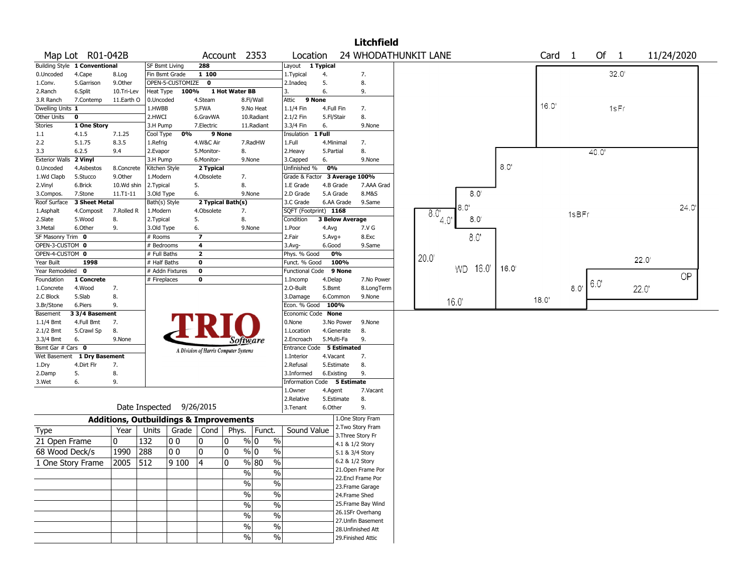# Litchfield

**Map Lot** R01-042B **Account** 2353 **Location** 24 WHODATHUNKIT LANE **Card** 1 **Of** 1 11/24/2020

| Building Style | 1 Conventional | | SF Bsmt Living | 288 | | Layout | 1 Typical | |
|---|---|---|---|---|---|---|---|---|
| 0.Uncoded | 4.Cape | 8.Log | Fin Bsmt Grade | 1 100 | | 1.Typical | 4. | 7. |
| 1.Conv. | 5.Garrison | 9.Other | OPEN-5-CUSTOMIZE | 0 | | 2.Inadeq | 5. | 8. |
| 2.Ranch | 6.Split | 10.Tri-Lev | Heat Type 100% | 1 Hot Water BB | | 3. | 6. | 9. |
| 3.R Ranch | 7.Contemp | 11.Earth O | 0.Uncoded | 4.Steam | 8.Fl/Wall | Attic | 9 None | |
| Dwelling Units | 1 | | 1.HWBB | 5.FWA | 9.No Heat | 1.1/4 Fin | 4.Full Fin | 7. |
| Other Units | 0 | | 2.HWCI | 6.GravWA | 10.Radiant | 2.1/2 Fin | 5.Fl/Stair | 8. |
| Stories | 1 One Story | | 3.H Pump | 7.Electric | 11.Radiant | 3.3/4 Fin | 6. | 9.None |
| 1.1 | 4.1.5 | 7.1.25 | Cool Type 0% | 9 None | | Insulation | 1 Full | |
| 2.2 | 5.1.75 | 8.3.5 | 1.Refrig | 4.W&C Air | 7.RadHW | 1.Full | 4.Minimal | 7. |
| 3.3 | 6.2.5 | 9.4 | 2.Evapor | 5.Monitor- | 8. | 2.Heavy | 5.Partial | 8. |
| Exterior Walls | 2 Vinyl | | 3.H Pump | 6.Monitor- | 9.None | 3.Capped | 6. | 9.None |
| 0.Uncoded | 4.Asbestos | 8.Concrete | Kitchen Style | 2 Typical | | Unfinished % | 0% | |
| 1.Wd Clapb | 5.Stucco | 9.Other | 1.Modern | 4.Obsolete | 7. | Grade & Factor | 3 Average 100% | |
| 2.Vinyl | 6.Brick | 10.Wd shin | 2.Typical | 5. | 8. | 1.E Grade | 4.B Grade | 7.AAA Grad |
| 3.Compos. | 7.Stone | 11.T1-11 | 3.Old Type | 6. | 9.None | 2.D Grade | 5.A Grade | 8.M&S |
| Roof Surface | 3 Sheet Metal | | Bath(s) Style | 2 Typical Bath(s) | | 3.C Grade | 6.AA Grade | 9.Same |
| 1.Asphalt | 4.Composit | 7.Rolled R | 1.Modern | 4.Obsolete | 7. | SQFT (Footprint) | 1168 | |
| 2.Slate | 5.Wood | 8. | 2.Typical | 5. | 8. | Condition | 3 Below Average | |
| 3.Metal | 6.Other | 9. | 3.Old Type | 6. | 9.None | 1.Poor | 4.Avg | 7.V G |
| SF Masonry Trim | 0 | | # Rooms | 7 | | 2.Fair | 5.Avg+ | 8.Exc |
| OPEN-3-CUSTOM | 0 | | # Bedrooms | 4 | | 3.Avg- | 6.Good | 9.Same |
| OPEN-4-CUSTOM | 0 | | # Full Baths | 2 | | Phys. % Good | 0% | |
| Year Built | 1998 | | # Half Baths | 0 | | Funct. % Good | 100% | |
| Year Remodeled | 0 | | # Addn Fixtures | 0 | | Functional Code | 9 None | |
| Foundation | 1 Concrete | | # Fireplaces | 0 | | 1.Incomp | 4.Delap | 7.No Power |
| 1.Concrete | 4.Wood | 7. | | | | 2.O-Built | 5.Bsmt | 8.LongTerm |
| 2.C Block | 5.Slab | 8. | | | | 3.Damage | 6.Common | 9.None |
| 3.Br/Stone | 6.Piers | 9. | | | | Econ. % Good | 100% | |
| Basement | 3 3/4 Basement | | | | | Economic Code | None | |
| 1.1/4 Bmt | 4.Full Bmt | 7. | | | | 0.None | 3.No Power | 9.None |
| 2.1/2 Bmt | 5.Crawl Sp | 8. | | | | 1.Location | 4.Generate | 8. |
| 3.3/4 Bmt | 6. | 9.None | | | | 2.Encroach | 5.Multi-Fa | 9. |
| Bsmt Gar # Cars | 0 | | | | | Entrance Code | 5 Estimated | |
| Wet Basement | 1 Dry Basement | | | | | 1.Interior | 4.Vacant | 7. |
| 1.Dry | 4.Dirt Flr | 7. | | | | 2.Refusal | 5.Estimate | 8. |
| 2.Damp | 5. | 8. | | | | 3.Informed | 6.Existing | 9. |
| 3.Wet | 6. | 9. | | | | Information Code | 5 Estimate | |
| | | | | | | 1.Owner | 4.Agent | 7.Vacant |
| | | | | | | 2.Relative | 5.Estimate | 8. |
| | | | | | | 3.Tenant | 6.Other | 9. |

TRIO Software — A Division of Harris Computer Systems

Date Inspected 9/26/2015

## Additions, Outbuildings & Improvements

| Type | Year | Units | Grade | Cond | Phys. | Funct. | Sound Value |
|---|---|---|---|---|---|---|---|
| 21 Open Frame | 0 | 132 | 0 0 | 0 | 0 % | 0 % | |
| 68 Wood Deck/s | 1990 | 288 | 0 0 | 0 | 0 % | 0 % | |
| 1 One Story Frame | 2005 | 512 | 9 100 | 4 | 0 % | 80 % | |
| | | | | | % | % | |
| | | | | | % | % | |
| | | | | | % | % | |
| | | | | | % | % | |
| | | | | | % | % | |
| | | | | | % | % | |
| | | | | | % | % | |

1.One Story Fram
2.Two Story Fram
3.Three Story Fr
4.1 & 1/2 Story
5.1 & 3/4 Story
6.2 & 1/2 Story
21.Open Frame Por
22.Encl Frame Por
23.Frame Garage
24.Frame Shed
25.Frame Bay Wind
26.1SFr Overhang
27.Unfin Basement
28.Unfinished Att
29.Finished Attic

Sketch labels: 1sFr 32.0' x 16.0'; 1sBFr 40.0' x 24.0'; WD 16.0' x 20.0'; OP 22.0' x 6.0'; dimensions 8.0', 4.0', 8.0', 8.0', 8.0', 16.0', 16.0', 18.0', 22.0', 8.0'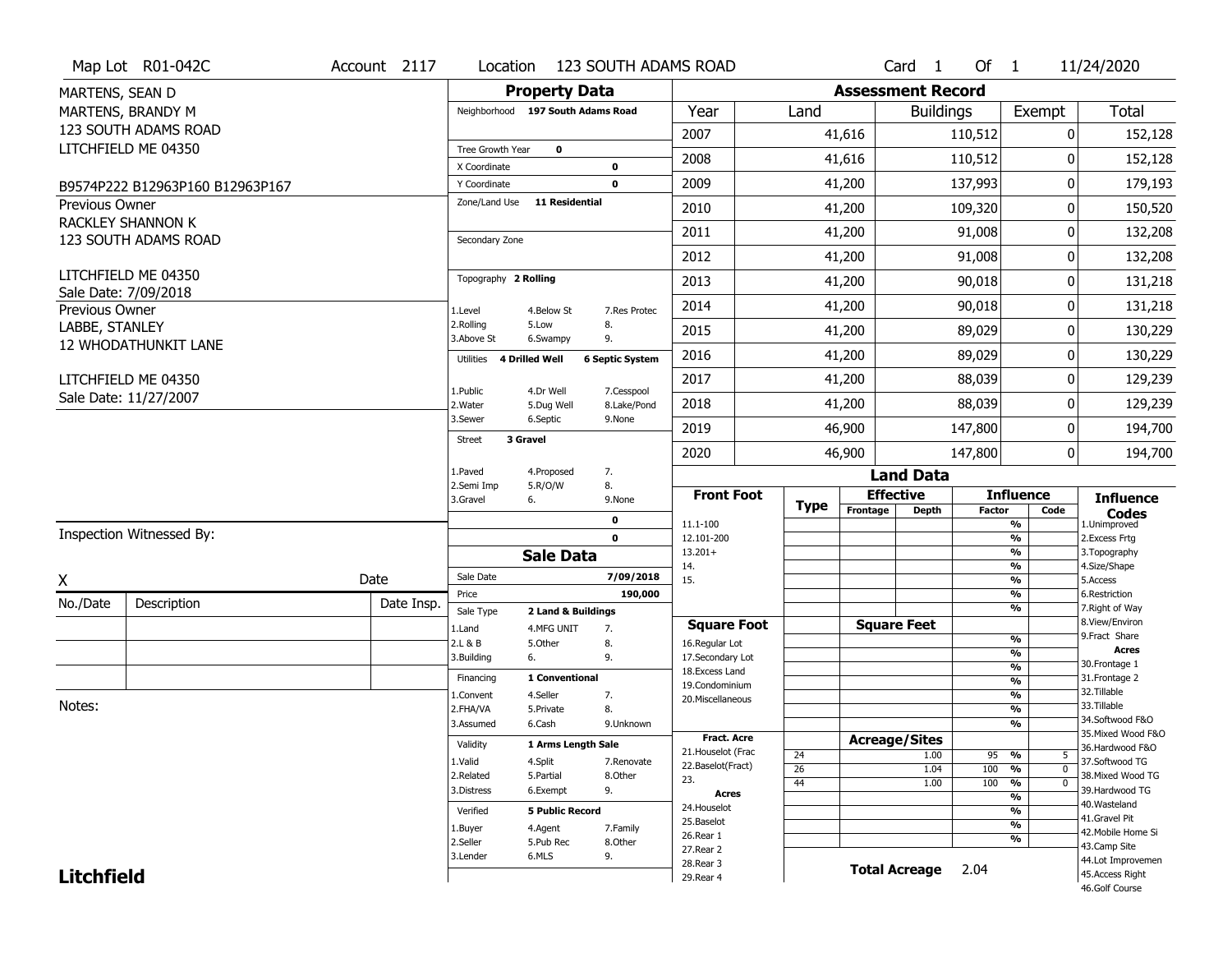Map Lot R01-042C | Account 2117 | Location 123 SOUTH ADAMS ROAD | Card 1 Of 1 | 11/24/2020

MARTENS, SEAN D
MARTENS, BRANDY M
123 SOUTH ADAMS ROAD
LITCHFIELD ME 04350

B9574P222 B12963P160 B12963P167

Previous Owner
RACKLEY SHANNON K
123 SOUTH ADAMS ROAD
LITCHFIELD ME 04350
Sale Date: 7/09/2018

Previous Owner
LABBE, STANLEY
12 WHODATHUNKIT LANE
LITCHFIELD ME 04350
Sale Date: 11/27/2007

Inspection Witnessed By:

X _______________ Date

| No./Date | Description | Date Insp. |
|---|---|---|
| | | |
| | | |
| | | |

Notes:

**Litchfield**

## Property Data

Neighborhood **197 South Adams Road**

Tree Growth Year **0**
X Coordinate **0**
Y Coordinate **0**
Zone/Land Use **11 Residential**

Secondary Zone

Topography **2 Rolling**

| | | |
|---|---|---|
| 1.Level | 4.Below St | 7.Res Protec |
| 2.Rolling | 5.Low | 8. |
| 3.Above St | 6.Swampy | 9. |

Utilities **4 Drilled Well** **6 Septic System**

| | | |
|---|---|---|
| 1.Public | 4.Dr Well | 7.Cesspool |
| 2.Water | 5.Dug Well | 8.Lake/Pond |
| 3.Sewer | 6.Septic | 9.None |

Street **3 Gravel**

| | | |
|---|---|---|
| 1.Paved | 4.Proposed | 7. |
| 2.Semi Imp | 5.R/O/W | 8. |
| 3.Gravel | 6. | 9.None |

0
0

## Sale Data

Sale Date **7/09/2018**
Price **190,000**
Sale Type **2 Land & Buildings**

| | | |
|---|---|---|
| 1.Land | 4.MFG UNIT | 7. |
| 2.L & B | 5.Other | 8. |
| 3.Building | 6. | 9. |

Financing **1 Conventional**

| | | |
|---|---|---|
| 1.Convent | 4.Seller | 7. |
| 2.FHA/VA | 5.Private | 8. |
| 3.Assumed | 6.Cash | 9.Unknown |

Validity **1 Arms Length Sale**

| | | |
|---|---|---|
| 1.Valid | 4.Split | 7.Renovate |
| 2.Related | 5.Partial | 8.Other |
| 3.Distress | 6.Exempt | 9. |

Verified **5 Public Record**

| | | |
|---|---|---|
| 1.Buyer | 4.Agent | 7.Family |
| 2.Seller | 5.Pub Rec | 8.Other |
| 3.Lender | 6.MLS | 9. |

## Assessment Record

| Year | Land | Buildings | Exempt | Total |
|---|---|---|---|---|
| 2007 | 41,616 | 110,512 | 0 | 152,128 |
| 2008 | 41,616 | 110,512 | 0 | 152,128 |
| 2009 | 41,200 | 137,993 | 0 | 179,193 |
| 2010 | 41,200 | 109,320 | 0 | 150,520 |
| 2011 | 41,200 | 91,008 | 0 | 132,208 |
| 2012 | 41,200 | 91,008 | 0 | 132,208 |
| 2013 | 41,200 | 90,018 | 0 | 131,218 |
| 2014 | 41,200 | 90,018 | 0 | 131,218 |
| 2015 | 41,200 | 89,029 | 0 | 130,229 |
| 2016 | 41,200 | 89,029 | 0 | 130,229 |
| 2017 | 41,200 | 88,039 | 0 | 129,239 |
| 2018 | 41,200 | 88,039 | 0 | 129,239 |
| 2019 | 46,900 | 147,800 | 0 | 194,700 |
| 2020 | 46,900 | 147,800 | 0 | 194,700 |

## Land Data

| Front Foot | Type | Effective Frontage | Effective Depth | Influence Factor | Influence Code |
|---|---|---|---|---|---|
| 11.1-100 | | | | % | |
| 12.101-200 | | | | % | |
| 13.201+ | | | | % | |
| 14. | | | | % | |
| 15. | | | | % | |
| | | | | % | |
| | | | | % | |
| **Square Foot** | | **Square Feet** | | | |
| 16.Regular Lot | | | | % | |
| 17.Secondary Lot | | | | % | |
| 18.Excess Land | | | | % | |
| 19.Condominium | | | | % | |
| 20.Miscellaneous | | | | % | |
| | | | | % | |
| | | | | % | |
| **Fract. Acre** | | **Acreage/Sites** | | | |
| 21.Houselot (Frac | 24 | | 1.00 | 95 % | 5 |
| 22.Baselot(Fract) | 26 | | 1.04 | 100 % | 0 |
| 23. | 44 | | 1.00 | 100 % | 0 |
| **Acres** | | | | % | |
| 24.Houselot | | | | % | |
| 25.Baselot | | | | % | |
| 26.Rear 1 | | | | % | |
| 27.Rear 2 | | | | | |
| 28.Rear 3 | | | | | |
| 29.Rear 4 | | | | | |

**Total Acreage** 2.04

**Influence Codes**
1.Unimproved
2.Excess Frtg
3.Topography
4.Size/Shape
5.Access
6.Restriction
7.Right of Way
8.View/Environ
9.Fract Share

**Acres**
30.Frontage 1
31.Frontage 2
32.Tillable
33.Tillable
34.Softwood F&O
35.Mixed Wood F&O
36.Hardwood F&O
37.Softwood TG
38.Mixed Wood TG
39.Hardwood TG
40.Wasteland
41.Gravel Pit
42.Mobile Home Si
43.Camp Site
44.Lot Improvemen
45.Access Right
46.Golf Course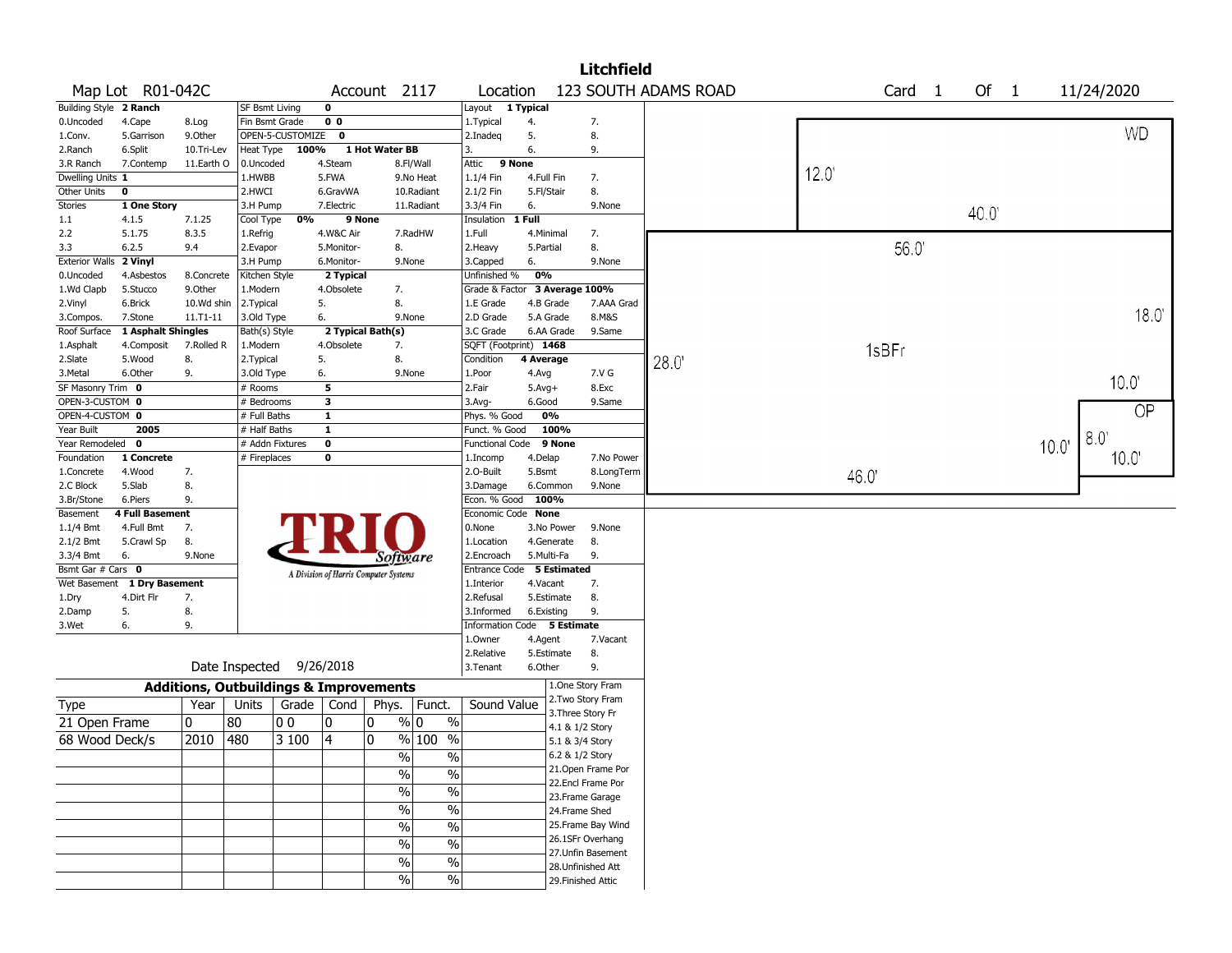# Litchfield

**Map Lot** R01-042C **Account** 2117 **Location** 123 SOUTH ADAMS ROAD **Card** 1 **Of** 1 11/24/2020

| Building Style | 2 Ranch | | SF Bsmt Living | 0 | | Layout | 1 Typical | |
|---|---|---|---|---|---|---|---|---|
| 0.Uncoded | 4.Cape | 8.Log | Fin Bsmt Grade | 0 0 | | 1.Typical | 4. | 7. |
| 1.Conv. | 5.Garrison | 9.Other | OPEN-5-CUSTOMIZE | 0 | | 2.Inadeq | 5. | 8. |
| 2.Ranch | 6.Split | 10.Tri-Lev | Heat Type 100% | 1 Hot Water BB | | 3. | 6. | 9. |
| 3.R Ranch | 7.Contemp | 11.Earth O | 0.Uncoded | 4.Steam | 8.Fl/Wall | Attic | 9 None | |
| Dwelling Units | 1 | | 1.HWBB | 5.FWA | 9.No Heat | 1.1/4 Fin | 4.Full Fin | 7. |
| Other Units | 0 | | 2.HWCI | 6.GravWA | 10.Radiant | 2.1/2 Fin | 5.Fl/Stair | 8. |
| Stories | 1 One Story | | 3.H Pump | 7.Electric | 11.Radiant | 3.3/4 Fin | 6. | 9.None |
| 1.1 | 4.1.5 | 7.1.25 | Cool Type 0% | 9 None | | Insulation | 1 Full | |
| 2.2 | 5.1.75 | 8.3.5 | 1.Refrig | 4.W&C Air | 7.RadHW | 1.Full | 4.Minimal | 7. |
| 3.3 | 6.2.5 | 9.4 | 2.Evapor | 5.Monitor- | 8. | 2.Heavy | 5.Partial | 8. |
| Exterior Walls | 2 Vinyl | | 3.H Pump | 6.Monitor- | 9.None | 3.Capped | 6. | 9.None |
| 0.Uncoded | 4.Asbestos | 8.Concrete | Kitchen Style | 2 Typical | | Unfinished % | 0% | |
| 1.Wd Clapb | 5.Stucco | 9.Other | 1.Modern | 4.Obsolete | 7. | Grade & Factor | 3 Average 100% | |
| 2.Vinyl | 6.Brick | 10.Wd shin | 2.Typical | 5. | 8. | 1.E Grade | 4.B Grade | 7.AAA Grad |
| 3.Compos. | 7.Stone | 11.T1-11 | 3.Old Type | 6. | 9.None | 2.D Grade | 5.A Grade | 8.M&S |
| Roof Surface | 1 Asphalt Shingles | | Bath(s) Style | 2 Typical Bath(s) | | 3.C Grade | 6.AA Grade | 9.Same |
| 1.Asphalt | 4.Composit | 7.Rolled R | 1.Modern | 4.Obsolete | 7. | SQFT (Footprint) | 1468 | |
| 2.Slate | 5.Wood | 8. | 2.Typical | 5. | 8. | Condition | 4 Average | |
| 3.Metal | 6.Other | 9. | 3.Old Type | 6. | 9.None | 1.Poor | 4.Avg | 7.V G |
| SF Masonry Trim | 0 | | # Rooms | 5 | | 2.Fair | 5.Avg+ | 8.Exc |
| OPEN-3-CUSTOM | 0 | | # Bedrooms | 3 | | 3.Avg- | 6.Good | 9.Same |
| OPEN-4-CUSTOM | 0 | | # Full Baths | 1 | | Phys. % Good | 0% | |
| Year Built | 2005 | | # Half Baths | 1 | | Funct. % Good | 100% | |
| Year Remodeled | 0 | | # Addn Fixtures | 0 | | Functional Code | 9 None | |
| Foundation | 1 Concrete | | # Fireplaces | 0 | | 1.Incomp | 4.Delap | 7.No Power |
| 1.Concrete | 4.Wood | 7. | | | | 2.O-Built | 5.Bsmt | 8.LongTerm |
| 2.C Block | 5.Slab | 8. | | | | 3.Damage | 6.Common | 9.None |
| 3.Br/Stone | 6.Piers | 9. | | | | Econ. % Good | 100% | |
| Basement | 4 Full Basement | | | | | Economic Code | None | |
| 1.1/4 Bmt | 4.Full Bmt | 7. | | | | 0.None | 3.No Power | 9.None |
| 2.1/2 Bmt | 5.Crawl Sp | 8. | | | | 1.Location | 4.Generate | 8. |
| 3.3/4 Bmt | 6. | 9.None | | | | 2.Encroach | 5.Multi-Fa | 9. |
| Bsmt Gar # Cars | 0 | | | | | Entrance Code | 5 Estimated | |
| Wet Basement | 1 Dry Basement | | | | | 1.Interior | 4.Vacant | 7. |
| 1.Dry | 4.Dirt Flr | 7. | | | | 2.Refusal | 5.Estimate | 8. |
| 2.Damp | 5. | 8. | | | | 3.Informed | 6.Existing | 9. |
| 3.Wet | 6. | 9. | | | | Information Code | 5 Estimate | |
| | | | | | | 1.Owner | 4.Agent | 7.Vacant |
| | | | | | | 2.Relative | 5.Estimate | 8. |
| Date Inspected | 9/26/2018 | | | | | 3.Tenant | 6.Other | 9. |

TRIO Software — A Division of Harris Computer Systems

## Additions, Outbuildings & Improvements

| Type | Year | Units | Grade | Cond | Phys. | Funct. | Sound Value |
|---|---|---|---|---|---|---|---|
| 21 Open Frame | 0 | 80 | 0 0 | 0 | 0 % | 0 % | |
| 68 Wood Deck/s | 2010 | 480 | 3 100 | 4 | 0 % | 100 % | |
| | | | | | % | % | |
| | | | | | % | % | |
| | | | | | % | % | |
| | | | | | % | % | |
| | | | | | % | % | |
| | | | | | % | % | |
| | | | | | % | % | |
| | | | | | % | % | |

1.One Story Fram
2.Two Story Fram
3.Three Story Fr
4.1 & 1/2 Story
5.1 & 3/4 Story
6.2 & 1/2 Story
21.Open Frame Por
22.Encl Frame Por
23.Frame Garage
24.Frame Shed
25.Frame Bay Wind
26.1SFr Overhang
27.Unfin Basement
28.Unfinished Att
29.Finished Attic

Sketch labels: WD, 12.0', 40.0', 56.0', 18.0', 1sBFr, 28.0', 10.0', OP, 10.0', 8.0', 10.0', 46.0'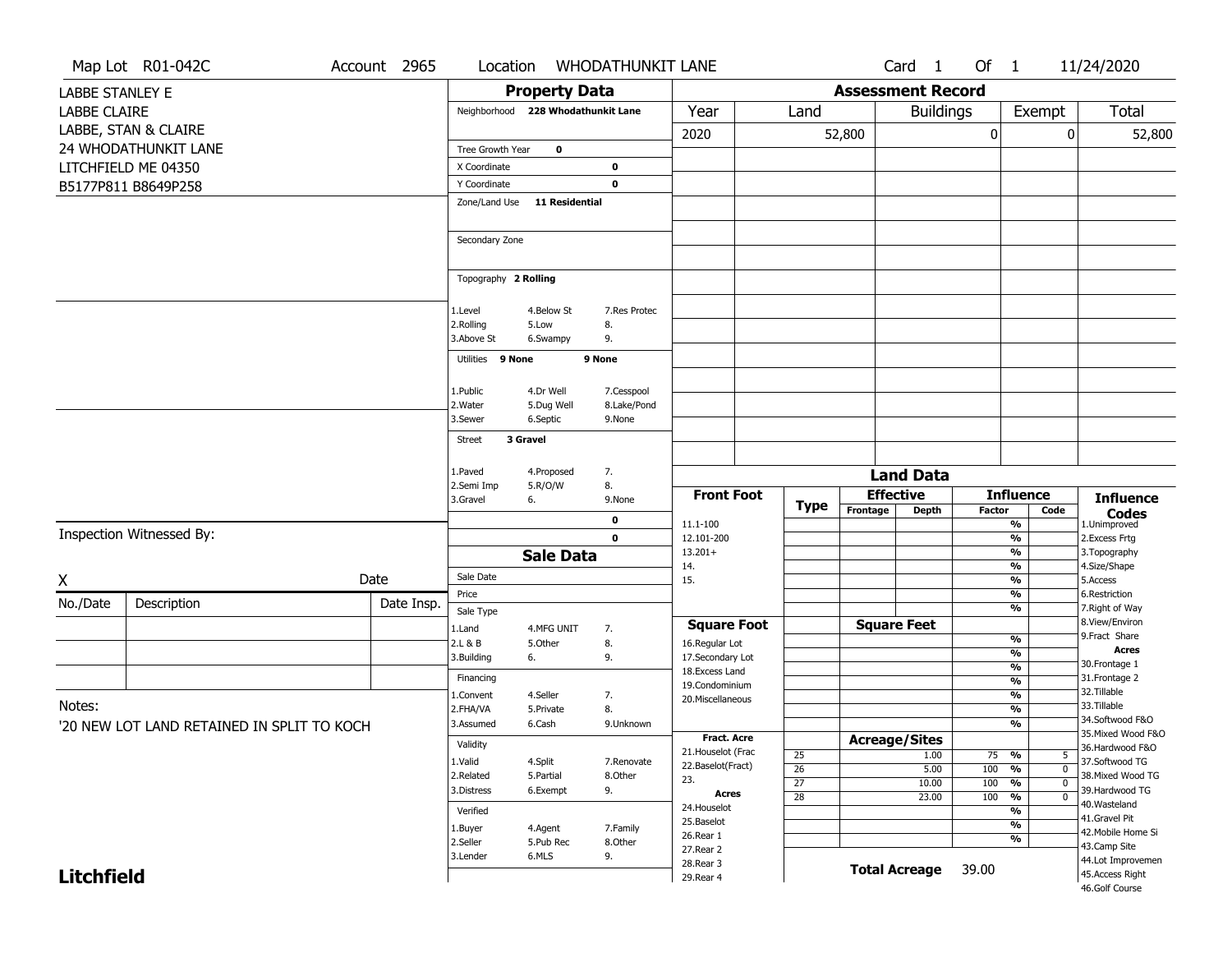Map Lot R01-042C | Account 2965 | Location WHODATHUNKIT LANE | Card 1 Of 1 | 11/24/2020

LABBE STANLEY E
LABBE CLAIRE
LABBE, STAN & CLAIRE
24 WHODATHUNKIT LANE
LITCHFIELD ME 04350
B5177P811 B8649P258

## Property Data

Neighborhood 228 Whodathunkit Lane

Tree Growth Year 0
X Coordinate 0
Y Coordinate 0
Zone/Land Use 11 Residential

Secondary Zone

Topography 2 Rolling

1.Level 4.Below St 7.Res Protec
2.Rolling 5.Low 8.
3.Above St 6.Swampy 9.

Utilities 9 None 9 None

1.Public 4.Dr Well 7.Cesspool
2.Water 5.Dug Well 8.Lake/Pond
3.Sewer 6.Septic 9.None

Street 3 Gravel

1.Paved 4.Proposed 7.
2.Semi Imp 5.R/O/W 8.
3.Gravel 6. 9.None

0
0

## Sale Data

Sale Date
Price
Sale Type
1.Land 4.MFG UNIT 7.
2.L & B 5.Other 8.
3.Building 6. 9.

Financing
1.Convent 4.Seller 7.
2.FHA/VA 5.Private 8.
3.Assumed 6.Cash 9.Unknown

Validity
1.Valid 4.Split 7.Renovate
2.Related 5.Partial 8.Other
3.Distress 6.Exempt 9.

Verified
1.Buyer 4.Agent 7.Family
2.Seller 5.Pub Rec 8.Other
3.Lender 6.MLS 9.

## Assessment Record

| Year | Land | Buildings | Exempt | Total |
|---|---|---|---|---|
| 2020 | 52,800 | 0 | 0 | 52,800 |

## Land Data

| Front Foot | Type | Effective Frontage | Effective Depth | Influence Factor | Influence Code |
|---|---|---|---|---|---|
| 11.1-100 | | | | % | |
| 12.101-200 | | | | % | |
| 13.201+ | | | | % | |
| 14. | | | | % | |
| 15. | | | | % | |

| Square Foot | Square Feet | Influence Factor |
|---|---|---|
| 16.Regular Lot | | % |
| 17.Secondary Lot | | % |
| 18.Excess Land | | % |
| 19.Condominium | | % |
| 20.Miscellaneous | | % |

Fract. Acre: 21.Houselot (Frac, 22.Baselot(Fract), 23.
Acres: 24.Houselot, 25.Baselot, 26.Rear 1, 27.Rear 2, 28.Rear 3, 29.Rear 4

| Type | Acreage/Sites | Influence Factor | Influence Code |
|---|---|---|---|
| 25 | 1.00 | 75 % | 5 |
| 26 | 5.00 | 100 % | 0 |
| 27 | 10.00 | 100 % | 0 |
| 28 | 23.00 | 100 % | 0 |

Total Acreage 39.00

**Influence Codes**
1.Unimproved
2.Excess Frtg
3.Topography
4.Size/Shape
5.Access
6.Restriction
7.Right of Way
8.View/Environ
9.Fract Share
**Acres**
30.Frontage 1
31.Frontage 2
32.Tillable
33.Tillable
34.Softwood F&O
35.Mixed Wood F&O
36.Hardwood F&O
37.Softwood TG
38.Mixed Wood TG
39.Hardwood TG
40.Wasteland
41.Gravel Pit
42.Mobile Home Si
43.Camp Site
44.Lot Improvemen
45.Access Right
46.Golf Course

Inspection Witnessed By:

X Date

| No./Date | Description | Date Insp. |
|---|---|---|
| | | |
| | | |
| | | |

Notes:
'20 NEW LOT LAND RETAINED IN SPLIT TO KOCH

**Litchfield**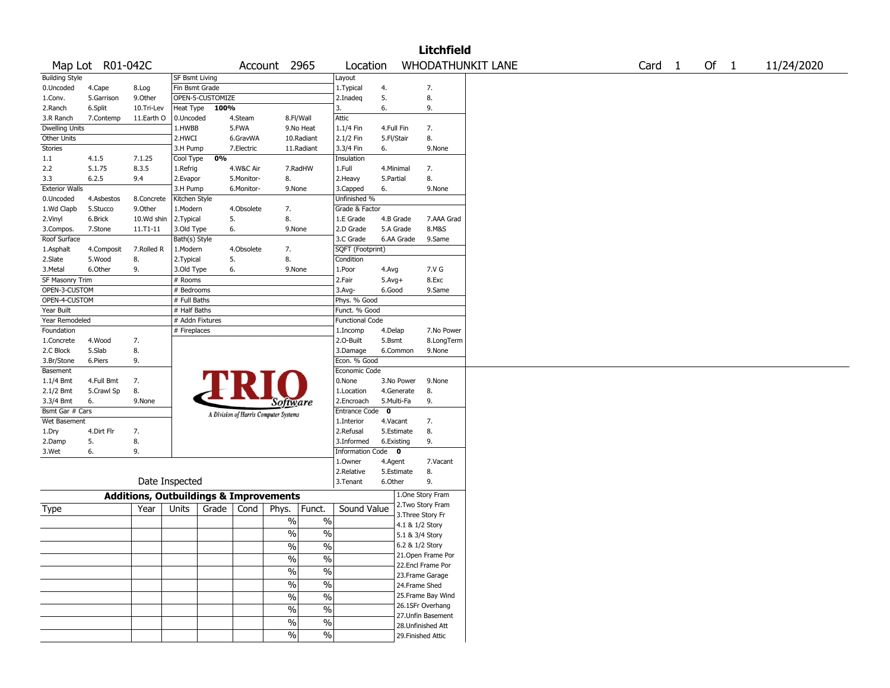# Litchfield

| Map Lot | R01-042C | Account | 2965 | Location | WHODATHUNKIT LANE | Card | 1 | Of | 1 | 11/24/2020 |
|---|---|---|---|---|---|---|---|---|---|---|

| Building Style | | | SF Bsmt Living | | | Layout | | |
|---|---|---|---|---|---|---|---|---|
| 0.Uncoded | 4.Cape | 8.Log | Fin Bsmt Grade | | | 1.Typical | 4. | 7. |
| 1.Conv. | 5.Garrison | 9.Other | OPEN-5-CUSTOMIZE | | | 2.Inadeq | 5. | 8. |
| 2.Ranch | 6.Split | 10.Tri-Lev | Heat Type 100% | | | 3. | 6. | 9. |
| 3.R Ranch | 7.Contemp | 11.Earth O | 0.Uncoded | 4.Steam | 8.Fl/Wall | Attic | | |
| Dwelling Units | | | 1.HWBB | 5.FWA | 9.No Heat | 1.1/4 Fin | 4.Full Fin | 7. |
| Other Units | | | 2.HWCI | 6.GravWA | 10.Radiant | 2.1/2 Fin | 5.Fl/Stair | 8. |
| Stories | | | 3.H Pump | 7.Electric | 11.Radiant | 3.3/4 Fin | 6. | 9.None |
| 1.1 | 4.1.5 | 7.1.25 | Cool Type 0% | | | Insulation | | |
| 2.2 | 5.1.75 | 8.3.5 | 1.Refrig | 4.W&C Air | 7.RadHW | 1.Full | 4.Minimal | 7. |
| 3.3 | 6.2.5 | 9.4 | 2.Evapor | 5.Monitor- | 8. | 2.Heavy | 5.Partial | 8. |
| Exterior Walls | | | 3.H Pump | 6.Monitor- | 9.None | 3.Capped | 6. | 9.None |
| 0.Uncoded | 4.Asbestos | 8.Concrete | Kitchen Style | | | Unfinished % | | |
| 1.Wd Clapb | 5.Stucco | 9.Other | 1.Modern | 4.Obsolete | 7. | Grade & Factor | | |
| 2.Vinyl | 6.Brick | 10.Wd shin | 2.Typical | 5. | 8. | 1.E Grade | 4.B Grade | 7.AAA Grad |
| 3.Compos. | 7.Stone | 11.T1-11 | 3.Old Type | 6. | 9.None | 2.D Grade | 5.A Grade | 8.M&S |
| Roof Surface | | | Bath(s) Style | | | 3.C Grade | 6.AA Grade | 9.Same |
| 1.Asphalt | 4.Composit | 7.Rolled R | 1.Modern | 4.Obsolete | 7. | SQFT (Footprint) | | |
| 2.Slate | 5.Wood | 8. | 2.Typical | 5. | 8. | Condition | | |
| 3.Metal | 6.Other | 9. | 3.Old Type | 6. | 9.None | 1.Poor | 4.Avg | 7.V G |
| SF Masonry Trim | | | # Rooms | | | 2.Fair | 5.Avg+ | 8.Exc |
| OPEN-3-CUSTOM | | | # Bedrooms | | | 3.Avg- | 6.Good | 9.Same |
| OPEN-4-CUSTOM | | | # Full Baths | | | Phys. % Good | | |
| Year Built | | | # Half Baths | | | Funct. % Good | | |
| Year Remodeled | | | # Addn Fixtures | | | Functional Code | | |
| Foundation | | | # Fireplaces | | | 1.Incomp | 4.Delap | 7.No Power |
| 1.Concrete | 4.Wood | 7. | | | | 2.O-Built | 5.Bsmt | 8.LongTerm |
| 2.C Block | 5.Slab | 8. | | | | 3.Damage | 6.Common | 9.None |
| 3.Br/Stone | 6.Piers | 9. | | | | Econ. % Good | | |
| Basement | | | | | | Economic Code | | |
| 1.1/4 Bmt | 4.Full Bmt | 7. | | | | 0.None | 3.No Power | 9.None |
| 2.1/2 Bmt | 5.Crawl Sp | 8. | | | | 1.Location | 4.Generate | 8. |
| 3.3/4 Bmt | 6. | 9.None | | | | 2.Encroach | 5.Multi-Fa | 9. |
| Bsmt Gar # Cars | | | | | | Entrance Code 0 | | |
| Wet Basement | | | | | | 1.Interior | 4.Vacant | 7. |
| 1.Dry | 4.Dirt Flr | 7. | | | | 2.Refusal | 5.Estimate | 8. |
| 2.Damp | 5. | 8. | | | | 3.Informed | 6.Existing | 9. |
| 3.Wet | 6. | 9. | | | | Information Code 0 | | |
| | | | | | | 1.Owner | 4.Agent | 7.Vacant |
| | | | | | | 2.Relative | 5.Estimate | 8. |
| Date Inspected | | | | | | 3.Tenant | 6.Other | 9. |

TRIO Software — A Division of Harris Computer Systems

## Additions, Outbuildings & Improvements

| Type | Year | Units | Grade | Cond | Phys. | Funct. | Sound Value |
|---|---|---|---|---|---|---|---|
| | | | | | % | % | |
| | | | | | % | % | |
| | | | | | % | % | |
| | | | | | % | % | |
| | | | | | % | % | |
| | | | | | % | % | |
| | | | | | % | % | |
| | | | | | % | % | |
| | | | | | % | % | |
| | | | | | % | % | |

1.One Story Fram
2.Two Story Fram
3.Three Story Fr
4.1 & 1/2 Story
5.1 & 3/4 Story
6.2 & 1/2 Story
21.Open Frame Por
22.Encl Frame Por
23.Frame Garage
24.Frame Shed
25.Frame Bay Wind
26.1SFr Overhang
27.Unfin Basement
28.Unfinished Att
29.Finished Attic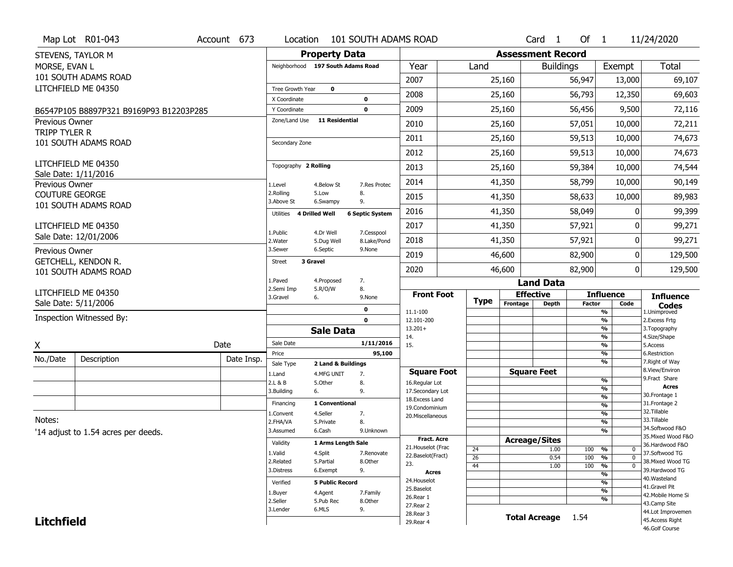Map Lot R01-043 | Account 673 | Location 101 SOUTH ADAMS ROAD | Card 1 Of 1 | 11/24/2020

STEVENS, TAYLOR M
MORSE, EVAN L
101 SOUTH ADAMS ROAD
LITCHFIELD ME 04350

B6547P105 B8897P321 B9169P93 B12203P285

Previous Owner
TRIPP TYLER R
101 SOUTH ADAMS ROAD

LITCHFIELD ME 04350
Sale Date: 1/11/2016

Previous Owner
COUTURE GEORGE
101 SOUTH ADAMS ROAD

LITCHFIELD ME 04350
Sale Date: 12/01/2006

Previous Owner
GETCHELL, KENDON R.
101 SOUTH ADAMS ROAD

LITCHFIELD ME 04350
Sale Date: 5/11/2006

Inspection Witnessed By:

X ______________________ Date

| No./Date | Description | Date Insp. |
|---|---|---|
| | | |
| | | |
| | | |

Notes:
'14 adjust to 1.54 acres per deeds.

## Property Data

Neighborhood: 197 South Adams Road

Tree Growth Year: 0
X Coordinate: 0
Y Coordinate: 0
Zone/Land Use: 11 Residential
Secondary Zone:

Topography: 2 Rolling
1.Level 4.Below St 7.Res Protec
2.Rolling 5.Low 8.
3.Above St 6.Swampy 9.

Utilities: 4 Drilled Well, 6 Septic System
1.Public 4.Dr Well 7.Cesspool
2.Water 5.Dug Well 8.Lake/Pond
3.Sewer 6.Septic 9.None

Street: 3 Gravel
1.Paved 4.Proposed 7.
2.Semi Imp 5.R/O/W 8.
3.Gravel 6. 9.None

0
0

## Sale Data

Sale Date: 1/11/2016
Price: 95,100
Sale Type: 2 Land & Buildings
1.Land 4.MFG UNIT 7.
2.L & B 5.Other 8.
3.Building 6. 9.

Financing: 1 Conventional
1.Convent 4.Seller 7.
2.FHA/VA 5.Private 8.
3.Assumed 6.Cash 9.Unknown

Validity: 1 Arms Length Sale
1.Valid 4.Split 7.Renovate
2.Related 5.Partial 8.Other
3.Distress 6.Exempt 9.

Verified: 5 Public Record
1.Buyer 4.Agent 7.Family
2.Seller 5.Pub Rec 8.Other
3.Lender 6.MLS 9.

## Assessment Record

| Year | Land | Buildings | Exempt | Total |
|---|---|---|---|---|
| 2007 | 25,160 | 56,947 | 13,000 | 69,107 |
| 2008 | 25,160 | 56,793 | 12,350 | 69,603 |
| 2009 | 25,160 | 56,456 | 9,500 | 72,116 |
| 2010 | 25,160 | 57,051 | 10,000 | 72,211 |
| 2011 | 25,160 | 59,513 | 10,000 | 74,673 |
| 2012 | 25,160 | 59,513 | 10,000 | 74,673 |
| 2013 | 25,160 | 59,384 | 10,000 | 74,544 |
| 2014 | 41,350 | 58,799 | 10,000 | 90,149 |
| 2015 | 41,350 | 58,633 | 10,000 | 89,983 |
| 2016 | 41,350 | 58,049 | 0 | 99,399 |
| 2017 | 41,350 | 57,921 | 0 | 99,271 |
| 2018 | 41,350 | 57,921 | 0 | 99,271 |
| 2019 | 46,600 | 82,900 | 0 | 129,500 |
| 2020 | 46,600 | 82,900 | 0 | 129,500 |

## Land Data

Front Foot: 11.1-100, 12.101-200, 13.201+, 14., 15.
Square Foot: 16.Regular Lot, 17.Secondary Lot, 18.Excess Land, 19.Condominium, 20.Miscellaneous
Fract. Acre: 21.Houselot (Frac), 22.Baselot(Fract), 23.
Acres: 24.Houselot, 25.Baselot, 26.Rear 1, 27.Rear 2, 28.Rear 3, 29.Rear 4

Acreage/Sites:

| Type | Acreage | Factor | Code |
|---|---|---|---|
| 24 | 1.00 | 100 % | 0 |
| 26 | 0.54 | 100 % | 0 |
| 44 | 1.00 | 100 % | 0 |

Total Acreage: 1.54

Influence Codes:
1.Unimproved
2.Excess Frtg
3.Topography
4.Size/Shape
5.Access
6.Restriction
7.Right of Way
8.View/Environ
9.Fract Share

Acres:
30.Frontage 1
31.Frontage 2
32.Tillable
33.Tillable
34.Softwood F&O
35.Mixed Wood F&O
36.Hardwood F&O
37.Softwood TG
38.Mixed Wood TG
39.Hardwood TG
40.Wasteland
41.Gravel Pit
42.Mobile Home Si
43.Camp Site
44.Lot Improvemen
45.Access Right
46.Golf Course

**Litchfield**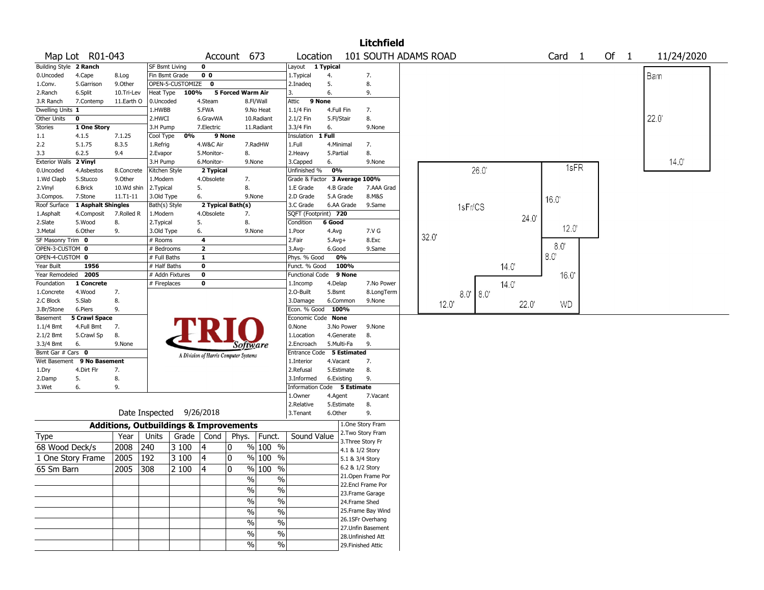# Litchfield

Map Lot R01-043 | Account 673 | Location 101 SOUTH ADAMS ROAD | Card 1 Of 1 | 11/24/2020

| Building Style **2 Ranch** | | | SF Bsmt Living **0** | | | Layout **1 Typical** | | |
|---|---|---|---|---|---|---|---|---|
| 0.Uncoded | 4.Cape | 8.Log | Fin Bsmt Grade **0 0** | | | 1.Typical | 4. | 7. |
| 1.Conv. | 5.Garrison | 9.Other | OPEN-5-CUSTOMIZE **0** | | | 2.Inadeq | 5. | 8. |
| 2.Ranch | 6.Split | 10.Tri-Lev | Heat Type **100%** **5 Forced Warm Air** | | | 3. | 6. | 9. |
| 3.R Ranch | 7.Contemp | 11.Earth O | 0.Uncoded | 4.Steam | 8.Fl/Wall | Attic **9 None** | | |
| Dwelling Units **1** | | | 1.HWBB | 5.FWA | 9.No Heat | 1.1/4 Fin | 4.Full Fin | 7. |
| Other Units **0** | | | 2.HWCI | 6.GravWA | 10.Radiant | 2.1/2 Fin | 5.Fl/Stair | 8. |
| Stories **1 One Story** | | | 3.H Pump | 7.Electric | 11.Radiant | 3.3/4 Fin | 6. | 9.None |
| 1.1 | 4.1.5 | 7.1.25 | Cool Type **0%** **9 None** | | | Insulation **1 Full** | | |
| 2.2 | 5.1.75 | 8.3.5 | 1.Refrig | 4.W&C Air | 7.RadHW | 1.Full | 4.Minimal | 7. |
| 3.3 | 6.2.5 | 9.4 | 2.Evapor | 5.Monitor- | 8. | 2.Heavy | 5.Partial | 8. |
| Exterior Walls **2 Vinyl** | | | 3.H Pump | 6.Monitor- | 9.None | 3.Capped | 6. | 9.None |
| 0.Uncoded | 4.Asbestos | 8.Concrete | Kitchen Style **2 Typical** | | | Unfinished % **0%** | | |
| 1.Wd Clapb | 5.Stucco | 9.Other | 1.Modern | 4.Obsolete | 7. | Grade & Factor **3 Average 100%** | | |
| 2.Vinyl | 6.Brick | 10.Wd shin | 2.Typical | 5. | 8. | 1.E Grade | 4.B Grade | 7.AAA Grad |
| 3.Compos. | 7.Stone | 11.T1-11 | 3.Old Type | 6. | 9.None | 2.D Grade | 5.A Grade | 8.M&S |
| Roof Surface **1 Asphalt Shingles** | | | Bath(s) Style **2 Typical Bath(s)** | | | 3.C Grade | 6.AA Grade | 9.Same |
| 1.Asphalt | 4.Composit | 7.Rolled R | 1.Modern | 4.Obsolete | 7. | SQFT (Footprint) **720** | | |
| 2.Slate | 5.Wood | 8. | 2.Typical | 5. | 8. | Condition **6 Good** | | |
| 3.Metal | 6.Other | 9. | 3.Old Type | 6. | 9.None | 1.Poor | 4.Avg | 7.V G |
| SF Masonry Trim **0** | | | # Rooms **4** | | | 2.Fair | 5.Avg+ | 8.Exc |
| OPEN-3-CUSTOM **0** | | | # Bedrooms **2** | | | 3.Avg- | 6.Good | 9.Same |
| OPEN-4-CUSTOM **0** | | | # Full Baths **1** | | | Phys. % Good **0%** | | |
| Year Built **1956** | | | # Half Baths **0** | | | Funct. % Good **100%** | | |
| Year Remodeled **2005** | | | # Addn Fixtures **0** | | | Functional Code **9 None** | | |
| Foundation **1 Concrete** | | | # Fireplaces **0** | | | 1.Incomp | 4.Delap | 7.No Power |
| 1.Concrete | 4.Wood | 7. | | | | 2.O-Built | 5.Bsmt | 8.LongTerm |
| 2.C Block | 5.Slab | 8. | | | | 3.Damage | 6.Common | 9.None |
| 3.Br/Stone | 6.Piers | 9. | | | | Econ. % Good **100%** | | |
| Basement **5 Crawl Space** | | | | | | Economic Code **None** | | |
| 1.1/4 Bmt | 4.Full Bmt | 7. | | | | 0.None | 3.No Power | 9.None |
| 2.1/2 Bmt | 5.Crawl Sp | 8. | | | | 1.Location | 4.Generate | 8. |
| 3.3/4 Bmt | 6. | 9.None | | | | 2.Encroach | 5.Multi-Fa | 9. |
| Bsmt Gar # Cars **0** | | | | | | Entrance Code **5 Estimated** | | |
| Wet Basement **9 No Basement** | | | | | | 1.Interior | 4.Vacant | 7. |
| 1.Dry | 4.Dirt Flr | 7. | | | | 2.Refusal | 5.Estimate | 8. |
| 2.Damp | 5. | 8. | | | | 3.Informed | 6.Existing | 9. |
| 3.Wet | 6. | 9. | | | | Information Code **5 Estimate** | | |
| | | | | | | 1.Owner | 4.Agent | 7.Vacant |
| | | | | | | 2.Relative | 5.Estimate | 8. |
| Date Inspected 9/26/2018 | | | | | | 3.Tenant | 6.Other | 9. |

TRIO Software — A Division of Harris Computer Systems

## Additions, Outbuildings & Improvements

| Type | Year | Units | Grade | Cond | Phys. | Funct. | Sound Value |
|---|---|---|---|---|---|---|---|
| 68 Wood Deck/s | 2008 | 240 | 3 100 | 4 | 0 % | 100 % | |
| 1 One Story Frame | 2005 | 192 | 3 100 | 4 | 0 % | 100 % | |
| 65 Sm Barn | 2005 | 308 | 2 100 | 4 | 0 % | 100 % | |
| | | | | | % | % | |
| | | | | | % | % | |
| | | | | | % | % | |
| | | | | | % | % | |
| | | | | | % | % | |
| | | | | | % | % | |
| | | | | | % | % | |

1.One Story Fram
2.Two Story Fram
3.Three Story Fr
4.1 & 1/2 Story
5.1 & 3/4 Story
6.2 & 1/2 Story
21.Open Frame Por
22.Encl Frame Por
23.Frame Garage
24.Frame Shed
25.Frame Bay Wind
26.1SFr Overhang
27.Unfin Basement
28.Unfinished Att
29.Finished Attic

Sketch labels: Barn 22.0' x 14.0'; 1sFr/CS 26.0', 32.0', 24.0', 14.0', 14.0', 8.0', 8.0', 12.0', 22.0'; 1sFR 16.0', 12.0'; WD 8.0', 8.0', 16.0'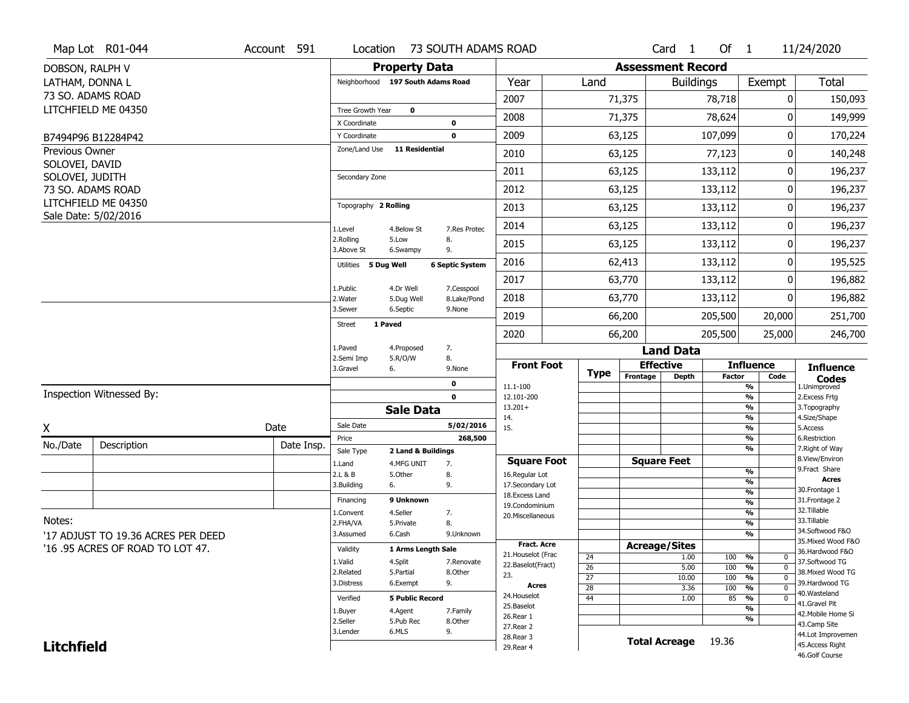Map Lot R01-044 | Account 591 | Location 73 SOUTH ADAMS ROAD | Card 1 Of 1 | 11/24/2020

DOBSON, RALPH V
LATHAM, DONNA L
73 SO. ADAMS ROAD
LITCHFIELD ME 04350

B7494P96 B12284P42

Previous Owner
SOLOVEI, DAVID
SOLOVEI, JUDITH
73 SO. ADAMS ROAD
LITCHFIELD ME 04350
Sale Date: 5/02/2016

## Property Data

Neighborhood **197 South Adams Road**

Tree Growth Year **0**
X Coordinate **0**
Y Coordinate **0**
Zone/Land Use **11 Residential**

Secondary Zone

Topography **2 Rolling**

1.Level 4.Below St 7.Res Protec
2.Rolling 5.Low 8.
3.Above St 6.Swampy 9.

Utilities **5 Dug Well** **6 Septic System**

1.Public 4.Dr Well 7.Cesspool
2.Water 5.Dug Well 8.Lake/Pond
3.Sewer 6.Septic 9.None

Street **1 Paved**

1.Paved 4.Proposed 7.
2.Semi Imp 5.R/O/W 8.
3.Gravel 6. 9.None

0
0

## Sale Data

Sale Date **5/02/2016**
Price **268,500**
Sale Type **2 Land & Buildings**

1.Land 4.MFG UNIT 7.
2.L & B 5.Other 8.
3.Building 6. 9.

Financing **9 Unknown**

1.Convent 4.Seller 7.
2.FHA/VA 5.Private 8.
3.Assumed 6.Cash 9.Unknown

Validity **1 Arms Length Sale**

1.Valid 4.Split 7.Renovate
2.Related 5.Partial 8.Other
3.Distress 6.Exempt 9.

Verified **5 Public Record**

1.Buyer 4.Agent 7.Family
2.Seller 5.Pub Rec 8.Other
3.Lender 6.MLS 9.

## Assessment Record

| Year | Land | Buildings | Exempt | Total |
|---|---|---|---|---|
| 2007 | 71,375 | 78,718 | 0 | 150,093 |
| 2008 | 71,375 | 78,624 | 0 | 149,999 |
| 2009 | 63,125 | 107,099 | 0 | 170,224 |
| 2010 | 63,125 | 77,123 | 0 | 140,248 |
| 2011 | 63,125 | 133,112 | 0 | 196,237 |
| 2012 | 63,125 | 133,112 | 0 | 196,237 |
| 2013 | 63,125 | 133,112 | 0 | 196,237 |
| 2014 | 63,125 | 133,112 | 0 | 196,237 |
| 2015 | 63,125 | 133,112 | 0 | 196,237 |
| 2016 | 62,413 | 133,112 | 0 | 195,525 |
| 2017 | 63,770 | 133,112 | 0 | 196,882 |
| 2018 | 63,770 | 133,112 | 0 | 196,882 |
| 2019 | 66,200 | 205,500 | 20,000 | 251,700 |
| 2020 | 66,200 | 205,500 | 25,000 | 246,700 |

## Land Data

| Front Foot | Type | Effective Frontage | Effective Depth | Influence Factor | Influence Code |
|---|---|---|---|---|---|
| 11.1-100 | | | | % | |
| 12.101-200 | | | | % | |
| 13.201+ | | | | % | |
| 14. | | | | % | |
| 15. | | | | % | |
| | | | | % | |
| | | | | % | |

| Square Foot | Square Feet | Influence Factor | Influence Code |
|---|---|---|---|
| 16.Regular Lot | | % | |
| 17.Secondary Lot | | % | |
| 18.Excess Land | | % | |
| 19.Condominium | | % | |
| 20.Miscellaneous | | % | |
| | | % | |
| | | % | |

Fract. Acre: 21.Houselot (Frac, 22.Baselot(Fract), 23.
Acres: 24.Houselot, 25.Baselot, 26.Rear 1, 27.Rear 2, 28.Rear 3, 29.Rear 4

| Type | Acreage/Sites | Influence Factor | Influence Code |
|---|---|---|---|
| 24 | 1.00 | 100 % | 0 |
| 26 | 5.00 | 100 % | 0 |
| 27 | 10.00 | 100 % | 0 |
| 28 | 3.36 | 100 % | 0 |
| 44 | 1.00 | 85 % | 0 |
| | | % | |
| | | % | |

**Total Acreage** 19.36

### Influence Codes
1.Unimproved
2.Excess Frtg
3.Topography
4.Size/Shape
5.Access
6.Restriction
7.Right of Way
8.View/Environ
9.Fract Share

**Acres**
30.Frontage 1
31.Frontage 2
32.Tillable
33.Tillable
34.Softwood F&O
35.Mixed Wood F&O
36.Hardwood F&O
37.Softwood TG
38.Mixed Wood TG
39.Hardwood TG
40.Wasteland
41.Gravel Pit
42.Mobile Home Si
43.Camp Site
44.Lot Improvemen
45.Access Right
46.Golf Course

Inspection Witnessed By:

X Date

| No./Date | Description | Date Insp. |
|---|---|---|
| | | |
| | | |
| | | |

Notes:
'17 ADJUST TO 19.36 ACRES PER DEED
'16 .95 ACRES OF ROAD TO LOT 47.

**Litchfield**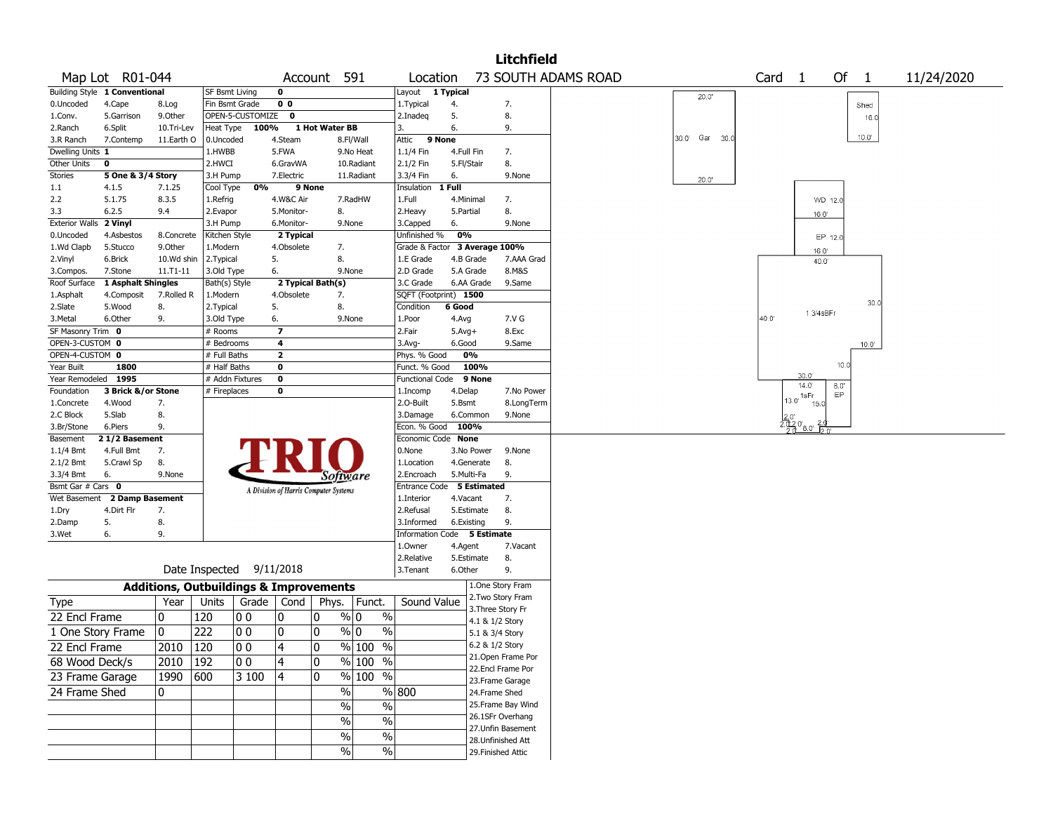# Litchfield

**Map Lot** R01-044 **Account** 591 **Location** 73 SOUTH ADAMS ROAD **Card** 1 **Of** 1 11/24/2020

| | | |
|---|---|---|
| **Building Style** | 1 Conventional | |
| 0.Uncoded | 4.Cape | 8.Log |
| 1.Conv. | 5.Garrison | 9.Other |
| 2.Ranch | 6.Split | 10.Tri-Lev |
| 3.R Ranch | 7.Contemp | 11.Earth O |
| **Dwelling Units** | 1 | |
| **Other Units** | 0 | |
| **Stories** | 5 One & 3/4 Story | |
| 1.1 | 4.1.5 | 7.1.25 |
| 2.2 | 5.1.75 | 8.3.5 |
| 3.3 | 6.2.5 | 9.4 |
| **Exterior Walls** | 2 Vinyl | |
| 0.Uncoded | 4.Asbestos | 8.Concrete |
| 1.Wd Clapb | 5.Stucco | 9.Other |
| 2.Vinyl | 6.Brick | 10.Wd shin |
| 3.Compos. | 7.Stone | 11.T1-11 |
| **Roof Surface** | 1 Asphalt Shingles | |
| 1.Asphalt | 4.Composit | 7.Rolled R |
| 2.Slate | 5.Wood | 8. |
| 3.Metal | 6.Other | 9. |
| **SF Masonry Trim** | 0 | |
| **OPEN-3-CUSTOM** | 0 | |
| **OPEN-4-CUSTOM** | 0 | |
| **Year Built** | 1800 | |
| **Year Remodeled** | 1995 | |
| **Foundation** | 3 Brick &/or Stone | |
| 1.Concrete | 4.Wood | 7. |
| 2.C Block | 5.Slab | 8. |
| 3.Br/Stone | 6.Piers | 9. |
| **Basement** | 2 1/2 Basement | |
| 1.1/4 Bmt | 4.Full Bmt | 7. |
| 2.1/2 Bmt | 5.Crawl Sp | 8. |
| 3.3/4 Bmt | 6. | 9.None |
| **Bsmt Gar # Cars** | 0 | |
| **Wet Basement** | 2 Damp Basement | |
| 1.Dry | 4.Dirt Flr | 7. |
| 2.Damp | 5. | 8. |
| 3.Wet | 6. | 9. |

| | | |
|---|---|---|
| **SF Bsmt Living** | 0 | |
| **Fin Bsmt Grade** | 0 0 | |
| **OPEN-5-CUSTOMIZE** | 0 | |
| **Heat Type** | 100% | 1 Hot Water BB |
| 0.Uncoded | 4.Steam | 8.Fl/Wall |
| 1.HWBB | 5.FWA | 9.No Heat |
| 2.HWCI | 6.GravWA | 10.Radiant |
| 3.H Pump | 7.Electric | 11.Radiant |
| **Cool Type** | 0% | 9 None |
| 1.Refrig | 4.W&C Air | 7.RadHW |
| 2.Evapor | 5.Monitor- | 8. |
| 3.H Pump | 6.Monitor- | 9.None |
| **Kitchen Style** | 2 Typical | |
| 1.Modern | 4.Obsolete | 7. |
| 2.Typical | 5. | 8. |
| 3.Old Type | 6. | 9.None |
| **Bath(s) Style** | 2 Typical Bath(s) | |
| 1.Modern | 4.Obsolete | 7. |
| 2.Typical | 5. | 8. |
| 3.Old Type | 6. | 9.None |
| **# Rooms** | 7 | |
| **# Bedrooms** | 4 | |
| **# Full Baths** | 2 | |
| **# Half Baths** | 0 | |
| **# Addn Fixtures** | 0 | |
| **# Fireplaces** | 0 | |

| | | |
|---|---|---|
| **Layout** | 1 Typical | |
| 1.Typical | 4. | 7. |
| 2.Inadeq | 5. | 8. |
| 3. | 6. | 9. |
| **Attic** | 9 None | |
| 1.1/4 Fin | 4.Full Fin | 7. |
| 2.1/2 Fin | 5.Fl/Stair | 8. |
| 3.3/4 Fin | 6. | 9.None |
| **Insulation** | 1 Full | |
| 1.Full | 4.Minimal | 7. |
| 2.Heavy | 5.Partial | 8. |
| 3.Capped | 6. | 9.None |
| **Unfinished %** | 0% | |
| **Grade & Factor** | 3 Average 100% | |
| 1.E Grade | 4.B Grade | 7.AAA Grad |
| 2.D Grade | 5.A Grade | 8.M&S |
| 3.C Grade | 6.AA Grade | 9.Same |
| **SQFT (Footprint)** | 1500 | |
| **Condition** | 6 Good | |
| 1.Poor | 4.Avg | 7.V G |
| 2.Fair | 5.Avg+ | 8.Exc |
| 3.Avg- | 6.Good | 9.Same |
| **Phys. % Good** | 0% | |
| **Funct. % Good** | 100% | |
| **Functional Code** | 9 None | |
| 1.Incomp | 4.Delap | 7.No Power |
| 2.O-Built | 5.Bsmt | 8.LongTerm |
| 3.Damage | 6.Common | 9.None |
| **Econ. % Good** | 100% | |
| **Economic Code** | None | |
| 0.None | 3.No Power | 9.None |
| 1.Location | 4.Generate | 8. |
| 2.Encroach | 5.Multi-Fa | 9. |
| **Entrance Code** | 5 Estimated | |
| 1.Interior | 4.Vacant | 7. |
| 2.Refusal | 5.Estimate | 8. |
| 3.Informed | 6.Existing | 9. |
| **Information Code** | 5 Estimate | |
| 1.Owner | 4.Agent | 7.Vacant |
| 2.Relative | 5.Estimate | 8. |
| 3.Tenant | 6.Other | 9. |

TRIO Software — A Division of Harris Computer Systems

Date Inspected 9/11/2018

## Additions, Outbuildings & Improvements

| Type | Year | Units | Grade | Cond | Phys. | Funct. | Sound Value |
|---|---|---|---|---|---|---|---|
| 22 Encl Frame | 0 | 120 | 0 0 | 0 | 0 % | 0 % | |
| 1 One Story Frame | 0 | 222 | 0 0 | 0 | 0 % | 0 % | |
| 22 Encl Frame | 2010 | 120 | 0 0 | 4 | 0 % | 100 % | |
| 68 Wood Deck/s | 2010 | 192 | 0 0 | 4 | 0 % | 100 % | |
| 23 Frame Garage | 1990 | 600 | 3 100 | 4 | 0 % | 100 % | |
| 24 Frame Shed | 0 | | | | % | % | 800 |
| | | | | | % | % | |
| | | | | | % | % | |
| | | | | | % | % | |
| | | | | | % | % | |

1.One Story Fram
2.Two Story Fram
3.Three Story Fr
4.1 & 1/2 Story
5.1 & 3/4 Story
6.2 & 1/2 Story
21.Open Frame Por
22.Encl Frame Por
23.Frame Garage
24.Frame Shed
25.Frame Bay Wind
26.1SFr Overhang
27.Unfin Basement
28.Unfinished Att
29.Finished Attic

Sketch labels: Gar 20.0' x 30.0'; Shed 16.0' x 10.0'; WD 12.0' x 16.0'; EP 12.0' x 16.0'; 1 3/4sBFr 40.0' x 40.0' / 30.0' / 10.0'; 1sFr 14.0' x 13.0' / 15.0'; EP 8.0'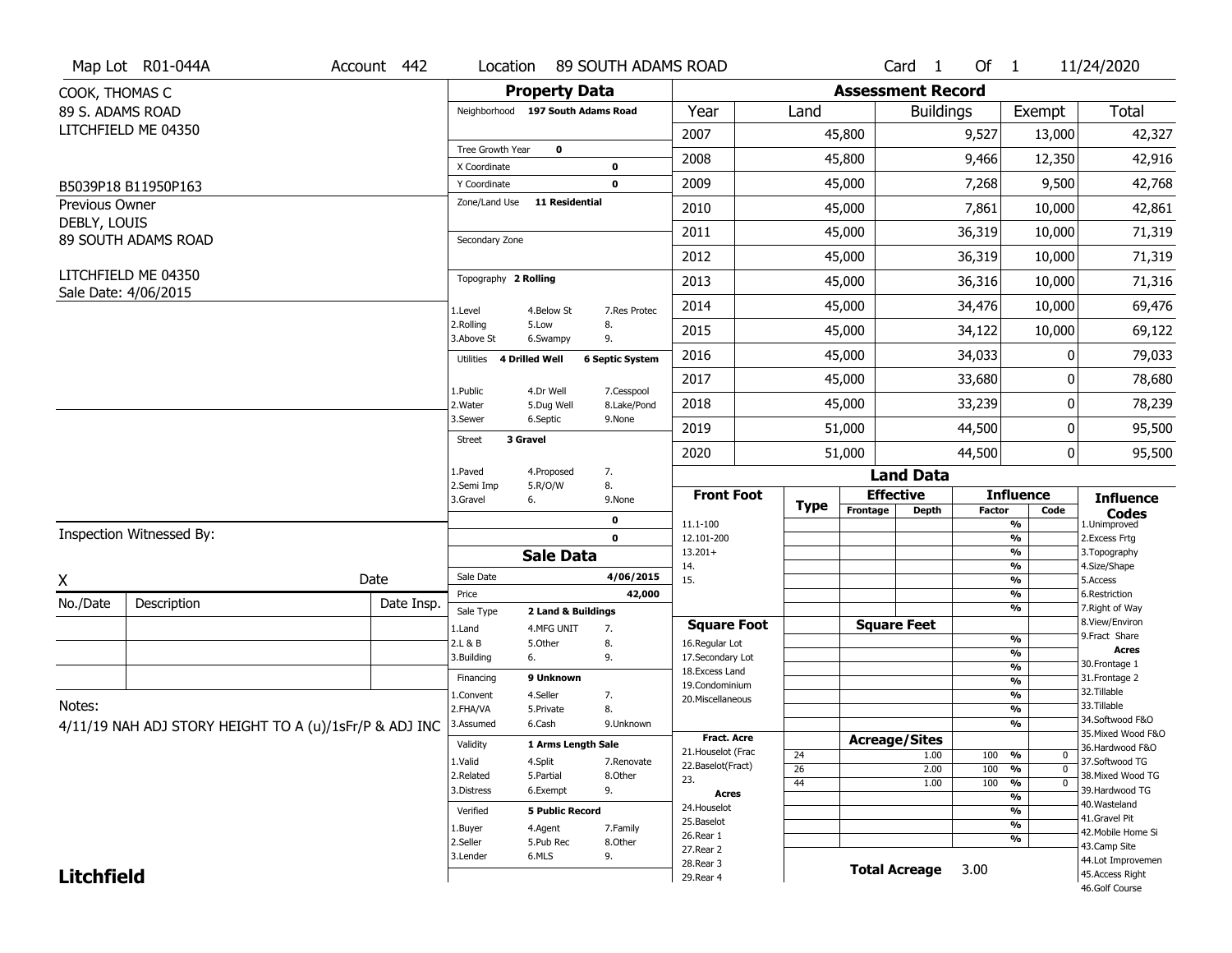Map Lot R01-044A | Account 442 | Location 89 SOUTH ADAMS ROAD | Card 1 Of 1 | 11/24/2020

COOK, THOMAS C
89 S. ADAMS ROAD
LITCHFIELD ME 04350

B5039P18 B11950P163

Previous Owner
DEBLY, LOUIS
89 SOUTH ADAMS ROAD

LITCHFIELD ME 04350
Sale Date: 4/06/2015

## Property Data

Neighborhood **197 South Adams Road**

Tree Growth Year **0**
X Coordinate **0**
Y Coordinate **0**
Zone/Land Use **11 Residential**

Secondary Zone

Topography **2 Rolling**

1.Level 4.Below St 7.Res Protec
2.Rolling 5.Low 8.
3.Above St 6.Swampy 9.

Utilities **4 Drilled Well** **6 Septic System**

1.Public 4.Dr Well 7.Cesspool
2.Water 5.Dug Well 8.Lake/Pond
3.Sewer 6.Septic 9.None

Street **3 Gravel**

1.Paved 4.Proposed 7.
2.Semi Imp 5.R/O/W 8.
3.Gravel 6. 9.None

**0**
**0**

## Sale Data

Sale Date **4/06/2015**
Price **42,000**
Sale Type **2 Land & Buildings**

1.Land 4.MFG UNIT 7.
2.L & B 5.Other 8.
3.Building 6. 9.

Financing **9 Unknown**

1.Convent 4.Seller 7.
2.FHA/VA 5.Private 8.
3.Assumed 6.Cash 9.Unknown

Validity **1 Arms Length Sale**

1.Valid 4.Split 7.Renovate
2.Related 5.Partial 8.Other
3.Distress 6.Exempt 9.

Verified **5 Public Record**

1.Buyer 4.Agent 7.Family
2.Seller 5.Pub Rec 8.Other
3.Lender 6.MLS 9.

## Assessment Record

| Year | Land | Buildings | Exempt | Total |
|---|---|---|---|---|
| 2007 | 45,800 | 9,527 | 13,000 | 42,327 |
| 2008 | 45,800 | 9,466 | 12,350 | 42,916 |
| 2009 | 45,000 | 7,268 | 9,500 | 42,768 |
| 2010 | 45,000 | 7,861 | 10,000 | 42,861 |
| 2011 | 45,000 | 36,319 | 10,000 | 71,319 |
| 2012 | 45,000 | 36,319 | 10,000 | 71,319 |
| 2013 | 45,000 | 36,316 | 10,000 | 71,316 |
| 2014 | 45,000 | 34,476 | 10,000 | 69,476 |
| 2015 | 45,000 | 34,122 | 10,000 | 69,122 |
| 2016 | 45,000 | 34,033 | 0 | 79,033 |
| 2017 | 45,000 | 33,680 | 0 | 78,680 |
| 2018 | 45,000 | 33,239 | 0 | 78,239 |
| 2019 | 51,000 | 44,500 | 0 | 95,500 |
| 2020 | 51,000 | 44,500 | 0 | 95,500 |

## Land Data

Front Foot: 11.1-100, 12.101-200, 13.201+, 14., 15.

Square Foot: 16.Regular Lot, 17.Secondary Lot, 18.Excess Land, 19.Condominium, 20.Miscellaneous

Fract. Acre: 21.Houselot (Frac, 22.Baselot(Fract), 23.

Acres: 24.Houselot, 25.Baselot, 26.Rear 1, 27.Rear 2, 28.Rear 3, 29.Rear 4

### Acreage/Sites

| Type | Acreage/Sites | Factor | Code |
|---|---|---|---|
| 24 | 1.00 | 100 % | 0 |
| 26 | 2.00 | 100 % | 0 |
| 44 | 1.00 | 100 % | 0 |

**Total Acreage** 3.00

**Influence Codes**
1.Unimproved
2.Excess Frtg
3.Topography
4.Size/Shape
5.Access
6.Restriction
7.Right of Way
8.View/Environ
9.Fract Share

**Acres**
30.Frontage 1
31.Frontage 2
32.Tillable
33.Tillable
34.Softwood F&O
35.Mixed Wood F&O
36.Hardwood F&O
37.Softwood TG
38.Mixed Wood TG
39.Hardwood TG
40.Wasteland
41.Gravel Pit
42.Mobile Home Si
43.Camp Site
44.Lot Improvemen
45.Access Right
46.Golf Course

Inspection Witnessed By:

X Date

| No./Date | Description | Date Insp. |
|---|---|---|
| | | |
| | | |
| | | |

Notes:
4/11/19 NAH ADJ STORY HEIGHT TO A (u)/1sFr/P & ADJ INC

**Litchfield**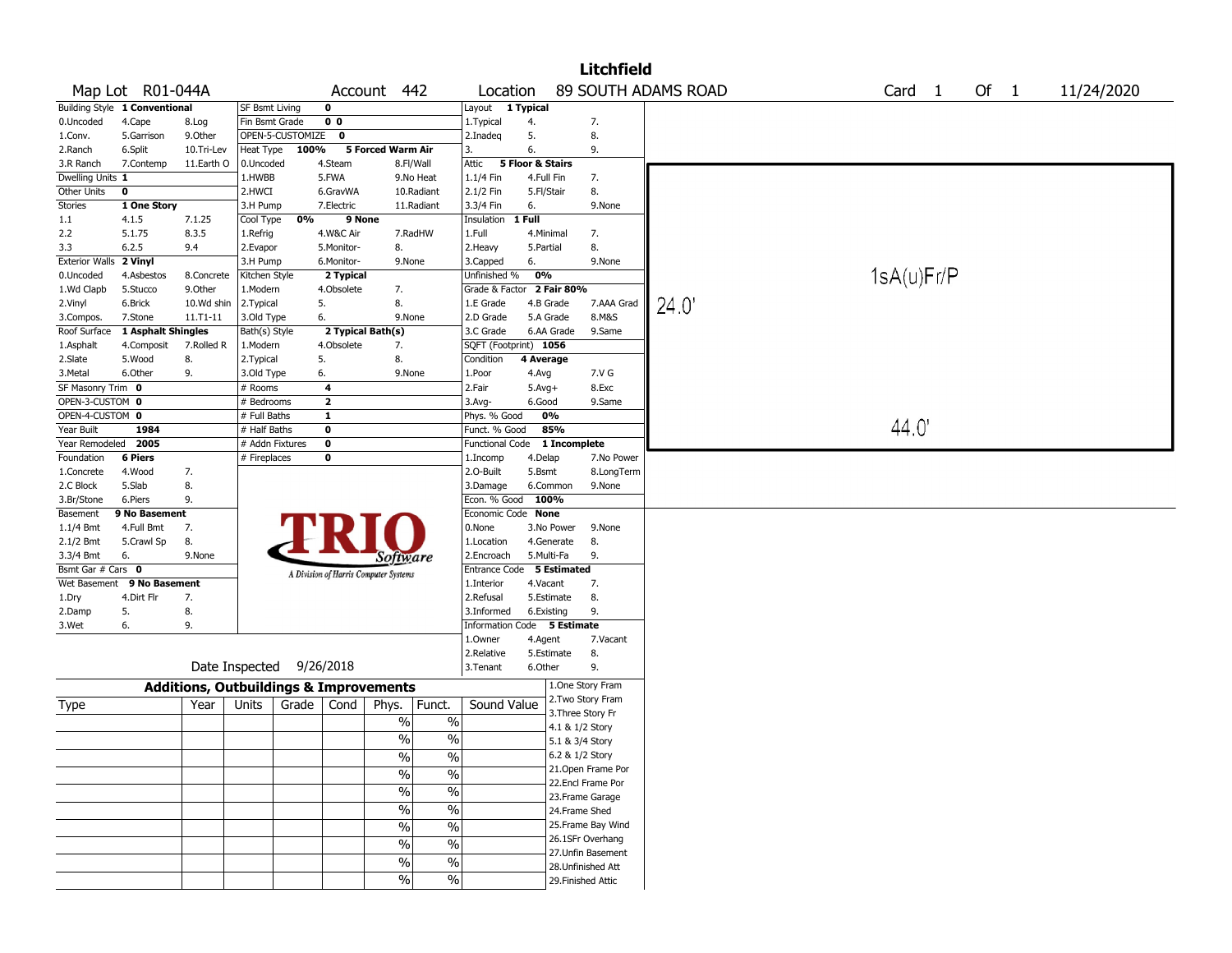# Litchfield

**Map Lot** R01-044A **Account** 442 **Location** 89 SOUTH ADAMS ROAD **Card** 1 **Of** 1 11/24/2020

| Building Style | 1 Conventional | | SF Bsmt Living | 0 | | Layout | 1 Typical | |
|---|---|---|---|---|---|---|---|---|
| 0.Uncoded | 4.Cape | 8.Log | Fin Bsmt Grade | 0 0 | | 1.Typical | 4. | 7. |
| 1.Conv. | 5.Garrison | 9.Other | OPEN-5-CUSTOMIZE | 0 | | 2.Inadeq | 5. | 8. |
| 2.Ranch | 6.Split | 10.Tri-Lev | Heat Type 100% | 5 Forced Warm Air | | 3. | 6. | 9. |
| 3.R Ranch | 7.Contemp | 11.Earth O | 0.Uncoded | 4.Steam | 8.Fl/Wall | Attic | 5 Floor & Stairs | |
| Dwelling Units | 1 | | 1.HWBB | 5.FWA | 9.No Heat | 1.1/4 Fin | 4.Full Fin | 7. |
| Other Units | 0 | | 2.HWCI | 6.GravWA | 10.Radiant | 2.1/2 Fin | 5.Fl/Stair | 8. |
| Stories | 1 One Story | | 3.H Pump | 7.Electric | 11.Radiant | 3.3/4 Fin | 6. | 9.None |
| 1.1 | 4.1.5 | 7.1.25 | Cool Type 0% | 9 None | | Insulation | 1 Full | |
| 2.2 | 5.1.75 | 8.3.5 | 1.Refrig | 4.W&C Air | 7.RadHW | 1.Full | 4.Minimal | 7. |
| 3.3 | 6.2.5 | 9.4 | 2.Evapor | 5.Monitor- | 8. | 2.Heavy | 5.Partial | 8. |
| Exterior Walls | 2 Vinyl | | 3.H Pump | 6.Monitor- | 9.None | 3.Capped | 6. | 9.None |
| 0.Uncoded | 4.Asbestos | 8.Concrete | Kitchen Style | 2 Typical | | Unfinished % | 0% | |
| 1.Wd Clapb | 5.Stucco | 9.Other | 1.Modern | 4.Obsolete | 7. | Grade & Factor | 2 Fair 80% | |
| 2.Vinyl | 6.Brick | 10.Wd shin | 2.Typical | 5. | 8. | 1.E Grade | 4.B Grade | 7.AAA Grad |
| 3.Compos. | 7.Stone | 11.T1-11 | 3.Old Type | 6. | 9.None | 2.D Grade | 5.A Grade | 8.M&S |
| Roof Surface | 1 Asphalt Shingles | | Bath(s) Style | 2 Typical Bath(s) | | 3.C Grade | 6.AA Grade | 9.Same |
| 1.Asphalt | 4.Composit | 7.Rolled R | 1.Modern | 4.Obsolete | 7. | SQFT (Footprint) | 1056 | |
| 2.Slate | 5.Wood | 8. | 2.Typical | 5. | 8. | Condition | 4 Average | |
| 3.Metal | 6.Other | 9. | 3.Old Type | 6. | 9.None | 1.Poor | 4.Avg | 7.V G |
| SF Masonry Trim | 0 | | # Rooms | 4 | | 2.Fair | 5.Avg+ | 8.Exc |
| OPEN-3-CUSTOM | 0 | | # Bedrooms | 2 | | 3.Avg- | 6.Good | 9.Same |
| OPEN-4-CUSTOM | 0 | | # Full Baths | 1 | | Phys. % Good | 0% | |
| Year Built | 1984 | | # Half Baths | 0 | | Funct. % Good | 85% | |
| Year Remodeled | 2005 | | # Addn Fixtures | 0 | | Functional Code | 1 Incomplete | |
| Foundation | 6 Piers | | # Fireplaces | 0 | | 1.Incomp | 4.Delap | 7.No Power |
| 1.Concrete | 4.Wood | 7. | | | | 2.O-Built | 5.Bsmt | 8.LongTerm |
| 2.C Block | 5.Slab | 8. | | | | 3.Damage | 6.Common | 9.None |
| 3.Br/Stone | 6.Piers | 9. | | | | Econ. % Good | 100% | |
| Basement | 9 No Basement | | | | | Economic Code | None | |
| 1.1/4 Bmt | 4.Full Bmt | 7. | | | | 0.None | 3.No Power | 9.None |
| 2.1/2 Bmt | 5.Crawl Sp | 8. | | | | 1.Location | 4.Generate | 8. |
| 3.3/4 Bmt | 6. | 9.None | | | | 2.Encroach | 5.Multi-Fa | 9. |
| Bsmt Gar # Cars | 0 | | | | | Entrance Code | 5 Estimated | |
| Wet Basement | 9 No Basement | | | | | 1.Interior | 4.Vacant | 7. |
| 1.Dry | 4.Dirt Flr | 7. | | | | 2.Refusal | 5.Estimate | 8. |
| 2.Damp | 5. | 8. | | | | 3.Informed | 6.Existing | 9. |
| 3.Wet | 6. | 9. | | | | Information Code | 5 Estimate | |
| | | | | | | 1.Owner | 4.Agent | 7.Vacant |
| | | | | | | 2.Relative | 5.Estimate | 8. |
| | | | Date Inspected | 9/26/2018 | | 3.Tenant | 6.Other | 9. |

TRIO Software — A Division of Harris Computer Systems

Sketch: 1sA(u)Fr/P — 24.0' x 44.0'

## Additions, Outbuildings & Improvements

| Type | Year | Units | Grade | Cond | Phys. | Funct. | Sound Value |
|---|---|---|---|---|---|---|---|
| | | | | | % | % | |
| | | | | | % | % | |
| | | | | | % | % | |
| | | | | | % | % | |
| | | | | | % | % | |
| | | | | | % | % | |
| | | | | | % | % | |
| | | | | | % | % | |
| | | | | | % | % | |
| | | | | | % | % | |

1.One Story Fram
2.Two Story Fram
3.Three Story Fr
4.1 & 1/2 Story
5.1 & 3/4 Story
6.2 & 1/2 Story
21.Open Frame Por
22.Encl Frame Por
23.Frame Garage
24.Frame Shed
25.Frame Bay Wind
26.1SFr Overhang
27.Unfin Basement
28.Unfinished Att
29.Finished Attic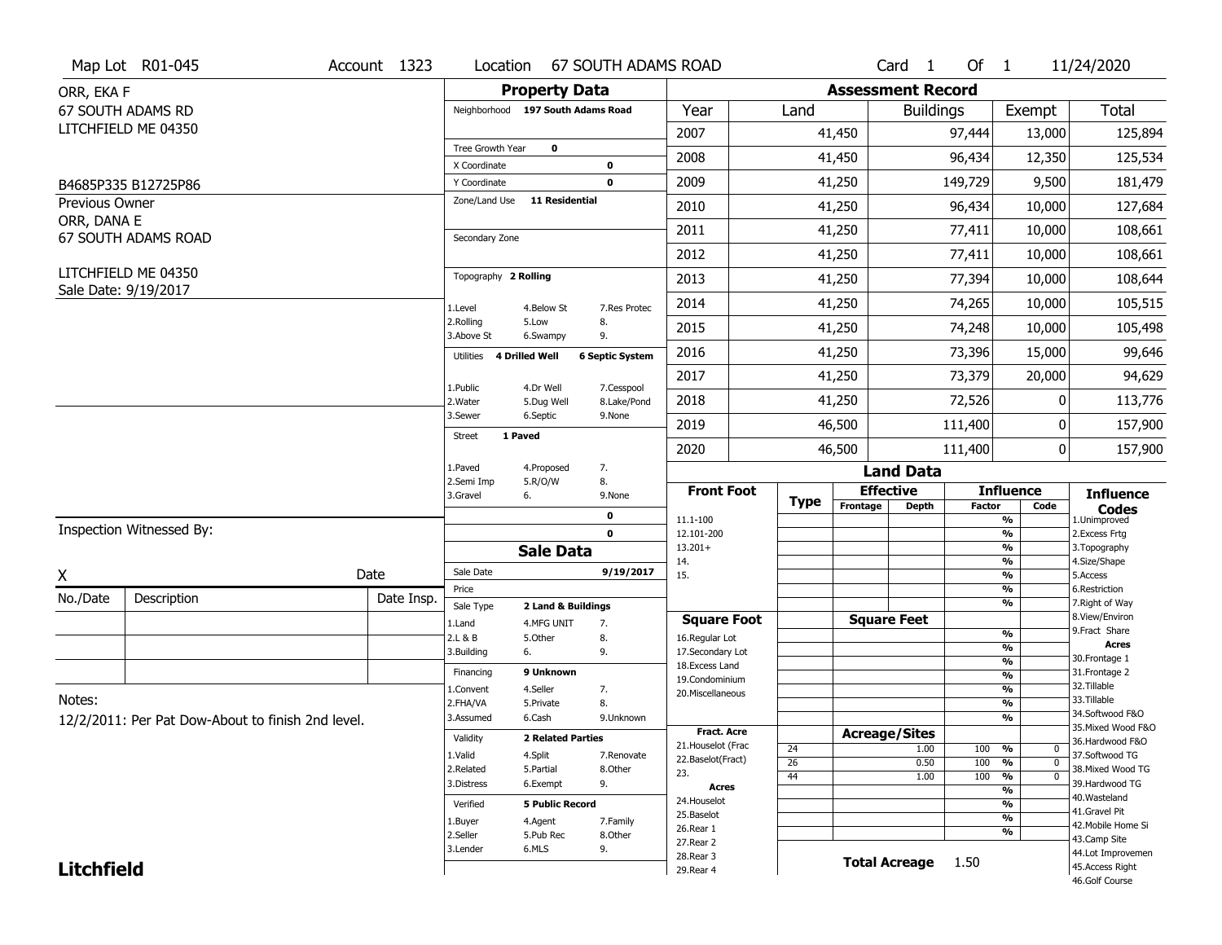Map Lot R01-045 | Account 1323 | Location 67 SOUTH ADAMS ROAD | Card 1 Of 1 | 11/24/2020

ORR, EKA F
67 SOUTH ADAMS RD
LITCHFIELD ME 04350

B4685P335 B12725P86

Previous Owner
ORR, DANA E
67 SOUTH ADAMS ROAD

LITCHFIELD ME 04350
Sale Date: 9/19/2017

## Property Data

Neighborhood **197 South Adams Road**

Tree Growth Year **0**
X Coordinate **0**
Y Coordinate **0**
Zone/Land Use **11 Residential**

Secondary Zone

Topography **2 Rolling**

1.Level 4.Below St 7.Res Protec
2.Rolling 5.Low 8.
3.Above St 6.Swampy 9.

Utilities **4 Drilled Well** **6 Septic System**

1.Public 4.Dr Well 7.Cesspool
2.Water 5.Dug Well 8.Lake/Pond
3.Sewer 6.Septic 9.None

Street **1 Paved**

1.Paved 4.Proposed 7.
2.Semi Imp 5.R/O/W 8.
3.Gravel 6. 9.None

**0**
**0**

## Sale Data

Sale Date **9/19/2017**
Price
Sale Type **2 Land & Buildings**

1.Land 4.MFG UNIT 7.
2.L & B 5.Other 8.
3.Building 6. 9.

Financing **9 Unknown**

1.Convent 4.Seller 7.
2.FHA/VA 5.Private 8.
3.Assumed 6.Cash 9.Unknown

Validity **2 Related Parties**

1.Valid 4.Split 7.Renovate
2.Related 5.Partial 8.Other
3.Distress 6.Exempt 9.

Verified **5 Public Record**

1.Buyer 4.Agent 7.Family
2.Seller 5.Pub Rec 8.Other
3.Lender 6.MLS 9.

## Assessment Record

| Year | Land | Buildings | Exempt | Total |
|---|---|---|---|---|
| 2007 | 41,450 | 97,444 | 13,000 | 125,894 |
| 2008 | 41,450 | 96,434 | 12,350 | 125,534 |
| 2009 | 41,250 | 149,729 | 9,500 | 181,479 |
| 2010 | 41,250 | 96,434 | 10,000 | 127,684 |
| 2011 | 41,250 | 77,411 | 10,000 | 108,661 |
| 2012 | 41,250 | 77,411 | 10,000 | 108,661 |
| 2013 | 41,250 | 77,394 | 10,000 | 108,644 |
| 2014 | 41,250 | 74,265 | 10,000 | 105,515 |
| 2015 | 41,250 | 74,248 | 10,000 | 105,498 |
| 2016 | 41,250 | 73,396 | 15,000 | 99,646 |
| 2017 | 41,250 | 73,379 | 20,000 | 94,629 |
| 2018 | 41,250 | 72,526 | 0 | 113,776 |
| 2019 | 46,500 | 111,400 | 0 | 157,900 |
| 2020 | 46,500 | 111,400 | 0 | 157,900 |

## Land Data

| Front Foot | Type | Effective Frontage | Effective Depth | Influence Factor | Influence Code |
|---|---|---|---|---|---|
| 11.1-100 | | | | % | |
| 12.101-200 | | | | % | |
| 13.201+ | | | | % | |
| 14. | | | | % | |
| 15. | | | | % | |
| | | | | % | |
| | | | | % | |

| Square Foot | | Square Feet | Influence Factor | |
|---|---|---|---|---|
| 16.Regular Lot | | | % | |
| 17.Secondary Lot | | | % | |
| 18.Excess Land | | | % | |
| 19.Condominium | | | % | |
| 20.Miscellaneous | | | % | |
| | | | % | |
| | | | % | |

| Fract. Acre | Type | Acreage/Sites | Influence Factor | Influence Code |
|---|---|---|---|---|
| 21.Houselot (Frac | 24 | 1.00 | 100 % | 0 |
| 22.Baselot(Fract) | 26 | 0.50 | 100 % | 0 |
| 23. | 44 | 1.00 | 100 % | 0 |
| **Acres** | | | % | |
| 24.Houselot | | | % | |
| 25.Baselot | | | % | |
| 26.Rear 1 | | | % | |
| 27.Rear 2 | | | | |
| 28.Rear 3 | | | | |
| 29.Rear 4 | | | | |

**Total Acreage** 1.50

**Influence Codes**
1.Unimproved
2.Excess Frtg
3.Topography
4.Size/Shape
5.Access
6.Restriction
7.Right of Way
8.View/Environ
9.Fract Share
**Acres**
30.Frontage 1
31.Frontage 2
32.Tillable
33.Tillable
34.Softwood F&O
35.Mixed Wood F&O
36.Hardwood F&O
37.Softwood TG
38.Mixed Wood TG
39.Hardwood TG
40.Wasteland
41.Gravel Pit
42.Mobile Home Si
43.Camp Site
44.Lot Improvemen
45.Access Right
46.Golf Course

Inspection Witnessed By:

X Date

| No./Date | Description | Date Insp. |
|---|---|---|
| | | |
| | | |
| | | |

Notes:
12/2/2011: Per Pat Dow-About to finish 2nd level.

**Litchfield**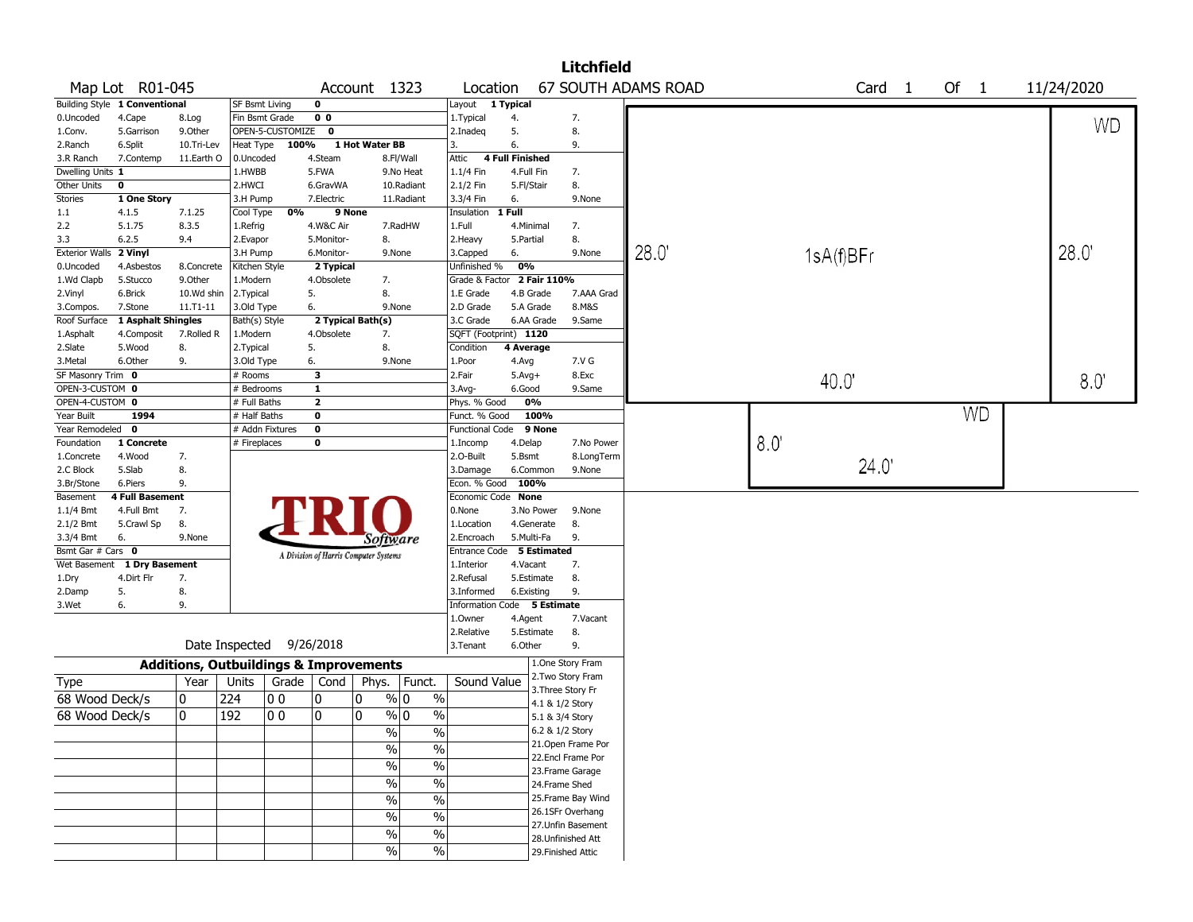# Litchfield

**Map Lot** R01-045 | **Account** 1323 | **Location** 67 SOUTH ADAMS ROAD | **Card** 1 **Of** 1 | 11/24/2020

| Building Style | 1 Conventional | | SF Bsmt Living | 0 | | Layout | 1 Typical | |
|---|---|---|---|---|---|---|---|---|
| 0.Uncoded | 4.Cape | 8.Log | Fin Bsmt Grade | 0 0 | | 1.Typical | 4. | 7. |
| 1.Conv. | 5.Garrison | 9.Other | OPEN-5-CUSTOMIZE | 0 | | 2.Inadeq | 5. | 8. |
| 2.Ranch | 6.Split | 10.Tri-Lev | Heat Type 100% | 1 Hot Water BB | | 3. | 6. | 9. |
| 3.R Ranch | 7.Contemp | 11.Earth O | 0.Uncoded | 4.Steam | 8.Fl/Wall | Attic | 4 Full Finished | |
| Dwelling Units | 1 | | 1.HWBB | 5.FWA | 9.No Heat | 1.1/4 Fin | 4.Full Fin | 7. |
| Other Units | 0 | | 2.HWCI | 6.GravWA | 10.Radiant | 2.1/2 Fin | 5.Fl/Stair | 8. |
| Stories | 1 One Story | | 3.H Pump | 7.Electric | 11.Radiant | 3.3/4 Fin | 6. | 9.None |
| 1.1 | 4.1.5 | 7.1.25 | Cool Type 0% | 9 None | | Insulation | 1 Full | |
| 2.2 | 5.1.75 | 8.3.5 | 1.Refrig | 4.W&C Air | 7.RadHW | 1.Full | 4.Minimal | 7. |
| 3.3 | 6.2.5 | 9.4 | 2.Evapor | 5.Monitor- | 8. | 2.Heavy | 5.Partial | 8. |
| Exterior Walls | 2 Vinyl | | 3.H Pump | 6.Monitor- | 9.None | 3.Capped | 6. | 9.None |
| 0.Uncoded | 4.Asbestos | 8.Concrete | Kitchen Style | 2 Typical | | Unfinished % | 0% | |
| 1.Wd Clapb | 5.Stucco | 9.Other | 1.Modern | 4.Obsolete | 7. | Grade & Factor | 2 Fair 110% | |
| 2.Vinyl | 6.Brick | 10.Wd shin | 2.Typical | 5. | 8. | 1.E Grade | 4.B Grade | 7.AAA Grad |
| 3.Compos. | 7.Stone | 11.T1-11 | 3.Old Type | 6. | 9.None | 2.D Grade | 5.A Grade | 8.M&S |
| Roof Surface | 1 Asphalt Shingles | | Bath(s) Style | 2 Typical Bath(s) | | 3.C Grade | 6.AA Grade | 9.Same |
| 1.Asphalt | 4.Composit | 7.Rolled R | 1.Modern | 4.Obsolete | 7. | SQFT (Footprint) | 1120 | |
| 2.Slate | 5.Wood | 8. | 2.Typical | 5. | 8. | Condition | 4 Average | |
| 3.Metal | 6.Other | 9. | 3.Old Type | 6. | 9.None | 1.Poor | 4.Avg | 7.V G |
| SF Masonry Trim | 0 | | # Rooms | 3 | | 2.Fair | 5.Avg+ | 8.Exc |
| OPEN-3-CUSTOM | 0 | | # Bedrooms | 1 | | 3.Avg- | 6.Good | 9.Same |
| OPEN-4-CUSTOM | 0 | | # Full Baths | 2 | | Phys. % Good | 0% | |
| Year Built | 1994 | | # Half Baths | 0 | | Funct. % Good | 100% | |
| Year Remodeled | 0 | | # Addn Fixtures | 0 | | Functional Code | 9 None | |
| Foundation | 1 Concrete | | # Fireplaces | 0 | | 1.Incomp | 4.Delap | 7.No Power |
| 1.Concrete | 4.Wood | 7. | | | | 2.O-Built | 5.Bsmt | 8.LongTerm |
| 2.C Block | 5.Slab | 8. | | | | 3.Damage | 6.Common | 9.None |
| 3.Br/Stone | 6.Piers | 9. | | | | Econ. % Good | 100% | |
| Basement | 4 Full Basement | | | | | Economic Code | None | |
| 1.1/4 Bmt | 4.Full Bmt | 7. | | | | 0.None | 3.No Power | 9.None |
| 2.1/2 Bmt | 5.Crawl Sp | 8. | | | | 1.Location | 4.Generate | 8. |
| 3.3/4 Bmt | 6. | 9.None | | | | 2.Encroach | 5.Multi-Fa | 9. |
| Bsmt Gar # Cars | 0 | | | | | Entrance Code | 5 Estimated | |
| Wet Basement | 1 Dry Basement | | | | | 1.Interior | 4.Vacant | 7. |
| 1.Dry | 4.Dirt Flr | 7. | | | | 2.Refusal | 5.Estimate | 8. |
| 2.Damp | 5. | 8. | | | | 3.Informed | 6.Existing | 9. |
| 3.Wet | 6. | 9. | | | | Information Code | 5 Estimate | |
| | | | | | | 1.Owner | 4.Agent | 7.Vacant |
| | | | | | | 2.Relative | 5.Estimate | 8. |
| | | | | | | 3.Tenant | 6.Other | 9. |

TRIO Software — A Division of Harris Computer Systems

Date Inspected 9/26/2018

## Additions, Outbuildings & Improvements

| Type | Year | Units | Grade | Cond | Phys. % | Funct. % | Sound Value |
|---|---|---|---|---|---|---|---|
| 68 Wood Deck/s | 0 | 224 | 0 0 | 0 | 0 % | 0 % | |
| 68 Wood Deck/s | 0 | 192 | 0 0 | 0 | 0 % | 0 % | |
| | | | | | % | % | |
| | | | | | % | % | |
| | | | | | % | % | |
| | | | | | % | % | |
| | | | | | % | % | |
| | | | | | % | % | |
| | | | | | % | % | |
| | | | | | % | % | |

1.One Story Fram
2.Two Story Fram
3.Three Story Fr
4.1 & 1/2 Story
5.1 & 3/4 Story
6.2 & 1/2 Story
21.Open Frame Por
22.Encl Frame Por
23.Frame Garage
24.Frame Shed
25.Frame Bay Wind
26.1SFr Overhang
27.Unfin Basement
28.Unfinished Att
29.Finished Attic

Sketch: 1sA(f)BFr 40.0' x 28.0'; WD 28.0' x 8.0'; WD 24.0' x 8.0'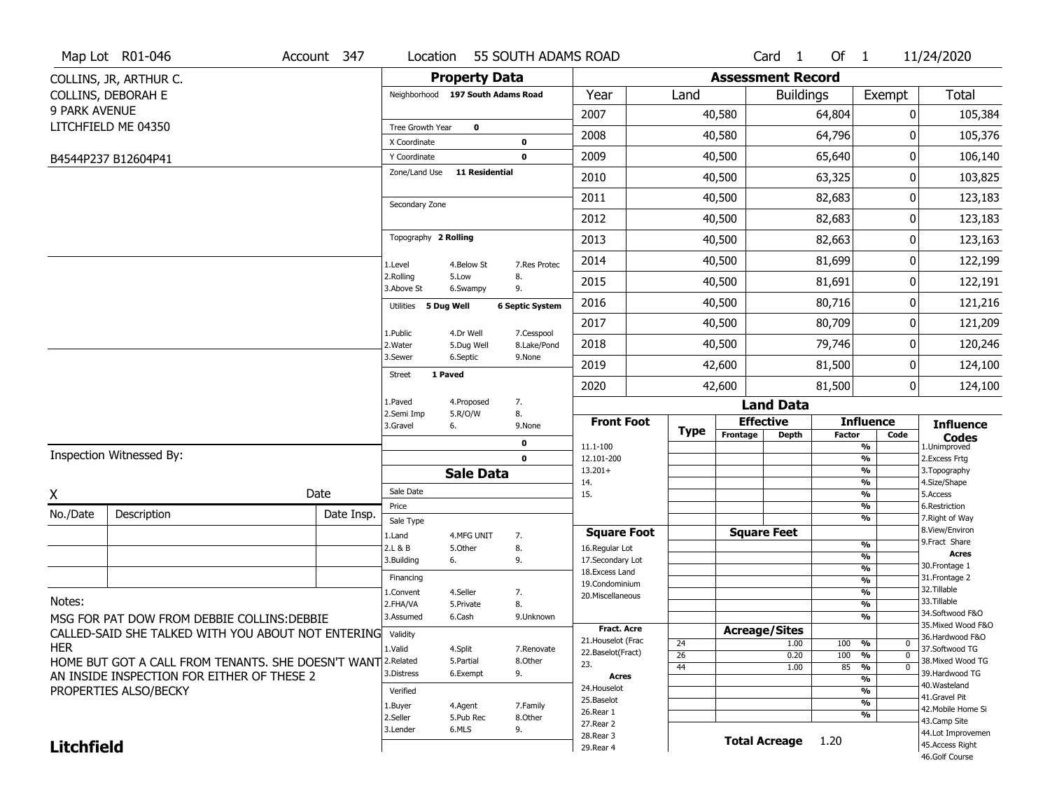Map Lot R01-046 | Account 347 | Location 55 SOUTH ADAMS ROAD | Card 1 Of 1 | 11/24/2020

COLLINS, JR, ARTHUR C.
COLLINS, DEBORAH E
9 PARK AVENUE
LITCHFIELD ME 04350

B4544P237 B12604P41

## Property Data

Neighborhood **197 South Adams Road**

Tree Growth Year **0**
X Coordinate **0**
Y Coordinate **0**
Zone/Land Use **11 Residential**

Secondary Zone

Topography **2 Rolling**

1.Level 4.Below St 7.Res Protec
2.Rolling 5.Low 8.
3.Above St 6.Swampy 9.

Utilities **5 Dug Well** **6 Septic System**

1.Public 4.Dr Well 7.Cesspool
2.Water 5.Dug Well 8.Lake/Pond
3.Sewer 6.Septic 9.None

Street **1 Paved**

1.Paved 4.Proposed 7.
2.Semi Imp 5.R/O/W 8.
3.Gravel 6. 9.None

0
0

## Sale Data

Sale Date
Price
Sale Type
1.Land 4.MFG UNIT 7.
2.L & B 5.Other 8.
3.Building 6. 9.

Financing
1.Convent 4.Seller 7.
2.FHA/VA 5.Private 8.
3.Assumed 6.Cash 9.Unknown

Validity
1.Valid 4.Split 7.Renovate
2.Related 5.Partial 8.Other
3.Distress 6.Exempt 9.

Verified
1.Buyer 4.Agent 7.Family
2.Seller 5.Pub Rec 8.Other
3.Lender 6.MLS 9.

## Assessment Record

| Year | Land | Buildings | Exempt | Total |
|---|---|---|---|---|
| 2007 | 40,580 | 64,804 | 0 | 105,384 |
| 2008 | 40,580 | 64,796 | 0 | 105,376 |
| 2009 | 40,500 | 65,640 | 0 | 106,140 |
| 2010 | 40,500 | 63,325 | 0 | 103,825 |
| 2011 | 40,500 | 82,683 | 0 | 123,183 |
| 2012 | 40,500 | 82,683 | 0 | 123,183 |
| 2013 | 40,500 | 82,663 | 0 | 123,163 |
| 2014 | 40,500 | 81,699 | 0 | 122,199 |
| 2015 | 40,500 | 81,691 | 0 | 122,191 |
| 2016 | 40,500 | 80,716 | 0 | 121,216 |
| 2017 | 40,500 | 80,709 | 0 | 121,209 |
| 2018 | 40,500 | 79,746 | 0 | 120,246 |
| 2019 | 42,600 | 81,500 | 0 | 124,100 |
| 2020 | 42,600 | 81,500 | 0 | 124,100 |

## Land Data

| Front Foot | Type | Effective Frontage | Effective Depth | Influence Factor | Influence Code |
|---|---|---|---|---|---|
| 11.1-100 | | | | % | |
| 12.101-200 | | | | % | |
| 13.201+ | | | | % | |
| 14. | | | | % | |
| 15. | | | | % | |
| | | | | % | |
| | | | | % | |

| Square Foot | Square Feet | Influence Factor | Influence Code |
|---|---|---|---|
| 16.Regular Lot | | % | |
| 17.Secondary Lot | | % | |
| 18.Excess Land | | % | |
| 19.Condominium | | % | |
| 20.Miscellaneous | | % | |
| | | % | |
| | | % | |

| Fract. Acre | Type | Acreage/Sites | Influence Factor | Influence Code |
|---|---|---|---|---|
| 21.Houselot (Frac | 24 | 1.00 | 100 % | 0 |
| 22.Baselot(Fract) | 26 | 0.20 | 100 % | 0 |
| 23. | 44 | 1.00 | 85 % | 0 |
| **Acres** | | | % | |
| 24.Houselot | | | % | |
| 25.Baselot | | | % | |
| 26.Rear 1 | | | % | |
| 27.Rear 2 | | | | |
| 28.Rear 3 | | | | |
| 29.Rear 4 | | | | |

**Total Acreage** 1.20

**Influence Codes**
1.Unimproved
2.Excess Frtg
3.Topography
4.Size/Shape
5.Access
6.Restriction
7.Right of Way
8.View/Environ
9.Fract Share
**Acres**
30.Frontage 1
31.Frontage 2
32.Tillable
33.Tillable
34.Softwood F&O
35.Mixed Wood F&O
36.Hardwood F&O
37.Softwood TG
38.Mixed Wood TG
39.Hardwood TG
40.Wasteland
41.Gravel Pit
42.Mobile Home Si
43.Camp Site
44.Lot Improvemen
45.Access Right
46.Golf Course

Inspection Witnessed By:

X Date

| No./Date | Description | Date Insp. |
|---|---|---|
| | | |
| | | |
| | | |

Notes:

MSG FOR PAT DOW FROM DEBBIE COLLINS:DEBBIE CALLED-SAID SHE TALKED WITH YOU ABOUT NOT ENTERING HER HOME BUT GOT A CALL FROM TENANTS. SHE DOESN'T WANT AN INSIDE INSPECTION FOR EITHER OF THESE 2 PROPERTIES ALSO/BECKY

**Litchfield**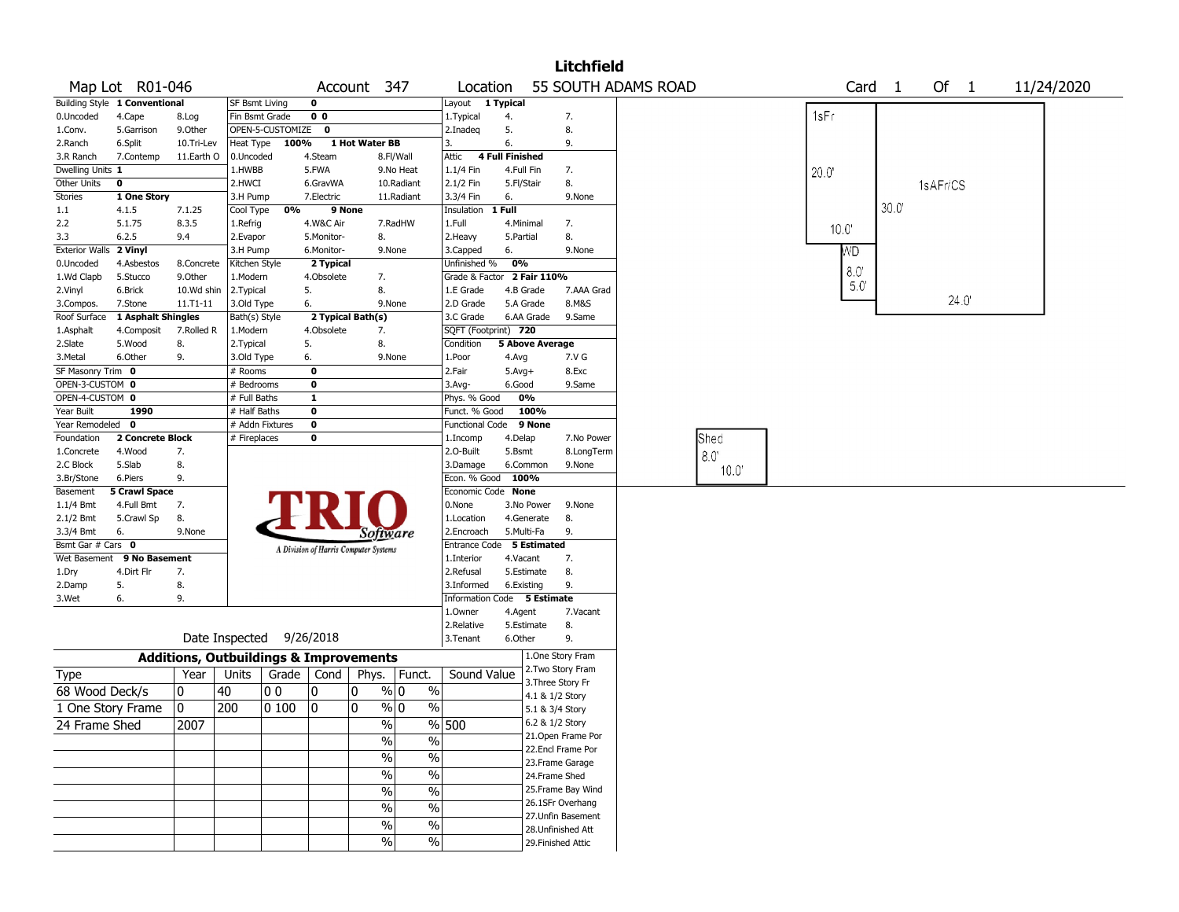# Litchfield

**Map Lot** R01-046 **Account** 347 **Location** 55 SOUTH ADAMS ROAD **Card** 1 **Of** 1 11/24/2020

| | | | | | | | | |
|---|---|---|---|---|---|---|---|---|
| **Building Style** | **1 Conventional** | | **SF Bsmt Living** | **0** | | **Layout** | **1 Typical** | |
| 0.Uncoded | 4.Cape | 8.Log | **Fin Bsmt Grade** | **0 0** | | 1.Typical | 4. | 7. |
| 1.Conv. | 5.Garrison | 9.Other | **OPEN-5-CUSTOMIZE** | **0** | | 2.Inadeq | 5. | 8. |
| 2.Ranch | 6.Split | 10.Tri-Lev | **Heat Type 100%** | **1 Hot Water BB** | | 3. | 6. | 9. |
| 3.R Ranch | 7.Contemp | 11.Earth O | 0.Uncoded | 4.Steam | 8.Fl/Wall | **Attic** | **4 Full Finished** | |
| **Dwelling Units** | **1** | | 1.HWBB | 5.FWA | 9.No Heat | 1.1/4 Fin | 4.Full Fin | 7. |
| **Other Units** | **0** | | 2.HWCI | 6.GravWA | 10.Radiant | 2.1/2 Fin | 5.Fl/Stair | 8. |
| **Stories** | **1 One Story** | | 3.H Pump | 7.Electric | 11.Radiant | 3.3/4 Fin | 6. | 9.None |
| 1.1 | 4.1.5 | 7.1.25 | **Cool Type 0%** | **9 None** | | **Insulation** | **1 Full** | |
| 2.2 | 5.1.75 | 8.3.5 | 1.Refrig | 4.W&C Air | 7.RadHW | 1.Full | 4.Minimal | 7. |
| 3.3 | 6.2.5 | 9.4 | 2.Evapor | 5.Monitor- | 8. | 2.Heavy | 5.Partial | 8. |
| **Exterior Walls** | **2 Vinyl** | | 3.H Pump | 6.Monitor- | 9.None | 3.Capped | 6. | 9.None |
| 0.Uncoded | 4.Asbestos | 8.Concrete | **Kitchen Style** | **2 Typical** | | **Unfinished %** | **0%** | |
| 1.Wd Clapb | 5.Stucco | 9.Other | 1.Modern | 4.Obsolete | 7. | **Grade & Factor** | **2 Fair 110%** | |
| 2.Vinyl | 6.Brick | 10.Wd shin | 2.Typical | 5. | 8. | 1.E Grade | 4.B Grade | 7.AAA Grad |
| 3.Compos. | 7.Stone | 11.T1-11 | 3.Old Type | 6. | 9.None | 2.D Grade | 5.A Grade | 8.M&S |
| **Roof Surface** | **1 Asphalt Shingles** | | **Bath(s) Style** | **2 Typical Bath(s)** | | 3.C Grade | 6.AA Grade | 9.Same |
| 1.Asphalt | 4.Composit | 7.Rolled R | 1.Modern | 4.Obsolete | 7. | **SQFT (Footprint)** | **720** | |
| 2.Slate | 5.Wood | 8. | 2.Typical | 5. | 8. | **Condition** | **5 Above Average** | |
| 3.Metal | 6.Other | 9. | 3.Old Type | 6. | 9.None | 1.Poor | 4.Avg | 7.V G |
| **SF Masonry Trim** | **0** | | **# Rooms** | **0** | | 2.Fair | 5.Avg+ | 8.Exc |
| **OPEN-3-CUSTOM** | **0** | | **# Bedrooms** | **0** | | 3.Avg- | 6.Good | 9.Same |
| **OPEN-4-CUSTOM** | **0** | | **# Full Baths** | **1** | | **Phys. % Good** | **0%** | |
| **Year Built** | **1990** | | **# Half Baths** | **0** | | **Funct. % Good** | **100%** | |
| **Year Remodeled** | **0** | | **# Addn Fixtures** | **0** | | **Functional Code** | **9 None** | |
| **Foundation** | **2 Concrete Block** | | **# Fireplaces** | **0** | | 1.Incomp | 4.Delap | 7.No Power |
| 1.Concrete | 4.Wood | 7. | | | | 2.O-Built | 5.Bsmt | 8.LongTerm |
| 2.C Block | 5.Slab | 8. | | | | 3.Damage | 6.Common | 9.None |
| 3.Br/Stone | 6.Piers | 9. | | | | **Econ. % Good** | **100%** | |
| **Basement** | **5 Crawl Space** | | | | | **Economic Code** | **None** | |
| 1.1/4 Bmt | 4.Full Bmt | 7. | | | | 0.None | 3.No Power | 9.None |
| 2.1/2 Bmt | 5.Crawl Sp | 8. | | | | 1.Location | 4.Generate | 8. |
| 3.3/4 Bmt | 6. | 9.None | | | | 2.Encroach | 5.Multi-Fa | 9. |
| **Bsmt Gar # Cars** | **0** | | | | | **Entrance Code** | **5 Estimated** | |
| **Wet Basement** | **9 No Basement** | | | | | 1.Interior | 4.Vacant | 7. |
| 1.Dry | 4.Dirt Flr | 7. | | | | 2.Refusal | 5.Estimate | 8. |
| 2.Damp | 5. | 8. | | | | 3.Informed | 6.Existing | 9. |
| 3.Wet | 6. | 9. | | | | **Information Code** | **5 Estimate** | |
| | | | | | | 1.Owner | 4.Agent | 7.Vacant |
| | | | | | | 2.Relative | 5.Estimate | 8. |
| | | | | | | 3.Tenant | 6.Other | 9. |

TRIO Software — A Division of Harris Computer Systems

Date Inspected 9/26/2018

## Additions, Outbuildings & Improvements

| Type | Year | Units | Grade | Cond | Phys. | Funct. | Sound Value |
|---|---|---|---|---|---|---|---|
| 68 Wood Deck/s | 0 | 40 | 0 0 | 0 | 0 % | 0 % | |
| 1 One Story Frame | 0 | 200 | 0 100 | 0 | 0 % | 0 % | |
| 24 Frame Shed | 2007 | | | | % | % | 500 |
| | | | | | % | % | |
| | | | | | % | % | |
| | | | | | % | % | |
| | | | | | % | % | |
| | | | | | % | % | |
| | | | | | % | % | |
| | | | | | % | % | |

1.One Story Fram
2.Two Story Fram
3.Three Story Fr
4.1 & 1/2 Story
5.1 & 3/4 Story
6.2 & 1/2 Story
21.Open Frame Por
22.Encl Frame Por
23.Frame Garage
24.Frame Shed
25.Frame Bay Wind
26.1SFr Overhang
27.Unfin Basement
28.Unfinished Att
29.Finished Attic

Sketch labels: 1sFr; 20.0'; 10.0'; 1sAFr/CS; 30.0'; WD; 8.0'; 5.0'; 24.0'; Shed 8.0' 10.0'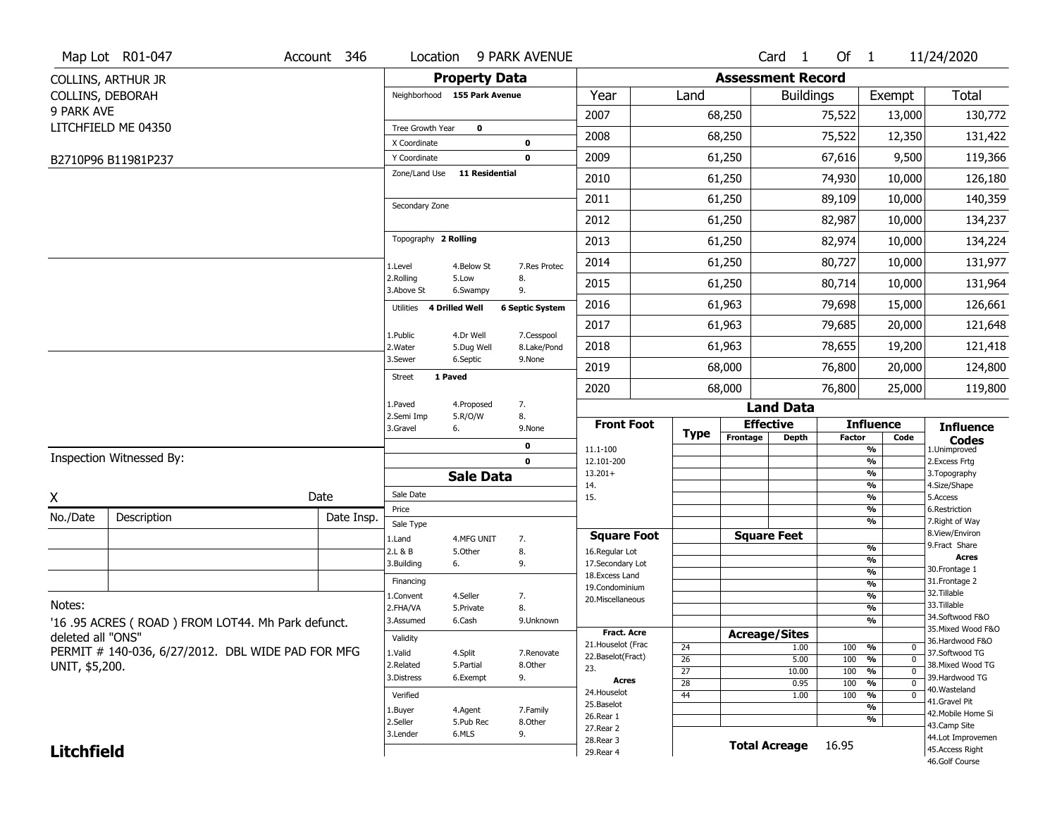Map Lot R01-047 | Account 346 | Location 9 PARK AVENUE | Card 1 Of 1 | 11/24/2020

COLLINS, ARTHUR JR
COLLINS, DEBORAH
9 PARK AVE
LITCHFIELD ME 04350

B2710P96 B11981P237

## Property Data

Neighborhood: 155 Park Avenue
Tree Growth Year: 0
X Coordinate: 0
Y Coordinate: 0
Zone/Land Use: 11 Residential
Secondary Zone:
Topography: 2 Rolling
(1.Level, 2.Rolling, 3.Above St, 4.Below St, 5.Low, 6.Swampy, 7.Res Protec, 8., 9.)
Utilities: 4 Drilled Well, 6 Septic System
(1.Public, 2.Water, 3.Sewer, 4.Dr Well, 5.Dug Well, 6.Septic, 7.Cesspool, 8.Lake/Pond, 9.None)
Street: 1 Paved
(1.Paved, 2.Semi Imp, 3.Gravel, 4.Proposed, 5.R/O/W, 6., 7., 8., 9.None)

## Assessment Record

| Year | Land | Buildings | Exempt | Total |
|---|---|---|---|---|
| 2007 | 68,250 | 75,522 | 13,000 | 130,772 |
| 2008 | 68,250 | 75,522 | 12,350 | 131,422 |
| 2009 | 61,250 | 67,616 | 9,500 | 119,366 |
| 2010 | 61,250 | 74,930 | 10,000 | 126,180 |
| 2011 | 61,250 | 89,109 | 10,000 | 140,359 |
| 2012 | 61,250 | 82,987 | 10,000 | 134,237 |
| 2013 | 61,250 | 82,974 | 10,000 | 134,224 |
| 2014 | 61,250 | 80,727 | 10,000 | 131,977 |
| 2015 | 61,250 | 80,714 | 10,000 | 131,964 |
| 2016 | 61,963 | 79,698 | 15,000 | 126,661 |
| 2017 | 61,963 | 79,685 | 20,000 | 121,648 |
| 2018 | 61,963 | 78,655 | 19,200 | 121,418 |
| 2019 | 68,000 | 76,800 | 20,000 | 124,800 |
| 2020 | 68,000 | 76,800 | 25,000 | 119,800 |

## Sale Data

Sale Date:
Price:
Sale Type: (1.Land, 2.L & B, 3.Building, 4.MFG UNIT, 5.Other, 6., 7., 8., 9.)
Financing: (1.Convent, 2.FHA/VA, 3.Assumed, 4.Seller, 5.Private, 6.Cash, 7., 8., 9.Unknown)
Validity: (1.Valid, 2.Related, 3.Distress, 4.Split, 5.Partial, 6.Exempt, 7.Renovate, 8.Other, 9.)
Verified: (1.Buyer, 2.Seller, 3.Lender, 4.Agent, 5.Pub Rec, 6.MLS, 7.Family, 8.Other, 9.)

## Land Data

| Type | Effective Frontage / Sq Ft / Acres | Influence Factor | Code |
|---|---|---|---|
| 24 | 1.00 | 100 % | 0 |
| 26 | 5.00 | 100 % | 0 |
| 27 | 10.00 | 100 % | 0 |
| 28 | 0.95 | 100 % | 0 |
| 44 | 1.00 | 100 % | 0 |

Total Acreage: 16.95

Front Foot: 11.1-100, 12.101-200, 13.201+, 14., 15.
Square Foot: 16.Regular Lot, 17.Secondary Lot, 18.Excess Land, 19.Condominium, 20.Miscellaneous
Fract. Acre: 21.Houselot (Frac, 22.Baselot(Fract), 23.
Acres: 24.Houselot, 25.Baselot, 26.Rear 1, 27.Rear 2, 28.Rear 3, 29.Rear 4

Influence Codes: 1.Unimproved, 2.Excess Frtg, 3.Topography, 4.Size/Shape, 5.Access, 6.Restriction, 7.Right of Way, 8.View/Environ, 9.Fract Share
Acres: 30.Frontage 1, 31.Frontage 2, 32.Tillable, 33.Tillable, 34.Softwood F&O, 35.Mixed Wood F&O, 36.Hardwood F&O, 37.Softwood TG, 38.Mixed Wood TG, 39.Hardwood TG, 40.Wasteland, 41.Gravel Pit, 42.Mobile Home Si, 43.Camp Site, 44.Lot Improvemen, 45.Access Right, 46.Golf Course

Inspection Witnessed By:

X ____________ Date

| No./Date | Description | Date Insp. |
|---|---|---|
| | | |
| | | |
| | | |

Notes:
'16 .95 ACRES ( ROAD ) FROM LOT44. Mh Park defunct. deleted all "ONS"
PERMIT # 140-036, 6/27/2012. DBL WIDE PAD FOR MFG UNIT, $5,200.

**Litchfield**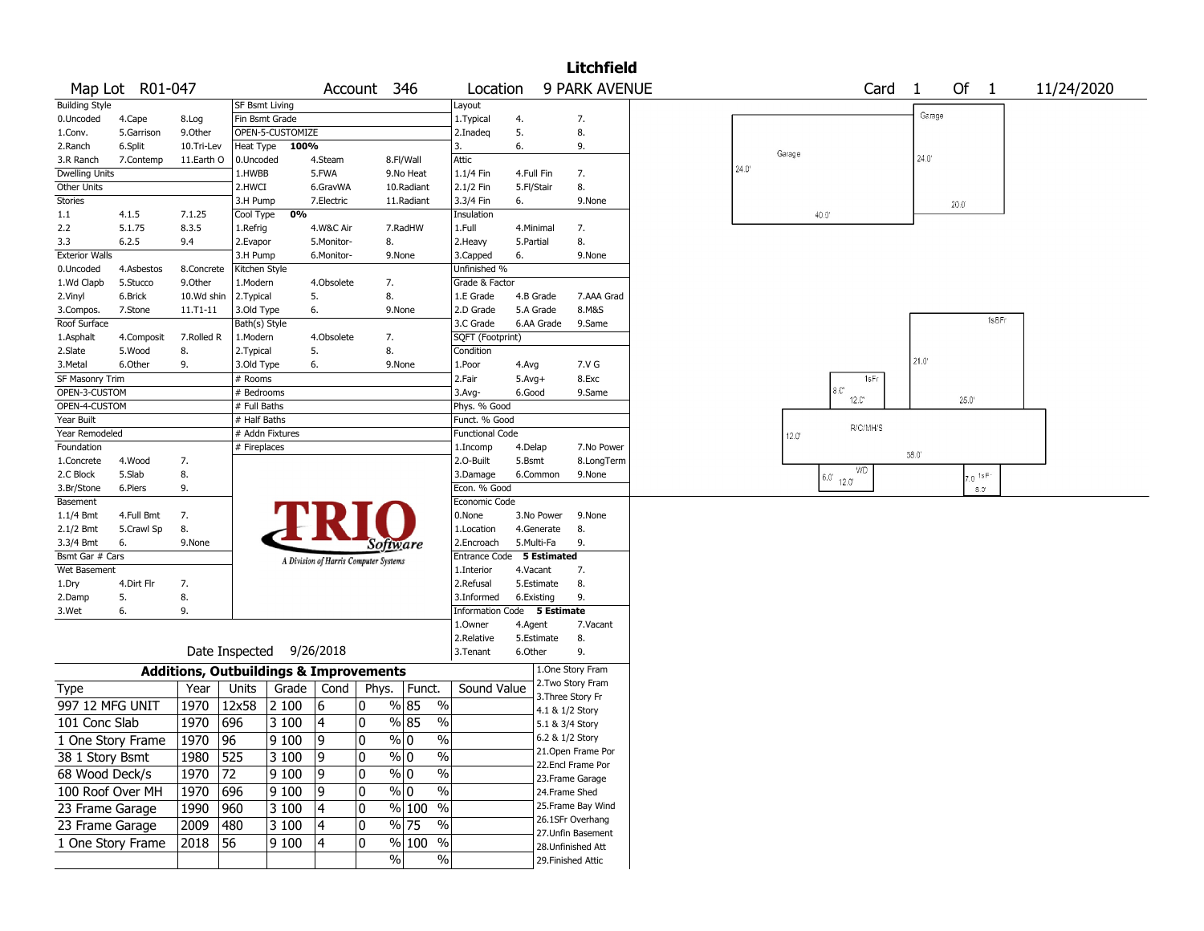# Litchfield

Map Lot R01-047 | Account 346 | Location 9 PARK AVENUE | Card 1 Of 1 | 11/24/2020

| Building Style | | | SF Bsmt Living | | | Layout | | |
|---|---|---|---|---|---|---|---|---|
| 0.Uncoded | 4.Cape | 8.Log | Fin Bsmt Grade | | | 1.Typical | 4. | 7. |
| 1.Conv. | 5.Garrison | 9.Other | OPEN-5-CUSTOMIZE | | | 2.Inadeq | 5. | 8. |
| 2.Ranch | 6.Split | 10.Tri-Lev | Heat Type 100% | | | 3. | 6. | 9. |
| 3.R Ranch | 7.Contemp | 11.Earth O | 0.Uncoded | 4.Steam | 8.Fl/Wall | Attic | | |
| Dwelling Units | | | 1.HWBB | 5.FWA | 9.No Heat | 1.1/4 Fin | 4.Full Fin | 7. |
| Other Units | | | 2.HWCI | 6.GravWA | 10.Radiant | 2.1/2 Fin | 5.Fl/Stair | 8. |
| Stories | | | 3.H Pump | 7.Electric | 11.Radiant | 3.3/4 Fin | 6. | 9.None |
| 1.1 | 4.1.5 | 7.1.25 | Cool Type 0% | | | Insulation | | |
| 2.2 | 5.1.75 | 8.3.5 | 1.Refrig | 4.W&C Air | 7.RadHW | 1.Full | 4.Minimal | 7. |
| 3.3 | 6.2.5 | 9.4 | 2.Evapor | 5.Monitor- | 8. | 2.Heavy | 5.Partial | 8. |
| Exterior Walls | | | 3.H Pump | 6.Monitor- | 9.None | 3.Capped | 6. | 9.None |
| 0.Uncoded | 4.Asbestos | 8.Concrete | Kitchen Style | | | Unfinished % | | |
| 1.Wd Clapb | 5.Stucco | 9.Other | 1.Modern | 4.Obsolete | 7. | Grade & Factor | | |
| 2.Vinyl | 6.Brick | 10.Wd shin | 2.Typical | 5. | 8. | 1.E Grade | 4.B Grade | 7.AAA Grad |
| 3.Compos. | 7.Stone | 11.T1-11 | 3.Old Type | 6. | 9.None | 2.D Grade | 5.A Grade | 8.M&S |
| Roof Surface | | | Bath(s) Style | | | 3.C Grade | 6.AA Grade | 9.Same |
| 1.Asphalt | 4.Composit | 7.Rolled R | 1.Modern | 4.Obsolete | 7. | SQFT (Footprint) | | |
| 2.Slate | 5.Wood | 8. | 2.Typical | 5. | 8. | Condition | | |
| 3.Metal | 6.Other | 9. | 3.Old Type | 6. | 9.None | 1.Poor | 4.Avg | 7.V G |
| SF Masonry Trim | | | # Rooms | | | 2.Fair | 5.Avg+ | 8.Exc |
| OPEN-3-CUSTOM | | | # Bedrooms | | | 3.Avg- | 6.Good | 9.Same |
| OPEN-4-CUSTOM | | | # Full Baths | | | Phys. % Good | | |
| Year Built | | | # Half Baths | | | Funct. % Good | | |
| Year Remodeled | | | # Addn Fixtures | | | Functional Code | | |
| Foundation | | | # Fireplaces | | | 1.Incomp | 4.Delap | 7.No Power |
| 1.Concrete | 4.Wood | 7. | | | | 2.O-Built | 5.Bsmt | 8.LongTerm |
| 2.C Block | 5.Slab | 8. | | | | 3.Damage | 6.Common | 9.None |
| 3.Br/Stone | 6.Piers | 9. | | | | Econ. % Good | | |
| Basement | | | | | | Economic Code | | |
| 1.1/4 Bmt | 4.Full Bmt | 7. | | | | 0.None | 3.No Power | 9.None |
| 2.1/2 Bmt | 5.Crawl Sp | 8. | | | | 1.Location | 4.Generate | 8. |
| 3.3/4 Bmt | 6. | 9.None | | | | 2.Encroach | 5.Multi-Fa | 9. |
| Bsmt Gar # Cars | | | | | | Entrance Code 5 Estimated | | |
| Wet Basement | | | | | | 1.Interior | 4.Vacant | 7. |
| 1.Dry | 4.Dirt Flr | 7. | | | | 2.Refusal | 5.Estimate | 8. |
| 2.Damp | 5. | 8. | | | | 3.Informed | 6.Existing | 9. |
| 3.Wet | 6. | 9. | | | | Information Code 5 Estimate | | |
| | | | | | | 1.Owner | 4.Agent | 7.Vacant |
| | | | | | | 2.Relative | 5.Estimate | 8. |
| | | | Date Inspected 9/26/2018 | | | 3.Tenant | 6.Other | 9. |

TRIO Software — A Division of Harris Computer Systems

## Additions, Outbuildings & Improvements

| Type | Year | Units | Grade | Cond | Phys. | Funct. | Sound Value |
|---|---|---|---|---|---|---|---|
| 997 12 MFG UNIT | 1970 | 12x58 | 2 100 | 6 | 0 % | 85 % | |
| 101 Conc Slab | 1970 | 696 | 3 100 | 4 | 0 % | 85 % | |
| 1 One Story Frame | 1970 | 96 | 9 100 | 9 | 0 % | 0 % | |
| 38 1 Story Bsmt | 1980 | 525 | 3 100 | 9 | 0 % | 0 % | |
| 68 Wood Deck/s | 1970 | 72 | 9 100 | 9 | 0 % | 0 % | |
| 100 Roof Over MH | 1970 | 696 | 9 100 | 9 | 0 % | 0 % | |
| 23 Frame Garage | 1990 | 960 | 3 100 | 4 | 0 % | 100 % | |
| 23 Frame Garage | 2009 | 480 | 3 100 | 4 | 0 % | 75 % | |
| 1 One Story Frame | 2018 | 56 | 9 100 | 4 | 0 % | 100 % | |
| | | | | | % | % | |

1.One Story Fram
2.Two Story Fram
3.Three Story Fr
4.1 & 1/2 Story
5.1 & 3/4 Story
6.2 & 1/2 Story
21.Open Frame Por
22.Encl Frame Por
23.Frame Garage
24.Frame Shed
25.Frame Bay Wind
26.1SFr Overhang
27.Unfin Basement
28.Unfinished Att
29.Finished Attic

Sketch labels: Garage 24.0' x 40.0'; Garage 24.0' x 20.0'; 1sFr 21.0' x 25.0'; 1sFr 8.0' x 12.0'; R/C/MH/S 12.0' x 58.0'; WD 6.0' x 12.0'; 1sFr 7.0' x 8.0'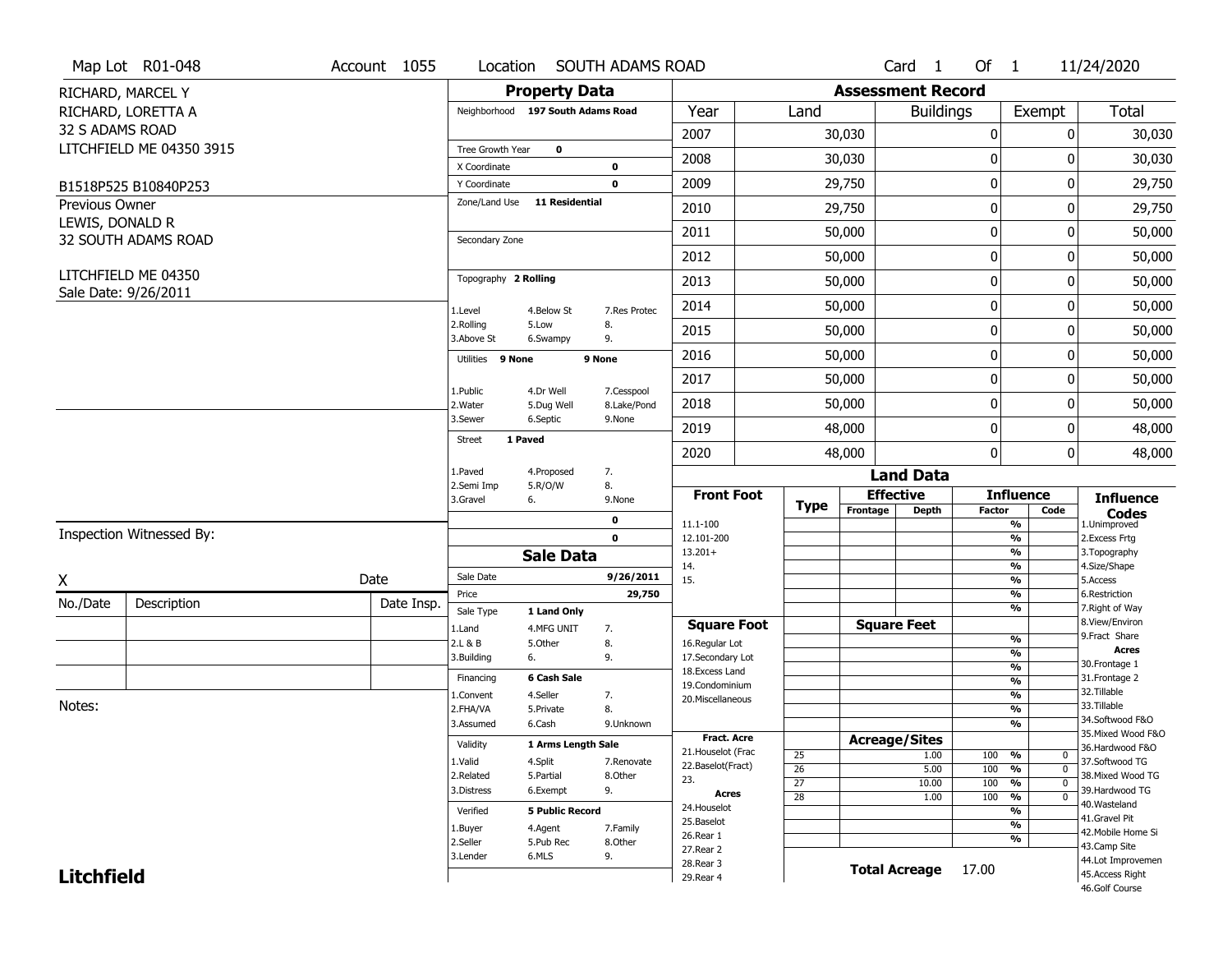Map Lot R01-048 | Account 1055 | Location SOUTH ADAMS ROAD | Card 1 Of 1 | 11/24/2020

RICHARD, MARCEL Y
RICHARD, LORETTA A
32 S ADAMS ROAD
LITCHFIELD ME 04350 3915

B1518P525 B10840P253

Previous Owner
LEWIS, DONALD R
32 SOUTH ADAMS ROAD

LITCHFIELD ME 04350
Sale Date: 9/26/2011

## Property Data

Neighborhood 197 South Adams Road

Tree Growth Year 0
X Coordinate 0
Y Coordinate 0
Zone/Land Use 11 Residential

Secondary Zone

Topography 2 Rolling

| | | |
|---|---|---|
| 1.Level | 4.Below St | 7.Res Protec |
| 2.Rolling | 5.Low | 8. |
| 3.Above St | 6.Swampy | 9. |

Utilities 9 None 9 None

| | | |
|---|---|---|
| 1.Public | 4.Dr Well | 7.Cesspool |
| 2.Water | 5.Dug Well | 8.Lake/Pond |
| 3.Sewer | 6.Septic | 9.None |

Street 1 Paved

| | | |
|---|---|---|
| 1.Paved | 4.Proposed | 7. |
| 2.Semi Imp | 5.R/O/W | 8. |
| 3.Gravel | 6. | 9.None |

0
0

## Sale Data

Sale Date 9/26/2011
Price 29,750
Sale Type 1 Land Only

| | | |
|---|---|---|
| 1.Land | 4.MFG UNIT | 7. |
| 2.L & B | 5.Other | 8. |
| 3.Building | 6. | 9. |

Financing 6 Cash Sale

| | | |
|---|---|---|
| 1.Convent | 4.Seller | 7. |
| 2.FHA/VA | 5.Private | 8. |
| 3.Assumed | 6.Cash | 9.Unknown |

Validity 1 Arms Length Sale

| | | |
|---|---|---|
| 1.Valid | 4.Split | 7.Renovate |
| 2.Related | 5.Partial | 8.Other |
| 3.Distress | 6.Exempt | 9. |

Verified 5 Public Record

| | | |
|---|---|---|
| 1.Buyer | 4.Agent | 7.Family |
| 2.Seller | 5.Pub Rec | 8.Other |
| 3.Lender | 6.MLS | 9. |

## Assessment Record

| Year | Land | Buildings | Exempt | Total |
|---|---|---|---|---|
| 2007 | 30,030 | 0 | 0 | 30,030 |
| 2008 | 30,030 | 0 | 0 | 30,030 |
| 2009 | 29,750 | 0 | 0 | 29,750 |
| 2010 | 29,750 | 0 | 0 | 29,750 |
| 2011 | 50,000 | 0 | 0 | 50,000 |
| 2012 | 50,000 | 0 | 0 | 50,000 |
| 2013 | 50,000 | 0 | 0 | 50,000 |
| 2014 | 50,000 | 0 | 0 | 50,000 |
| 2015 | 50,000 | 0 | 0 | 50,000 |
| 2016 | 50,000 | 0 | 0 | 50,000 |
| 2017 | 50,000 | 0 | 0 | 50,000 |
| 2018 | 50,000 | 0 | 0 | 50,000 |
| 2019 | 48,000 | 0 | 0 | 48,000 |
| 2020 | 48,000 | 0 | 0 | 48,000 |

## Land Data

| Front Foot | Type | Effective Frontage | Effective Depth | Influence Factor | Influence Code |
|---|---|---|---|---|---|
| 11.1-100 | | | | % | |
| 12.101-200 | | | | % | |
| 13.201+ | | | | % | |
| 14. | | | | % | |
| 15. | | | | % | |
| | | | | % | |
| | | | | % | |

| Square Foot | | Square Feet | | |
|---|---|---|---|---|
| 16.Regular Lot | | | % | |
| 17.Secondary Lot | | | % | |
| 18.Excess Land | | | % | |
| 19.Condominium | | | % | |
| 20.Miscellaneous | | | % | |
| | | | % | |
| | | | % | |

| Fract. Acre | Type | Acreage/Sites | Factor | Code |
|---|---|---|---|---|
| 21.Houselot (Frac | 25 | 1.00 | 100 % | 0 |
| 22.Baselot(Fract) | 26 | 5.00 | 100 % | 0 |
| 23. | 27 | 10.00 | 100 % | 0 |
| **Acres** | 28 | 1.00 | 100 % | 0 |
| 24.Houselot | | | % | |
| 25.Baselot | | | % | |
| 26.Rear 1 | | | % | |
| 27.Rear 2 | | | | |
| 28.Rear 3 | | | | |
| 29.Rear 4 | | | | |

**Total Acreage** 17.00

**Influence Codes**
1.Unimproved
2.Excess Frtg
3.Topography
4.Size/Shape
5.Access
6.Restriction
7.Right of Way
8.View/Environ
9.Fract Share
**Acres**
30.Frontage 1
31.Frontage 2
32.Tillable
33.Tillable
34.Softwood F&O
35.Mixed Wood F&O
36.Hardwood F&O
37.Softwood TG
38.Mixed Wood TG
39.Hardwood TG
40.Wasteland
41.Gravel Pit
42.Mobile Home Si
43.Camp Site
44.Lot Improvemen
45.Access Right
46.Golf Course

Inspection Witnessed By:

X _______________ Date

| No./Date | Description | Date Insp. |
|---|---|---|
| | | |
| | | |
| | | |

Notes:

**Litchfield**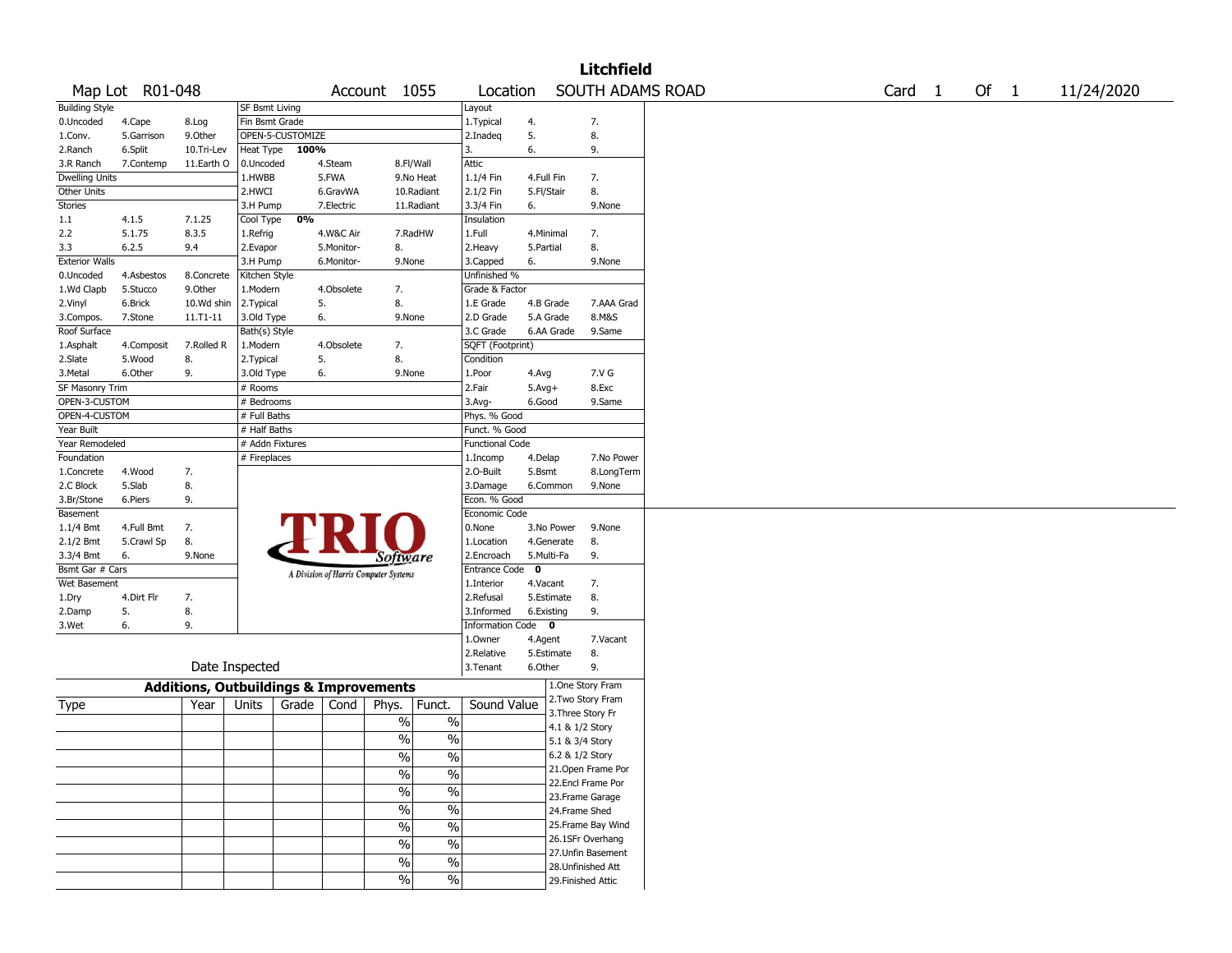# Litchfield

Map Lot R01-048 | Account 1055 | Location SOUTH ADAMS ROAD | Card 1 Of 1 | 11/24/2020

| Building Style | | | SF Bsmt Living | | | Layout | | |
|---|---|---|---|---|---|---|---|---|
| 0.Uncoded | 4.Cape | 8.Log | Fin Bsmt Grade | | | 1.Typical | 4. | 7. |
| 1.Conv. | 5.Garrison | 9.Other | OPEN-5-CUSTOMIZE | | | 2.Inadeq | 5. | 8. |
| 2.Ranch | 6.Split | 10.Tri-Lev | Heat Type 100% | | | 3. | 6. | 9. |
| 3.R Ranch | 7.Contemp | 11.Earth O | 0.Uncoded | 4.Steam | 8.Fl/Wall | Attic | | |
| Dwelling Units | | | 1.HWBB | 5.FWA | 9.No Heat | 1.1/4 Fin | 4.Full Fin | 7. |
| Other Units | | | 2.HWCI | 6.GravWA | 10.Radiant | 2.1/2 Fin | 5.Fl/Stair | 8. |
| Stories | | | 3.H Pump | 7.Electric | 11.Radiant | 3.3/4 Fin | 6. | 9.None |
| 1.1 | 4.1.5 | 7.1.25 | Cool Type 0% | | | Insulation | | |
| 2.2 | 5.1.75 | 8.3.5 | 1.Refrig | 4.W&C Air | 7.RadHW | 1.Full | 4.Minimal | 7. |
| 3.3 | 6.2.5 | 9.4 | 2.Evapor | 5.Monitor- | 8. | 2.Heavy | 5.Partial | 8. |
| Exterior Walls | | | 3.H Pump | 6.Monitor- | 9.None | 3.Capped | 6. | 9.None |
| 0.Uncoded | 4.Asbestos | 8.Concrete | Kitchen Style | | | Unfinished % | | |
| 1.Wd Clapb | 5.Stucco | 9.Other | 1.Modern | 4.Obsolete | 7. | Grade & Factor | | |
| 2.Vinyl | 6.Brick | 10.Wd shin | 2.Typical | 5. | 8. | 1.E Grade | 4.B Grade | 7.AAA Grad |
| 3.Compos. | 7.Stone | 11.T1-11 | 3.Old Type | 6. | 9.None | 2.D Grade | 5.A Grade | 8.M&S |
| Roof Surface | | | Bath(s) Style | | | 3.C Grade | 6.AA Grade | 9.Same |
| 1.Asphalt | 4.Composit | 7.Rolled R | 1.Modern | 4.Obsolete | 7. | SQFT (Footprint) | | |
| 2.Slate | 5.Wood | 8. | 2.Typical | 5. | 8. | Condition | | |
| 3.Metal | 6.Other | 9. | 3.Old Type | 6. | 9.None | 1.Poor | 4.Avg | 7.V G |
| SF Masonry Trim | | | # Rooms | | | 2.Fair | 5.Avg+ | 8.Exc |
| OPEN-3-CUSTOM | | | # Bedrooms | | | 3.Avg- | 6.Good | 9.Same |
| OPEN-4-CUSTOM | | | # Full Baths | | | Phys. % Good | | |
| Year Built | | | # Half Baths | | | Funct. % Good | | |
| Year Remodeled | | | # Addn Fixtures | | | Functional Code | | |
| Foundation | | | # Fireplaces | | | 1.Incomp | 4.Delap | 7.No Power |
| 1.Concrete | 4.Wood | 7. | | | | 2.O-Built | 5.Bsmt | 8.LongTerm |
| 2.C Block | 5.Slab | 8. | | | | 3.Damage | 6.Common | 9.None |
| 3.Br/Stone | 6.Piers | 9. | | | | Econ. % Good | | |
| Basement | | | | | | Economic Code | | |
| 1.1/4 Bmt | 4.Full Bmt | 7. | | | | 0.None | 3.No Power | 9.None |
| 2.1/2 Bmt | 5.Crawl Sp | 8. | | | | 1.Location | 4.Generate | 8. |
| 3.3/4 Bmt | 6. | 9.None | | | | 2.Encroach | 5.Multi-Fa | 9. |
| Bsmt Gar # Cars | | | | | | Entrance Code 0 | | |
| Wet Basement | | | | | | 1.Interior | 4.Vacant | 7. |
| 1.Dry | 4.Dirt Flr | 7. | | | | 2.Refusal | 5.Estimate | 8. |
| 2.Damp | 5. | 8. | | | | 3.Informed | 6.Existing | 9. |
| 3.Wet | 6. | 9. | | | | Information Code 0 | | |
| | | | | | | 1.Owner | 4.Agent | 7.Vacant |
| | | | | | | 2.Relative | 5.Estimate | 8. |
| Date Inspected | | | | | | 3.Tenant | 6.Other | 9. |

TRIO Software — A Division of Harris Computer Systems

## Additions, Outbuildings & Improvements

| Type | Year | Units | Grade | Cond | Phys. | Funct. | Sound Value |
|---|---|---|---|---|---|---|---|
| | | | | | % | % | |
| | | | | | % | % | |
| | | | | | % | % | |
| | | | | | % | % | |
| | | | | | % | % | |
| | | | | | % | % | |
| | | | | | % | % | |
| | | | | | % | % | |
| | | | | | % | % | |
| | | | | | % | % | |

1.One Story Fram
2.Two Story Fram
3.Three Story Fr
4.1 & 1/2 Story
5.1 & 3/4 Story
6.2 & 1/2 Story
21.Open Frame Por
22.Encl Frame Por
23.Frame Garage
24.Frame Shed
25.Frame Bay Wind
26.1SFr Overhang
27.Unfin Basement
28.Unfinished Att
29.Finished Attic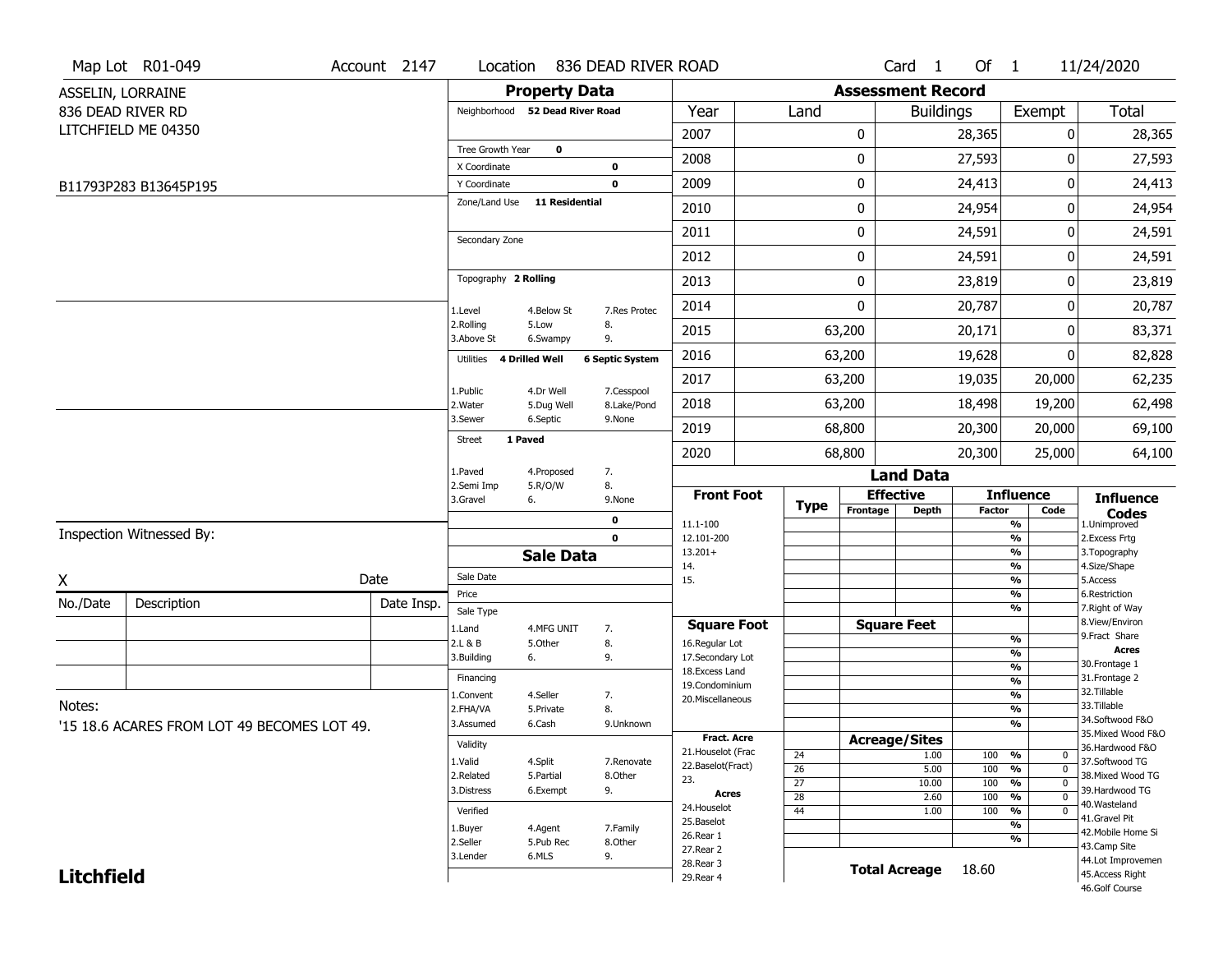Map Lot R01-049 | Account 2147 | Location 836 DEAD RIVER ROAD | Card 1 Of 1 | 11/24/2020

ASSELIN, LORRAINE
836 DEAD RIVER RD
LITCHFIELD ME 04350

B11793P283 B13645P195

## Property Data

Neighborhood **52 Dead River Road**

Tree Growth Year **0**
X Coordinate **0**
Y Coordinate **0**
Zone/Land Use **11 Residential**

Secondary Zone

Topography **2 Rolling**

| | | |
|---|---|---|
| 1.Level | 4.Below St | 7.Res Protec |
| 2.Rolling | 5.Low | 8. |
| 3.Above St | 6.Swampy | 9. |

Utilities **4 Drilled Well** **6 Septic System**

| | | |
|---|---|---|
| 1.Public | 4.Dr Well | 7.Cesspool |
| 2.Water | 5.Dug Well | 8.Lake/Pond |
| 3.Sewer | 6.Septic | 9.None |

Street **1 Paved**

| | | |
|---|---|---|
| 1.Paved | 4.Proposed | 7. |
| 2.Semi Imp | 5.R/O/W | 8. |
| 3.Gravel | 6. | 9.None |

**0**
**0**

## Sale Data

Sale Date
Price
Sale Type

| | | |
|---|---|---|
| 1.Land | 4.MFG UNIT | 7. |
| 2.L & B | 5.Other | 8. |
| 3.Building | 6. | 9. |

Financing

| | | |
|---|---|---|
| 1.Convent | 4.Seller | 7. |
| 2.FHA/VA | 5.Private | 8. |
| 3.Assumed | 6.Cash | 9.Unknown |

Validity

| | | |
|---|---|---|
| 1.Valid | 4.Split | 7.Renovate |
| 2.Related | 5.Partial | 8.Other |
| 3.Distress | 6.Exempt | 9. |

Verified

| | | |
|---|---|---|
| 1.Buyer | 4.Agent | 7.Family |
| 2.Seller | 5.Pub Rec | 8.Other |
| 3.Lender | 6.MLS | 9. |

## Assessment Record

| Year | Land | Buildings | Exempt | Total |
|---|---|---|---|---|
| 2007 | 0 | 28,365 | 0 | 28,365 |
| 2008 | 0 | 27,593 | 0 | 27,593 |
| 2009 | 0 | 24,413 | 0 | 24,413 |
| 2010 | 0 | 24,954 | 0 | 24,954 |
| 2011 | 0 | 24,591 | 0 | 24,591 |
| 2012 | 0 | 24,591 | 0 | 24,591 |
| 2013 | 0 | 23,819 | 0 | 23,819 |
| 2014 | 0 | 20,787 | 0 | 20,787 |
| 2015 | 63,200 | 20,171 | 0 | 83,371 |
| 2016 | 63,200 | 19,628 | 0 | 82,828 |
| 2017 | 63,200 | 19,035 | 20,000 | 62,235 |
| 2018 | 63,200 | 18,498 | 19,200 | 62,498 |
| 2019 | 68,800 | 20,300 | 20,000 | 69,100 |
| 2020 | 68,800 | 20,300 | 25,000 | 64,100 |

## Land Data

| Front Foot | Type | Effective Frontage | Effective Depth | Influence Factor | Influence Code |
|---|---|---|---|---|---|
| 11.1-100 | | | | % | |
| 12.101-200 | | | | % | |
| 13.201+ | | | | % | |
| 14. | | | | % | |
| 15. | | | | % | |
| | | | | % | |
| | | | | % | |

| Square Foot | Square Feet | | |
|---|---|---|---|
| 16.Regular Lot | | % | |
| 17.Secondary Lot | | % | |
| 18.Excess Land | | % | |
| 19.Condominium | | % | |
| 20.Miscellaneous | | % | |
| | | % | |
| | | % | |

| Fract. Acre / Acres | Type | Acreage/Sites | Factor | Code |
|---|---|---|---|---|
| 21.Houselot (Frac | 24 | 1.00 | 100 % | 0 |
| 22.Baselot(Fract) | 26 | 5.00 | 100 % | 0 |
| 23. | 27 | 10.00 | 100 % | 0 |
| 24.Houselot | 28 | 2.60 | 100 % | 0 |
| 25.Baselot | 44 | 1.00 | 100 % | 0 |
| 26.Rear 1 | | | % | |
| 27.Rear 2 | | | % | |
| 28.Rear 3 | | | | |
| 29.Rear 4 | | | | |

**Total Acreage** 18.60

**Influence Codes**
1.Unimproved
2.Excess Frtg
3.Topography
4.Size/Shape
5.Access
6.Restriction
7.Right of Way
8.View/Environ
9.Fract Share

**Acres**
30.Frontage 1
31.Frontage 2
32.Tillable
33.Tillable
34.Softwood F&O
35.Mixed Wood F&O
36.Hardwood F&O
37.Softwood TG
38.Mixed Wood TG
39.Hardwood TG
40.Wasteland
41.Gravel Pit
42.Mobile Home Si
43.Camp Site
44.Lot Improvemen
45.Access Right
46.Golf Course

Inspection Witnessed By:

X ____________________ Date

| No./Date | Description | Date Insp. |
|---|---|---|
| | | |
| | | |
| | | |

Notes:
'15 18.6 ACARES FROM LOT 49 BECOMES LOT 49.

**Litchfield**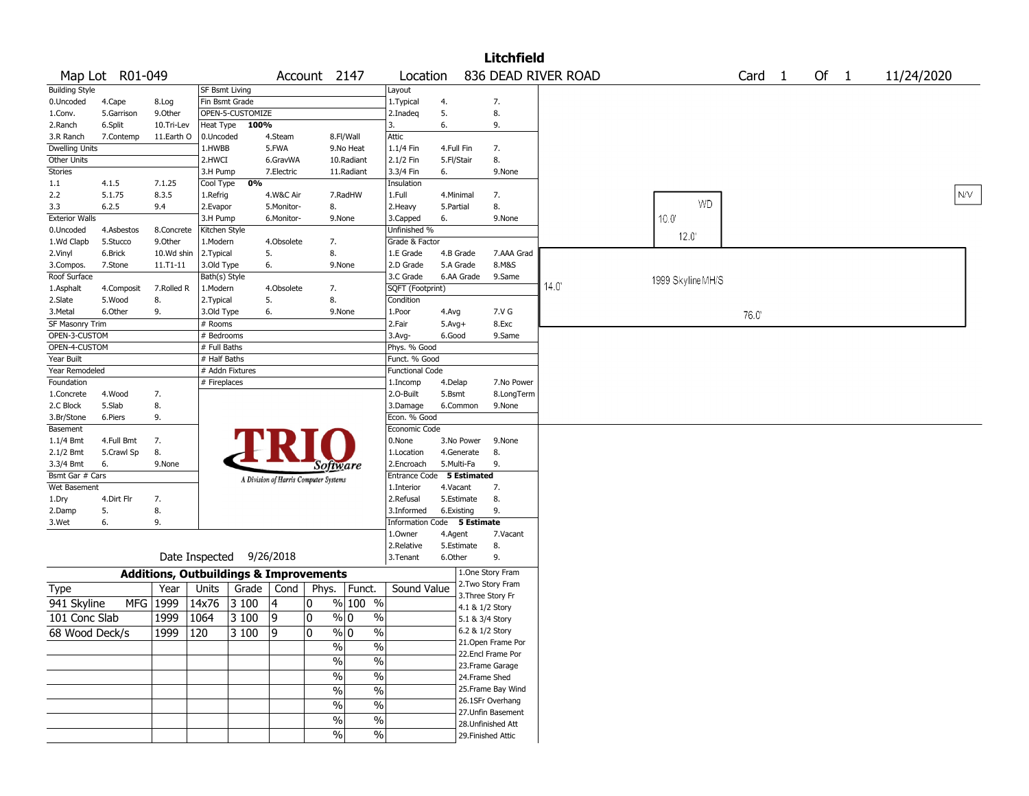# Litchfield

Map Lot R01-049 | Account 2147 | Location 836 DEAD RIVER ROAD | Card 1 Of 1 | 11/24/2020

| Building Style | | | SF Bsmt Living | | | Layout | | |
|---|---|---|---|---|---|---|---|---|
| 0.Uncoded | 4.Cape | 8.Log | Fin Bsmt Grade | | | 1.Typical | 4. | 7. |
| 1.Conv. | 5.Garrison | 9.Other | OPEN-5-CUSTOMIZE | | | 2.Inadeq | 5. | 8. |
| 2.Ranch | 6.Split | 10.Tri-Lev | Heat Type 100% | | | 3. | 6. | 9. |
| 3.R Ranch | 7.Contemp | 11.Earth O | 0.Uncoded | 4.Steam | 8.Fl/Wall | Attic | | |
| Dwelling Units | | | 1.HWBB | 5.FWA | 9.No Heat | 1.1/4 Fin | 4.Full Fin | 7. |
| Other Units | | | 2.HWCI | 6.GravWA | 10.Radiant | 2.1/2 Fin | 5.Fl/Stair | 8. |
| Stories | | | 3.H Pump | 7.Electric | 11.Radiant | 3.3/4 Fin | 6. | 9.None |
| 1.1 | 4.1.5 | 7.1.25 | Cool Type 0% | | | Insulation | | |
| 2.2 | 5.1.75 | 8.3.5 | 1.Refrig | 4.W&C Air | 7.RadHW | 1.Full | 4.Minimal | 7. |
| 3.3 | 6.2.5 | 9.4 | 2.Evapor | 5.Monitor- | 8. | 2.Heavy | 5.Partial | 8. |
| Exterior Walls | | | 3.H Pump | 6.Monitor- | 9.None | 3.Capped | 6. | 9.None |
| 0.Uncoded | 4.Asbestos | 8.Concrete | Kitchen Style | | | Unfinished % | | |
| 1.Wd Clapb | 5.Stucco | 9.Other | 1.Modern | 4.Obsolete | 7. | Grade & Factor | | |
| 2.Vinyl | 6.Brick | 10.Wd shin | 2.Typical | 5. | 8. | 1.E Grade | 4.B Grade | 7.AAA Grad |
| 3.Compos. | 7.Stone | 11.T1-11 | 3.Old Type | 6. | 9.None | 2.D Grade | 5.A Grade | 8.M&S |
| Roof Surface | | | Bath(s) Style | | | 3.C Grade | 6.AA Grade | 9.Same |
| 1.Asphalt | 4.Composit | 7.Rolled R | 1.Modern | 4.Obsolete | 7. | SQFT (Footprint) | | |
| 2.Slate | 5.Wood | 8. | 2.Typical | 5. | 8. | Condition | | |
| 3.Metal | 6.Other | 9. | 3.Old Type | 6. | 9.None | 1.Poor | 4.Avg | 7.V G |
| SF Masonry Trim | | | # Rooms | | | 2.Fair | 5.Avg+ | 8.Exc |
| OPEN-3-CUSTOM | | | # Bedrooms | | | 3.Avg- | 6.Good | 9.Same |
| OPEN-4-CUSTOM | | | # Full Baths | | | Phys. % Good | | |
| Year Built | | | # Half Baths | | | Funct. % Good | | |
| Year Remodeled | | | # Addn Fixtures | | | Functional Code | | |
| Foundation | | | # Fireplaces | | | 1.Incomp | 4.Delap | 7.No Power |
| 1.Concrete | 4.Wood | 7. | | | | 2.O-Built | 5.Bsmt | 8.LongTerm |
| 2.C Block | 5.Slab | 8. | | | | 3.Damage | 6.Common | 9.None |
| 3.Br/Stone | 6.Piers | 9. | | | | Econ. % Good | | |
| Basement | | | | | | Economic Code | | |
| 1.1/4 Bmt | 4.Full Bmt | 7. | | | | 0.None | 3.No Power | 9.None |
| 2.1/2 Bmt | 5.Crawl Sp | 8. | | | | 1.Location | 4.Generate | 8. |
| 3.3/4 Bmt | 6. | 9.None | | | | 2.Encroach | 5.Multi-Fa | 9. |
| Bsmt Gar # Cars | | | | | | Entrance Code 5 Estimated | | |
| Wet Basement | | | | | | 1.Interior | 4.Vacant | 7. |
| 1.Dry | 4.Dirt Flr | 7. | | | | 2.Refusal | 5.Estimate | 8. |
| 2.Damp | 5. | 8. | | | | 3.Informed | 6.Existing | 9. |
| 3.Wet | 6. | 9. | | | | Information Code 5 Estimate | | |
| | | | | | | 1.Owner | 4.Agent | 7.Vacant |
| | | | | | | 2.Relative | 5.Estimate | 8. |
| | | | Date Inspected 9/26/2018 | | | 3.Tenant | 6.Other | 9. |

TRIO Software — A Division of Harris Computer Systems

## Additions, Outbuildings & Improvements

| Type | Year | Units | Grade | Cond | Phys. | Funct. | Sound Value |
|---|---|---|---|---|---|---|---|
| 941 Skyline MFG | 1999 | 14x76 | 3 100 | 4 | 0 % | 100 % | |
| 101 Conc Slab | 1999 | 1064 | 3 100 | 9 | 0 % | 0 % | |
| 68 Wood Deck/s | 1999 | 120 | 3 100 | 9 | 0 % | 0 % | |
| | | | | | % | % | |
| | | | | | % | % | |
| | | | | | % | % | |
| | | | | | % | % | |
| | | | | | % | % | |
| | | | | | % | % | |
| | | | | | % | % | |

1.One Story Fram
2.Two Story Fram
3.Three Story Fr
4.1 & 1/2 Story
5.1 & 3/4 Story
6.2 & 1/2 Story
21.Open Frame Por
22.Encl Frame Por
23.Frame Garage
24.Frame Shed
25.Frame Bay Wind
26.1SFr Overhang
27.Unfin Basement
28.Unfinished Att
29.Finished Attic

Sketch: WD 10.0' x 12.0'; 1999 Skyline MH/S 14.0' x 76.0'; N/V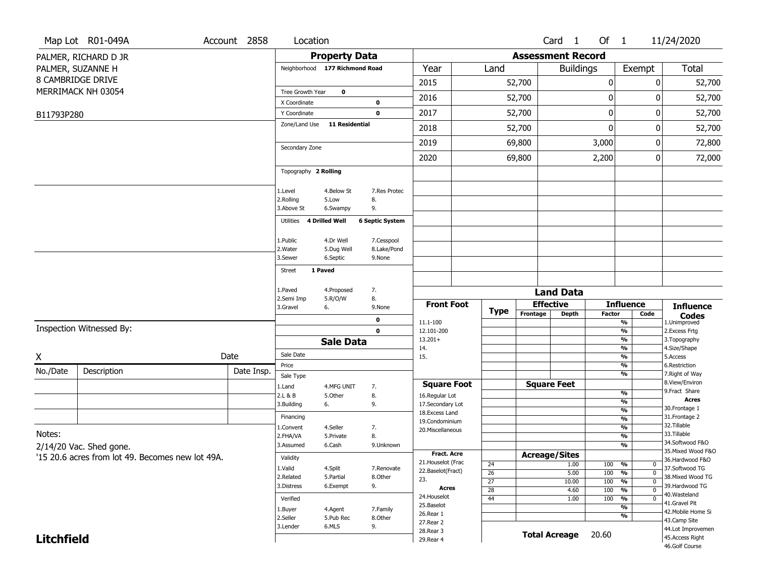Map Lot R01-049A | Account 2858 | Location | Card 1 Of 1 | 11/24/2020

PALMER, RICHARD D JR
PALMER, SUZANNE H
8 CAMBRIDGE DRIVE
MERRIMACK NH 03054

B11793P280

## Property Data

Neighborhood **177 Richmond Road**

Tree Growth Year **0**
X Coordinate **0**
Y Coordinate **0**
Zone/Land Use **11 Residential**

Secondary Zone

Topography **2 Rolling**

1.Level 4.Below St 7.Res Protec
2.Rolling 5.Low 8.
3.Above St 6.Swampy 9.

Utilities **4 Drilled Well** **6 Septic System**

1.Public 4.Dr Well 7.Cesspool
2.Water 5.Dug Well 8.Lake/Pond
3.Sewer 6.Septic 9.None

Street **1 Paved**

1.Paved 4.Proposed 7.
2.Semi Imp 5.R/O/W 8.
3.Gravel 6. 9.None

0
0

## Sale Data

Sale Date
Price
Sale Type
1.Land 4.MFG UNIT 7.
2.L & B 5.Other 8.
3.Building 6. 9.

Financing
1.Convent 4.Seller 7.
2.FHA/VA 5.Private 8.
3.Assumed 6.Cash 9.Unknown

Validity
1.Valid 4.Split 7.Renovate
2.Related 5.Partial 8.Other
3.Distress 6.Exempt 9.

Verified
1.Buyer 4.Agent 7.Family
2.Seller 5.Pub Rec 8.Other
3.Lender 6.MLS 9.

## Assessment Record

| Year | Land | Buildings | Exempt | Total |
|---|---|---|---|---|
| 2015 | 52,700 | 0 | 0 | 52,700 |
| 2016 | 52,700 | 0 | 0 | 52,700 |
| 2017 | 52,700 | 0 | 0 | 52,700 |
| 2018 | 52,700 | 0 | 0 | 52,700 |
| 2019 | 69,800 | 3,000 | 0 | 72,800 |
| 2020 | 69,800 | 2,200 | 0 | 72,000 |

## Land Data

| Front Foot | Type | Effective Frontage | Effective Depth | Influence Factor | Influence Code |
|---|---|---|---|---|---|
| 11.1-100 | | | | % | |
| 12.101-200 | | | | % | |
| 13.201+ | | | | % | |
| 14. | | | | % | |
| 15. | | | | % | |

| Square Foot | Square Feet | Influence Factor | Code |
|---|---|---|---|
| 16.Regular Lot | | % | |
| 17.Secondary Lot | | % | |
| 18.Excess Land | | % | |
| 19.Condominium | | % | |
| 20.Miscellaneous | | % | |

Fract. Acre: 21.Houselot (Frac, 22.Baselot(Fract), 23.
Acres: 24.Houselot, 25.Baselot, 26.Rear 1, 27.Rear 2, 28.Rear 3, 29.Rear 4

| Type | Acreage/Sites | Factor | Code |
|---|---|---|---|
| 24 | 1.00 | 100 % | 0 |
| 26 | 5.00 | 100 % | 0 |
| 27 | 10.00 | 100 % | 0 |
| 28 | 4.60 | 100 % | 0 |
| 44 | 1.00 | 100 % | 0 |

**Total Acreage** 20.60

**Influence Codes**
1.Unimproved
2.Excess Frtg
3.Topography
4.Size/Shape
5.Access
6.Restriction
7.Right of Way
8.View/Environ
9.Fract Share

**Acres**
30.Frontage 1
31.Frontage 2
32.Tillable
33.Tillable
34.Softwood F&O
35.Mixed Wood F&O
36.Hardwood F&O
37.Softwood TG
38.Mixed Wood TG
39.Hardwood TG
40.Wasteland
41.Gravel Pit
42.Mobile Home Si
43.Camp Site
44.Lot Improvemen
45.Access Right
46.Golf Course

Inspection Witnessed By:

X Date

| No./Date | Description | Date Insp. |
|---|---|---|
| | | |
| | | |
| | | |

Notes:
2/14/20 Vac. Shed gone.
'15 20.6 acres from lot 49. Becomes new lot 49A.

**Litchfield**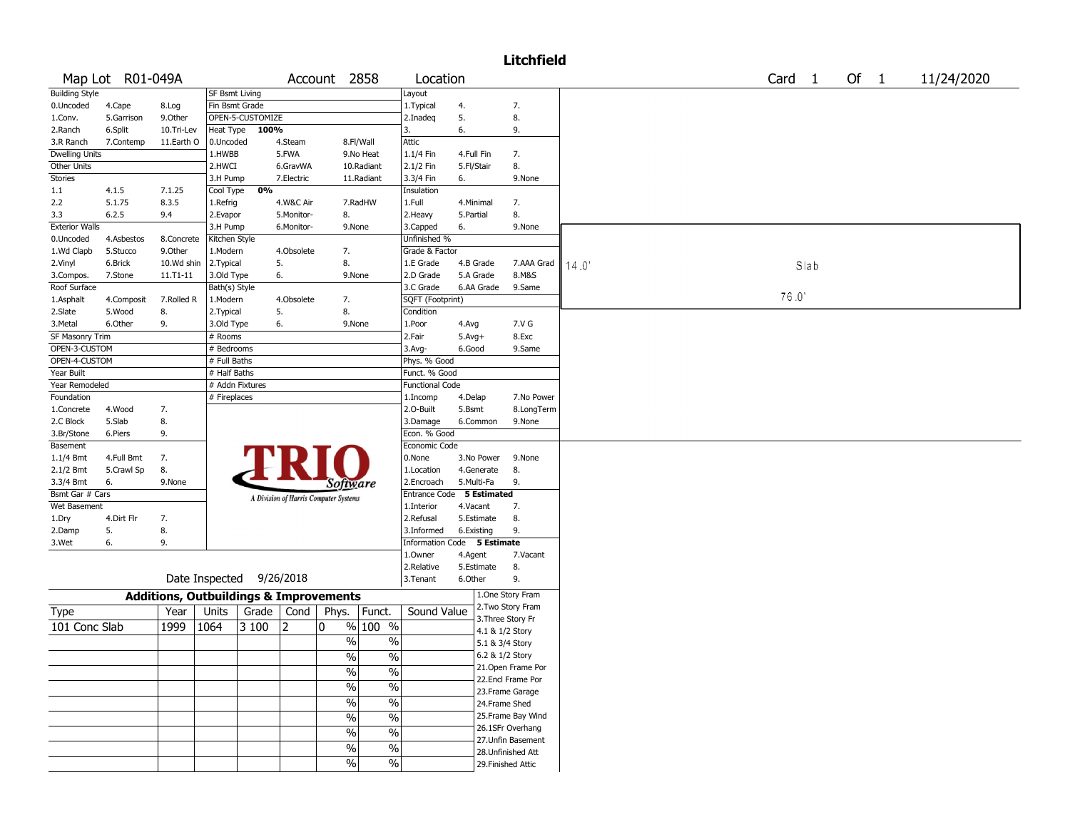# Litchfield

| Map Lot | R01-049A | Account | 2858 | Location | Card 1 Of 1 | 11/24/2020 |
|---|---|---|---|---|---|---|

**Building Style**
0.Uncoded 4.Cape 8.Log
1.Conv. 5.Garrison 9.Other
2.Ranch 6.Split 10.Tri-Lev
3.R Ranch 7.Contemp 11.Earth O

**Dwelling Units**

**Other Units**

**Stories**
1.1 4.1.5 7.1.25
2.2 5.1.75 8.3.5
3.3 6.2.5 9.4

**Exterior Walls**
0.Uncoded 4.Asbestos 8.Concrete
1.Wd Clapb 5.Stucco 9.Other
2.Vinyl 6.Brick 10.Wd shin
3.Compos. 7.Stone 11.T1-11

**Roof Surface**
1.Asphalt 4.Composit 7.Rolled R
2.Slate 5.Wood 8.
3.Metal 6.Other 9.

**SF Masonry Trim**

OPEN-3-CUSTOM

OPEN-4-CUSTOM

**Year Built**

**Year Remodeled**

**Foundation**
1.Concrete 4.Wood 7.
2.C Block 5.Slab 8.
3.Br/Stone 6.Piers 9.

**Basement**
1.1/4 Bmt 4.Full Bmt 7.
2.1/2 Bmt 5.Crawl Sp 8.
3.3/4 Bmt 6. 9.None

**Bsmt Gar # Cars**

**Wet Basement**
1.Dry 4.Dirt Flr 7.
2.Damp 5. 8.
3.Wet 6. 9.

**SF Bsmt Living**

**Fin Bsmt Grade**

OPEN-5-CUSTOMIZE

**Heat Type** 100%
0.Uncoded 4.Steam 8.Fl/Wall
1.HWBB 5.FWA 9.No Heat
2.HWCI 6.GravWA 10.Radiant
3.H Pump 7.Electric 11.Radiant

**Cool Type** 0%
1.Refrig 4.W&C Air 7.RadHW
2.Evapor 5.Monitor- 8.
3.H Pump 6.Monitor- 9.None

**Kitchen Style**
1.Modern 4.Obsolete 7.
2.Typical 5. 8.
3.Old Type 6. 9.None

**Bath(s) Style**
1.Modern 4.Obsolete 7.
2.Typical 5. 8.
3.Old Type 6. 9.None

\# Rooms

\# Bedrooms

\# Full Baths

\# Half Baths

\# Addn Fixtures

\# Fireplaces

**Layout**
1.Typical 4. 7.
2.Inadeq 5. 8.
3. 6. 9.

**Attic**
1.1/4 Fin 4.Full Fin 7.
2.1/2 Fin 5.Fl/Stair 8.
3.3/4 Fin 6. 9.None

**Insulation**
1.Full 4.Minimal 7.
2.Heavy 5.Partial 8.
3.Capped 6. 9.None

**Unfinished %**

**Grade & Factor**
1.E Grade 4.B Grade 7.AAA Grad
2.D Grade 5.A Grade 8.M&S
3.C Grade 6.AA Grade 9.Same

**SQFT (Footprint)**

**Condition**
1.Poor 4.Avg 7.V G
2.Fair 5.Avg+ 8.Exc
3.Avg- 6.Good 9.Same

**Phys. % Good**

**Funct. % Good**

**Functional Code**
1.Incomp 4.Delap 7.No Power
2.O-Built 5.Bsmt 8.LongTerm
3.Damage 6.Common 9.None

**Econ. % Good**

**Economic Code**
0.None 3.No Power 9.None
1.Location 4.Generate 8.
2.Encroach 5.Multi-Fa 9.

**Entrance Code** 5 Estimated
1.Interior 4.Vacant 7.
2.Refusal 5.Estimate 8.
3.Informed 6.Existing 9.

**Information Code** 5 Estimate
1.Owner 4.Agent 7.Vacant
2.Relative 5.Estimate 8.
3.Tenant 6.Other 9.

Date Inspected 9/26/2018

14.0' Slab 76.0'

## Additions, Outbuildings & Improvements

| Type | Year | Units | Grade | Cond | Phys. | Funct. | Sound Value |
|---|---|---|---|---|---|---|---|
| 101 Conc Slab | 1999 | 1064 | 3 100 | 2 | 0 % | 100 % | |
| | | | | | % | % | |
| | | | | | % | % | |
| | | | | | % | % | |
| | | | | | % | % | |
| | | | | | % | % | |
| | | | | | % | % | |
| | | | | | % | % | |
| | | | | | % | % | |
| | | | | | % | % | |

1.One Story Fram
2.Two Story Fram
3.Three Story Fr
4.1 & 1/2 Story
5.1 & 3/4 Story
6.2 & 1/2 Story
21.Open Frame Por
22.Encl Frame Por
23.Frame Garage
24.Frame Shed
25.Frame Bay Wind
26.1SFr Overhang
27.Unfin Basement
28.Unfinished Att
29.Finished Attic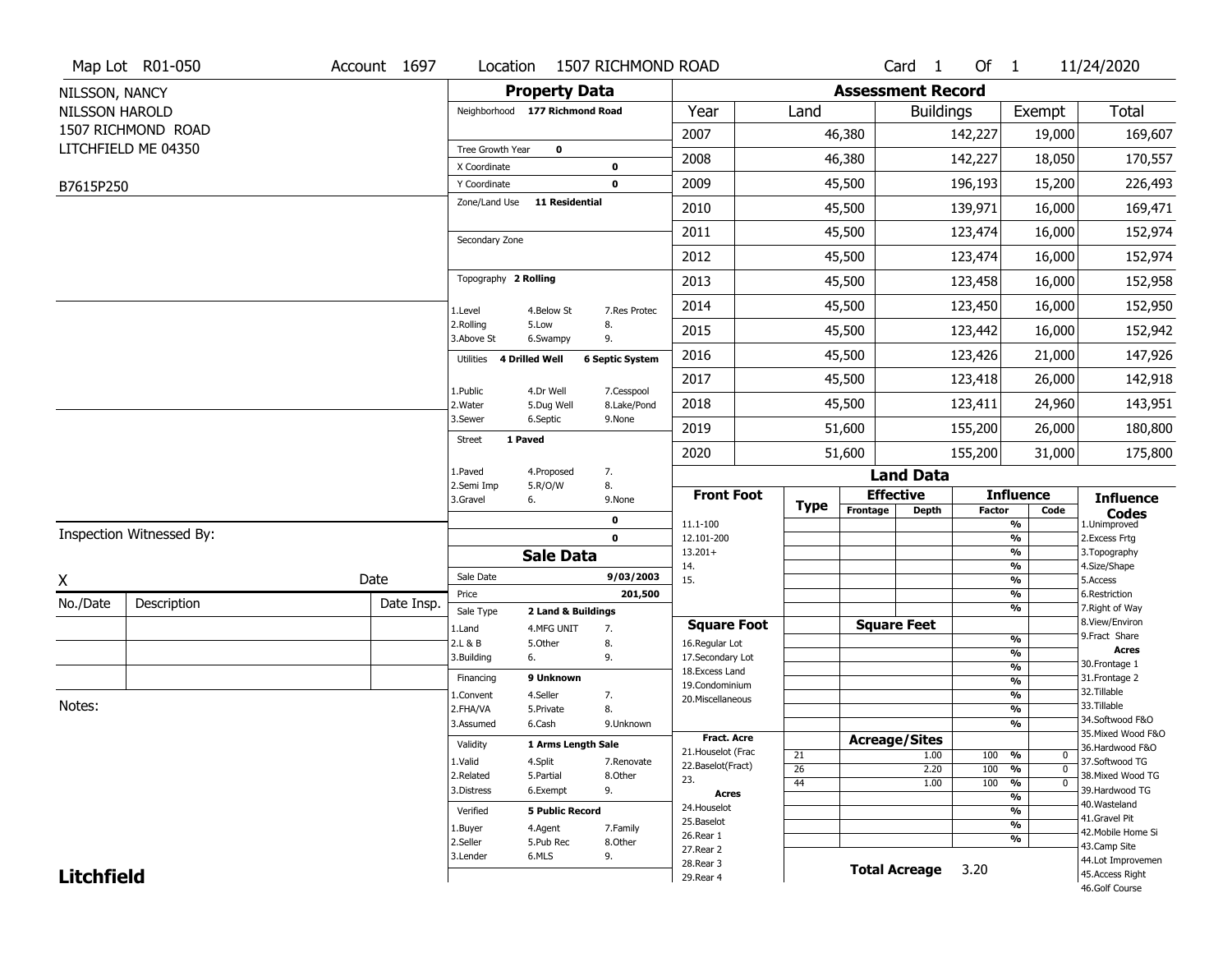Map Lot R01-050 | Account 1697 | Location 1507 RICHMOND ROAD | Card 1 Of 1 | 11/24/2020

NILSSON, NANCY
NILSSON HAROLD
1507 RICHMOND ROAD
LITCHFIELD ME 04350

B7615P250

## Property Data

Neighborhood **177 Richmond Road**

Tree Growth Year **0**
X Coordinate **0**
Y Coordinate **0**
Zone/Land Use **11 Residential**

Secondary Zone

Topography **2 Rolling**

1.Level 4.Below St 7.Res Protec
2.Rolling 5.Low 8.
3.Above St 6.Swampy 9.

Utilities **4 Drilled Well** **6 Septic System**

1.Public 4.Dr Well 7.Cesspool
2.Water 5.Dug Well 8.Lake/Pond
3.Sewer 6.Septic 9.None

Street **1 Paved**

1.Paved 4.Proposed 7.
2.Semi Imp 5.R/O/W 8.
3.Gravel 6. 9.None

**0**
**0**

## Assessment Record

| Year | Land | Buildings | Exempt | Total |
|---|---|---|---|---|
| 2007 | 46,380 | 142,227 | 19,000 | 169,607 |
| 2008 | 46,380 | 142,227 | 18,050 | 170,557 |
| 2009 | 45,500 | 196,193 | 15,200 | 226,493 |
| 2010 | 45,500 | 139,971 | 16,000 | 169,471 |
| 2011 | 45,500 | 123,474 | 16,000 | 152,974 |
| 2012 | 45,500 | 123,474 | 16,000 | 152,974 |
| 2013 | 45,500 | 123,458 | 16,000 | 152,958 |
| 2014 | 45,500 | 123,450 | 16,000 | 152,950 |
| 2015 | 45,500 | 123,442 | 16,000 | 152,942 |
| 2016 | 45,500 | 123,426 | 21,000 | 147,926 |
| 2017 | 45,500 | 123,418 | 26,000 | 142,918 |
| 2018 | 45,500 | 123,411 | 24,960 | 143,951 |
| 2019 | 51,600 | 155,200 | 26,000 | 180,800 |
| 2020 | 51,600 | 155,200 | 31,000 | 175,800 |

Inspection Witnessed By:

X _______________ Date

| No./Date | Description | Date Insp. |
|---|---|---|
| | | |
| | | |
| | | |

Notes:

## Sale Data

Sale Date **9/03/2003**
Price **201,500**
Sale Type **2 Land & Buildings**

1.Land 4.MFG UNIT 7.
2.L & B 5.Other 8.
3.Building 6. 9.

Financing **9 Unknown**

1.Convent 4.Seller 7.
2.FHA/VA 5.Private 8.
3.Assumed 6.Cash 9.Unknown

Validity **1 Arms Length Sale**

1.Valid 4.Split 7.Renovate
2.Related 5.Partial 8.Other
3.Distress 6.Exempt 9.

Verified **5 Public Record**

1.Buyer 4.Agent 7.Family
2.Seller 5.Pub Rec 8.Other
3.Lender 6.MLS 9.

## Land Data

| Front Foot | Type | Effective Frontage | Effective Depth | Influence Factor | Influence Code |
|---|---|---|---|---|---|
| 11.1-100 | | | | % | |
| 12.101-200 | | | | % | |
| 13.201+ | | | | % | |
| 14. | | | | % | |
| 15. | | | | % | |
| | | | | % | |
| | | | | % | |
| **Square Foot** | | **Square Feet** | | | |
| 16.Regular Lot | | | | % | |
| 17.Secondary Lot | | | | % | |
| 18.Excess Land | | | | % | |
| 19.Condominium | | | | % | |
| 20.Miscellaneous | | | | % | |
| | | | | % | |
| | | | | % | |
| **Fract. Acre** | | **Acreage/Sites** | | | |
| 21.Houselot (Frac | 21 | | 1.00 | 100 % | 0 |
| 22.Baselot(Fract) | 26 | | 2.20 | 100 % | 0 |
| 23. | 44 | | 1.00 | 100 % | 0 |
| **Acres** | | | | % | |
| 24.Houselot | | | | % | |
| 25.Baselot | | | | % | |
| 26.Rear 1 | | | | % | |
| 27.Rear 2 | | | | | |
| 28.Rear 3 | | | | | |
| 29.Rear 4 | | | | | |

**Total Acreage** 3.20

**Influence Codes**
1.Unimproved
2.Excess Frtg
3.Topography
4.Size/Shape
5.Access
6.Restriction
7.Right of Way
8.View/Environ
9.Fract Share
**Acres**
30.Frontage 1
31.Frontage 2
32.Tillable
33.Tillable
34.Softwood F&O
35.Mixed Wood F&O
36.Hardwood F&O
37.Softwood TG
38.Mixed Wood TG
39.Hardwood TG
40.Wasteland
41.Gravel Pit
42.Mobile Home Si
43.Camp Site
44.Lot Improvemen
45.Access Right
46.Golf Course

**Litchfield**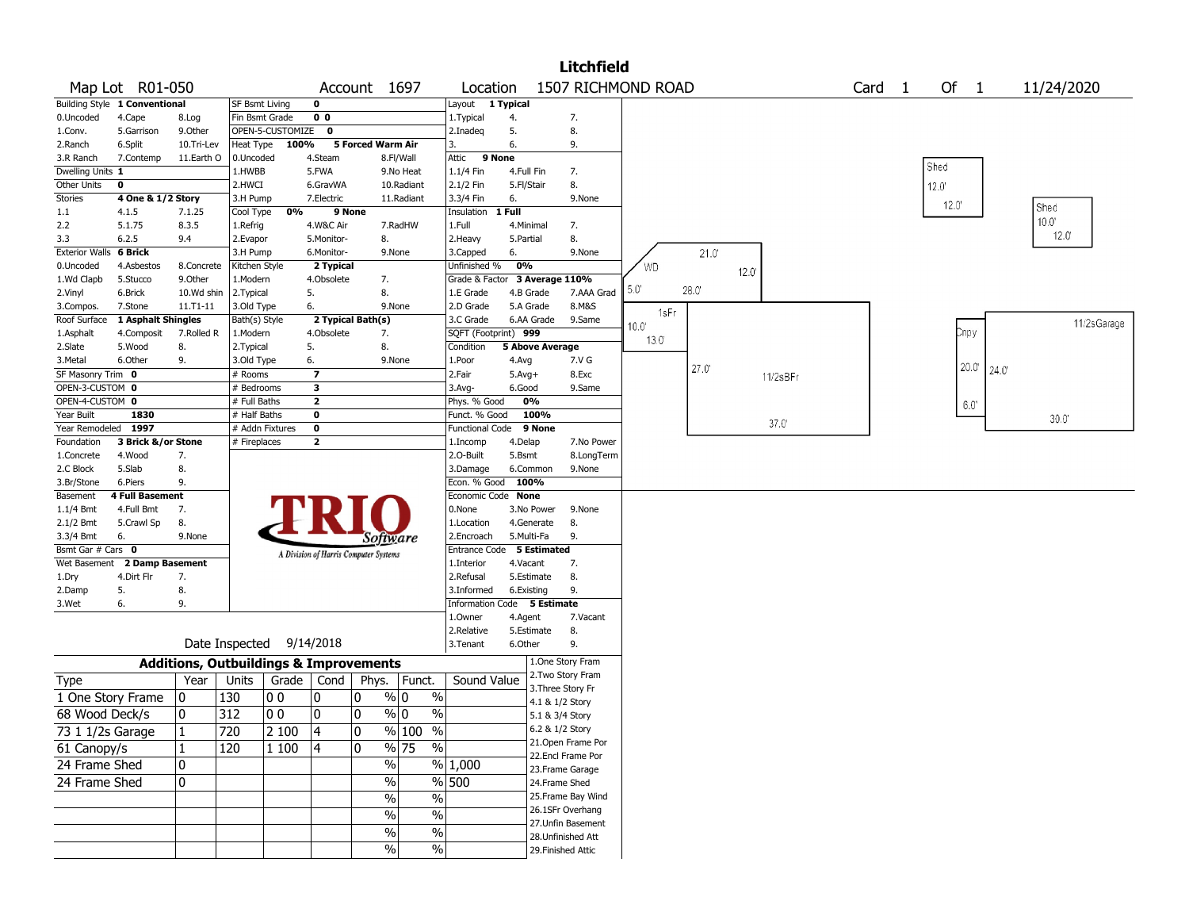# Litchfield

Map Lot R01-050 | Account 1697 | Location 1507 RICHMOND ROAD | Card 1 Of 1 | 11/24/2020

| | | |
|---|---|---|
| Building Style **1 Conventional** | | |
| 0.Uncoded | 4.Cape | 8.Log |
| 1.Conv. | 5.Garrison | 9.Other |
| 2.Ranch | 6.Split | 10.Tri-Lev |
| 3.R Ranch | 7.Contemp | 11.Earth O |
| Dwelling Units **1** | | |
| Other Units **0** | | |
| Stories **4 One & 1/2 Story** | | |
| 1.1 | 4.1.5 | 7.1.25 |
| 2.2 | 5.1.75 | 8.3.5 |
| 3.3 | 6.2.5 | 9.4 |
| Exterior Walls **6 Brick** | | |
| 0.Uncoded | 4.Asbestos | 8.Concrete |
| 1.Wd Clapb | 5.Stucco | 9.Other |
| 2.Vinyl | 6.Brick | 10.Wd shin |
| 3.Compos. | 7.Stone | 11.T1-11 |
| Roof Surface **1 Asphalt Shingles** | | |
| 1.Asphalt | 4.Composit | 7.Rolled R |
| 2.Slate | 5.Wood | 8. |
| 3.Metal | 6.Other | 9. |
| SF Masonry Trim **0** | | |
| OPEN-3-CUSTOM **0** | | |
| OPEN-4-CUSTOM **0** | | |
| Year Built **1830** | | |
| Year Remodeled **1997** | | |
| Foundation **3 Brick &/or Stone** | | |
| 1.Concrete | 4.Wood | 7. |
| 2.C Block | 5.Slab | 8. |
| 3.Br/Stone | 6.Piers | 9. |
| Basement **4 Full Basement** | | |
| 1.1/4 Bmt | 4.Full Bmt | 7. |
| 2.1/2 Bmt | 5.Crawl Sp | 8. |
| 3.3/4 Bmt | 6. | 9.None |
| Bsmt Gar # Cars **0** | | |
| Wet Basement **2 Damp Basement** | | |
| 1.Dry | 4.Dirt Flr | 7. |
| 2.Damp | 5. | 8. |
| 3.Wet | 6. | 9. |

| | | | |
|---|---|---|---|
| SF Bsmt Living **0** | | | |
| Fin Bsmt Grade **0 0** | | | |
| OPEN-5-CUSTOMIZE **0** | | | |
| Heat Type **100%** | **5 Forced Warm Air** | | |
| 0.Uncoded | 4.Steam | 8.Fl/Wall | |
| 1.HWBB | 5.FWA | 9.No Heat | |
| 2.HWCI | 6.GravWA | 10.Radiant | |
| 3.H Pump | 7.Electric | 11.Radiant | |
| Cool Type **0%** | **9 None** | | |
| 1.Refrig | 4.W&C Air | 7.RadHW | |
| 2.Evapor | 5.Monitor- | 8. | |
| 3.H Pump | 6.Monitor- | 9.None | |
| Kitchen Style **2 Typical** | | | |
| 1.Modern | 4.Obsolete | 7. | |
| 2.Typical | 5. | 8. | |
| 3.Old Type | 6. | 9.None | |
| Bath(s) Style **2 Typical Bath(s)** | | | |
| 1.Modern | 4.Obsolete | 7. | |
| 2.Typical | 5. | 8. | |
| 3.Old Type | 6. | 9.None | |
| # Rooms **7** | | | |
| # Bedrooms **3** | | | |
| # Full Baths **2** | | | |
| # Half Baths **0** | | | |
| # Addn Fixtures **0** | | | |
| # Fireplaces **2** | | | |

| | | |
|---|---|---|
| Layout **1 Typical** | | |
| 1.Typical | 4. | 7. |
| 2.Inadeq | 5. | 8. |
| 3. | 6. | 9. |
| Attic **9 None** | | |
| 1.1/4 Fin | 4.Full Fin | 7. |
| 2.1/2 Fin | 5.Fl/Stair | 8. |
| 3.3/4 Fin | 6. | 9.None |
| Insulation **1 Full** | | |
| 1.Full | 4.Minimal | 7. |
| 2.Heavy | 5.Partial | 8. |
| 3.Capped | 6. | 9.None |
| Unfinished % **0%** | | |
| Grade & Factor **3 Average 110%** | | |
| 1.E Grade | 4.B Grade | 7.AAA Grad |
| 2.D Grade | 5.A Grade | 8.M&S |
| 3.C Grade | 6.AA Grade | 9.Same |
| SQFT (Footprint) **999** | | |
| Condition **5 Above Average** | | |
| 1.Poor | 4.Avg | 7.V G |
| 2.Fair | 5.Avg+ | 8.Exc |
| 3.Avg- | 6.Good | 9.Same |
| Phys. % Good **0%** | | |
| Funct. % Good **100%** | | |
| Functional Code **9 None** | | |
| 1.Incomp | 4.Delap | 7.No Power |
| 2.O-Built | 5.Bsmt | 8.LongTerm |
| 3.Damage | 6.Common | 9.None |
| Econ. % Good **100%** | | |
| Economic Code **None** | | |
| 0.None | 3.No Power | 9.None |
| 1.Location | 4.Generate | 8. |
| 2.Encroach | 5.Multi-Fa | 9. |
| Entrance Code **5 Estimated** | | |
| 1.Interior | 4.Vacant | 7. |
| 2.Refusal | 5.Estimate | 8. |
| 3.Informed | 6.Existing | 9. |
| Information Code **5 Estimate** | | |
| 1.Owner | 4.Agent | 7.Vacant |
| 2.Relative | 5.Estimate | 8. |
| 3.Tenant | 6.Other | 9. |

TRIO Software — A Division of Harris Computer Systems

Date Inspected 9/14/2018

## Additions, Outbuildings & Improvements

| Type | Year | Units | Grade | Cond | Phys. | Funct. | Sound Value |
|---|---|---|---|---|---|---|---|
| 1 One Story Frame | 0 | 130 | 0 0 | 0 | 0 % | 0 % | |
| 68 Wood Deck/s | 0 | 312 | 0 0 | 0 | 0 % | 0 % | |
| 73 1 1/2s Garage | 1 | 720 | 2 100 | 4 | 0 % | 100 % | |
| 61 Canopy/s | 1 | 120 | 1 100 | 4 | 0 % | 75 % | |
| 24 Frame Shed | 0 | | | | % | % | 1,000 |
| 24 Frame Shed | 0 | | | | % | % | 500 |
| | | | | | % | % | |
| | | | | | % | % | |
| | | | | | % | % | |
| | | | | | % | % | |

1.One Story Fram
2.Two Story Fram
3.Three Story Fr
4.1 & 1/2 Story
5.1 & 3/4 Story
6.2 & 1/2 Story
21.Open Frame Por
22.Encl Frame Por
23.Frame Garage
24.Frame Shed
25.Frame Bay Wind
26.1SFr Overhang
27.Unfin Basement
28.Unfinished Att
29.Finished Attic

Sketch labels:
Shed 12.0' 12.0'
Shed 10.0' 12.0'
WD 21.0' 12.0' 5.0' 28.0'
1sFr 10.0' 13.0'
27.0' 11/2sBFr 37.0'
Cnpy 20.0' 6.0'
11/2sGarage 24.0' 30.0'